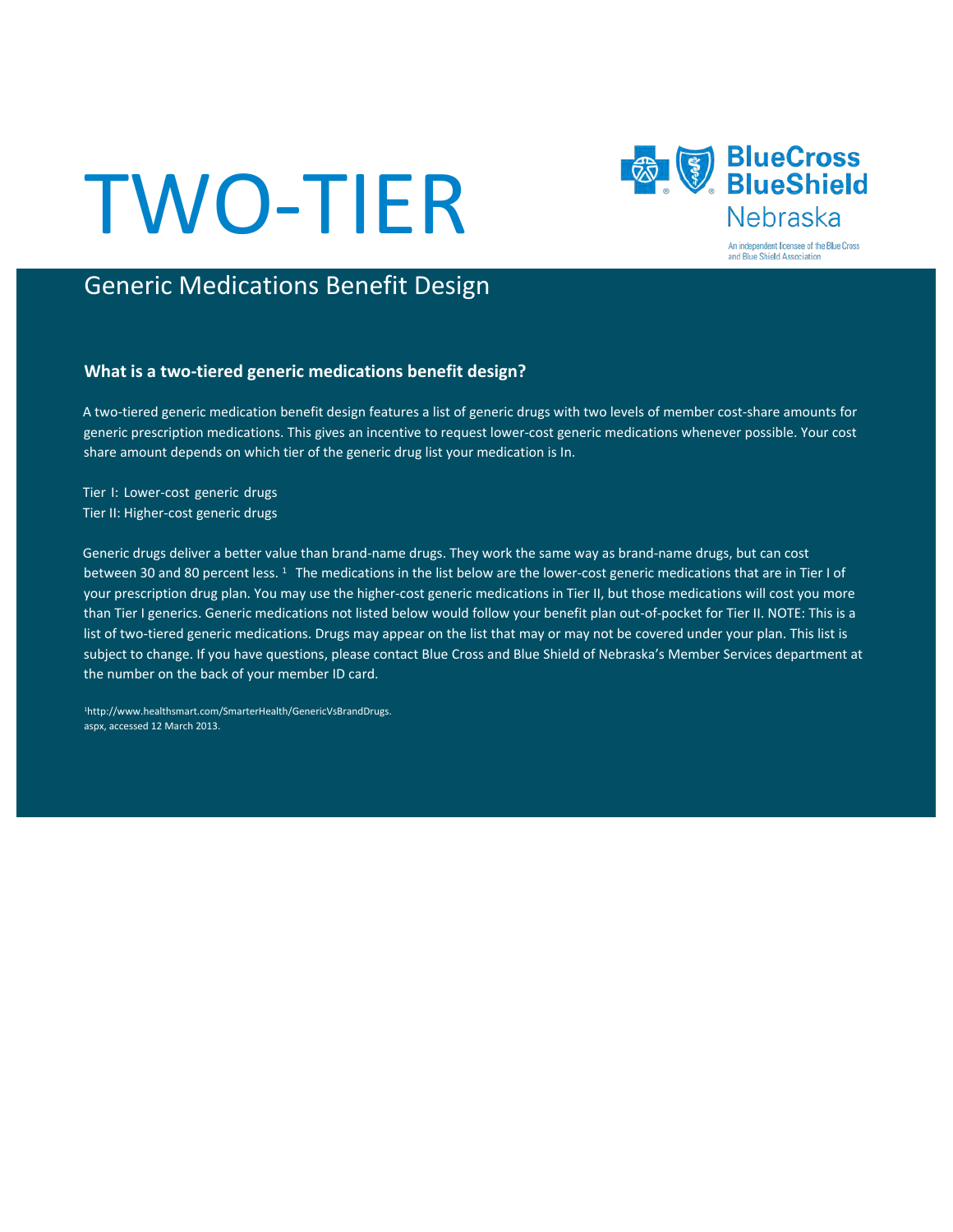# TWO-TIER

Blue Cross Blue Shield Nebraska

An independent licensee of the Blue Cross and Blue Shield Association

## Generic Medications Benefit Design

### What is a two-tiered generic medications benefit design?

A two-tiered generic medication benefit design features a list of generic drugs with two levels of member cost-share amounts for generic prescription medications. This gives an incentive to request lower-cost generic medications whenever possible. Your cost share amount depends on which tier of the generic drug list your medication is In.

Tier I: Lower-cost generic drugs
Tier II: Higher-cost generic drugs

Generic drugs deliver a better value than brand-name drugs. They work the same way as brand-name drugs, but can cost between 30 and 80 percent less. [1] The medications in the list below are the lower-cost generic medications that are in Tier I of your prescription drug plan. You may use the higher-cost generic medications in Tier II, but those medications will cost you more than Tier I generics. Generic medications not listed below would follow your benefit plan out-of-pocket for Tier II. NOTE: This is a list of two-tiered generic medications. Drugs may appear on the list that may or may not be covered under your plan. This list is subject to change. If you have questions, please contact Blue Cross and Blue Shield of Nebraska's Member Services department at the number on the back of your member ID card.

[1] http://www.healthsmart.com/SmarterHealth/GenericVsBrandDrugs.aspx, accessed 12 March 2013.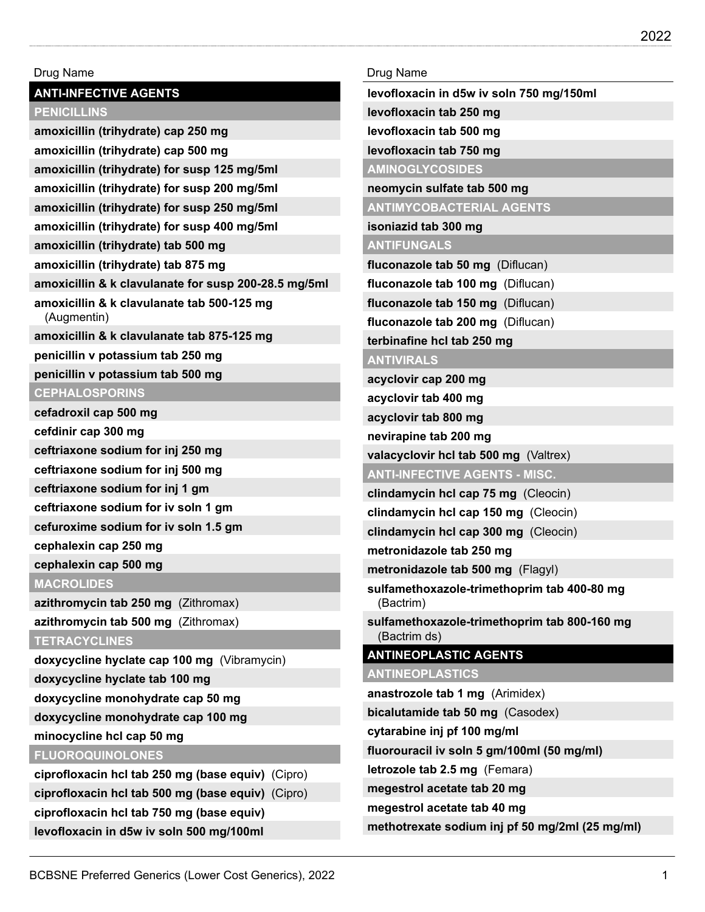| Drug Name |
|---|
| **ANTI-INFECTIVE AGENTS** |
| **PENICILLINS** |
| **amoxicillin (trihydrate) cap 250 mg** |
| **amoxicillin (trihydrate) cap 500 mg** |
| **amoxicillin (trihydrate) for susp 125 mg/5ml** |
| **amoxicillin (trihydrate) for susp 200 mg/5ml** |
| **amoxicillin (trihydrate) for susp 250 mg/5ml** |
| **amoxicillin (trihydrate) for susp 400 mg/5ml** |
| **amoxicillin (trihydrate) tab 500 mg** |
| **amoxicillin (trihydrate) tab 875 mg** |
| **amoxicillin & k clavulanate for susp 200-28.5 mg/5ml** |
| **amoxicillin & k clavulanate tab 500-125 mg** (Augmentin) |
| **amoxicillin & k clavulanate tab 875-125 mg** |
| **penicillin v potassium tab 250 mg** |
| **penicillin v potassium tab 500 mg** |
| **CEPHALOSPORINS** |
| **cefadroxil cap 500 mg** |
| **cefdinir cap 300 mg** |
| **ceftriaxone sodium for inj 250 mg** |
| **ceftriaxone sodium for inj 500 mg** |
| **ceftriaxone sodium for inj 1 gm** |
| **ceftriaxone sodium for iv soln 1 gm** |
| **cefuroxime sodium for iv soln 1.5 gm** |
| **cephalexin cap 250 mg** |
| **cephalexin cap 500 mg** |
| **MACROLIDES** |
| **azithromycin tab 250 mg** (Zithromax) |
| **azithromycin tab 500 mg** (Zithromax) |
| **TETRACYCLINES** |
| **doxycycline hyclate cap 100 mg** (Vibramycin) |
| **doxycycline hyclate tab 100 mg** |
| **doxycycline monohydrate cap 50 mg** |
| **doxycycline monohydrate cap 100 mg** |
| **minocycline hcl cap 50 mg** |
| **FLUOROQUINOLONES** |
| **ciprofloxacin hcl tab 250 mg (base equiv)** (Cipro) |
| **ciprofloxacin hcl tab 500 mg (base equiv)** (Cipro) |
| **ciprofloxacin hcl tab 750 mg (base equiv)** |
| **levofloxacin in d5w iv soln 500 mg/100ml** |
| **levofloxacin in d5w iv soln 750 mg/150ml** |
| **levofloxacin tab 250 mg** |
| **levofloxacin tab 500 mg** |
| **levofloxacin tab 750 mg** |
| **AMINOGLYCOSIDES** |
| **neomycin sulfate tab 500 mg** |
| **ANTIMYCOBACTERIAL AGENTS** |
| **isoniazid tab 300 mg** |
| **ANTIFUNGALS** |
| **fluconazole tab 50 mg** (Diflucan) |
| **fluconazole tab 100 mg** (Diflucan) |
| **fluconazole tab 150 mg** (Diflucan) |
| **fluconazole tab 200 mg** (Diflucan) |
| **terbinafine hcl tab 250 mg** |
| **ANTIVIRALS** |
| **acyclovir cap 200 mg** |
| **acyclovir tab 400 mg** |
| **acyclovir tab 800 mg** |
| **nevirapine tab 200 mg** |
| **valacyclovir hcl tab 500 mg** (Valtrex) |
| **ANTI-INFECTIVE AGENTS - MISC.** |
| **clindamycin hcl cap 75 mg** (Cleocin) |
| **clindamycin hcl cap 150 mg** (Cleocin) |
| **clindamycin hcl cap 300 mg** (Cleocin) |
| **metronidazole tab 250 mg** |
| **metronidazole tab 500 mg** (Flagyl) |
| **sulfamethoxazole-trimethoprim tab 400-80 mg** (Bactrim) |
| **sulfamethoxazole-trimethoprim tab 800-160 mg** (Bactrim ds) |
| **ANTINEOPLASTIC AGENTS** |
| **ANTINEOPLASTICS** |
| **anastrozole tab 1 mg** (Arimidex) |
| **bicalutamide tab 50 mg** (Casodex) |
| **cytarabine inj pf 100 mg/ml** |
| **fluorouracil iv soln 5 gm/100ml (50 mg/ml)** |
| **letrozole tab 2.5 mg** (Femara) |
| **megestrol acetate tab 20 mg** |
| **megestrol acetate tab 40 mg** |
| **methotrexate sodium inj pf 50 mg/2ml (25 mg/ml)** |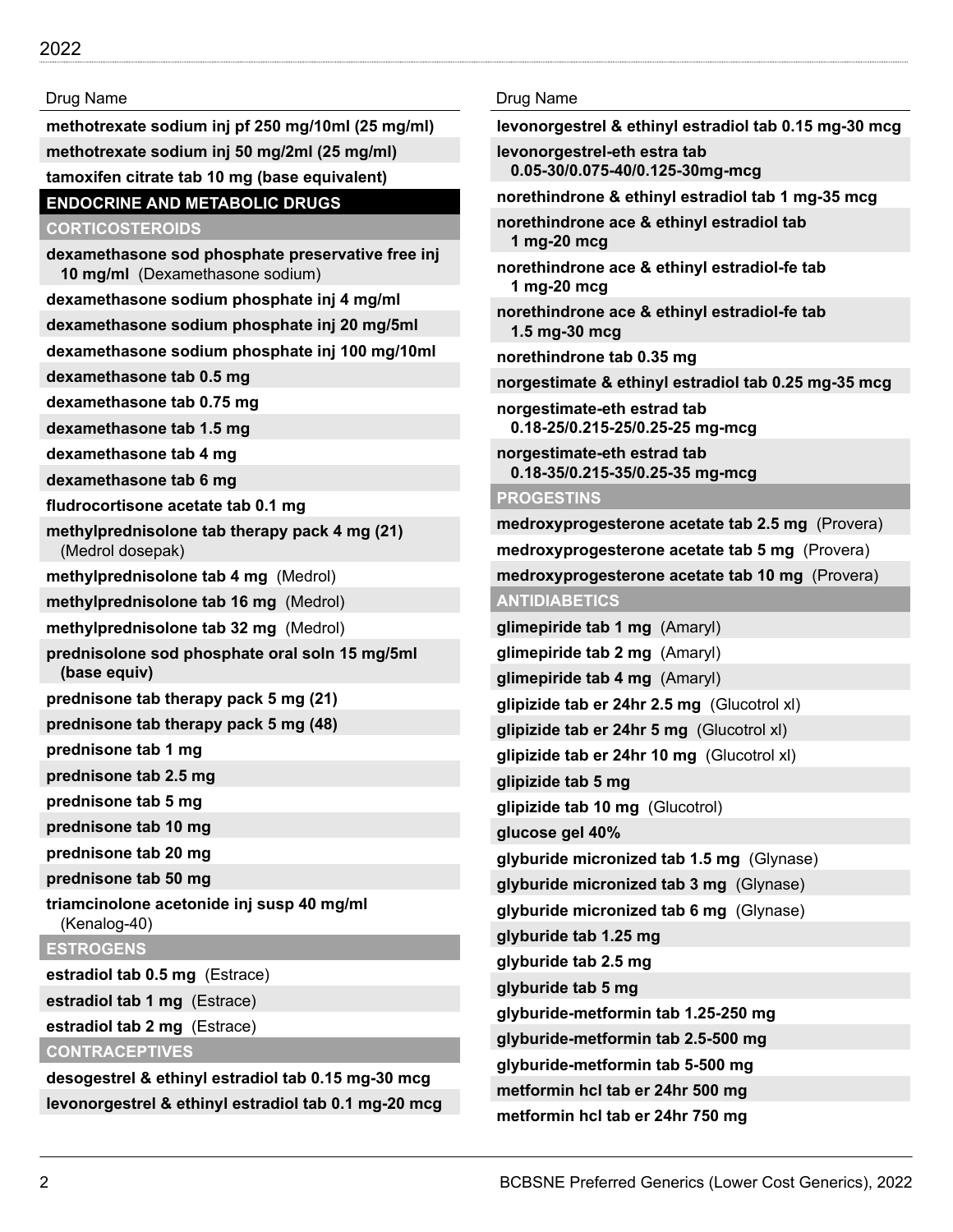| Drug Name |
| --- |
| **methotrexate sodium inj pf 250 mg/10ml (25 mg/ml)** |
| **methotrexate sodium inj 50 mg/2ml (25 mg/ml)** |
| **tamoxifen citrate tab 10 mg (base equivalent)** |

## ENDOCRINE AND METABOLIC DRUGS

### CORTICOSTEROIDS

| Drug Name |
| --- |
| **dexamethasone sod phosphate preservative free inj 10 mg/ml** (Dexamethasone sodium) |
| **dexamethasone sodium phosphate inj 4 mg/ml** |
| **dexamethasone sodium phosphate inj 20 mg/5ml** |
| **dexamethasone sodium phosphate inj 100 mg/10ml** |
| **dexamethasone tab 0.5 mg** |
| **dexamethasone tab 0.75 mg** |
| **dexamethasone tab 1.5 mg** |
| **dexamethasone tab 4 mg** |
| **dexamethasone tab 6 mg** |
| **fludrocortisone acetate tab 0.1 mg** |
| **methylprednisolone tab therapy pack 4 mg (21)** (Medrol dosepak) |
| **methylprednisolone tab 4 mg** (Medrol) |
| **methylprednisolone tab 16 mg** (Medrol) |
| **methylprednisolone tab 32 mg** (Medrol) |
| **prednisolone sod phosphate oral soln 15 mg/5ml (base equiv)** |
| **prednisone tab therapy pack 5 mg (21)** |
| **prednisone tab therapy pack 5 mg (48)** |
| **prednisone tab 1 mg** |
| **prednisone tab 2.5 mg** |
| **prednisone tab 5 mg** |
| **prednisone tab 10 mg** |
| **prednisone tab 20 mg** |
| **prednisone tab 50 mg** |
| **triamcinolone acetonide inj susp 40 mg/ml** (Kenalog-40) |

### ESTROGENS

| Drug Name |
| --- |
| **estradiol tab 0.5 mg** (Estrace) |
| **estradiol tab 1 mg** (Estrace) |
| **estradiol tab 2 mg** (Estrace) |

### CONTRACEPTIVES

| Drug Name |
| --- |
| **desogestrel & ethinyl estradiol tab 0.15 mg-30 mcg** |
| **levonorgestrel & ethinyl estradiol tab 0.1 mg-20 mcg** |
| **levonorgestrel & ethinyl estradiol tab 0.15 mg-30 mcg** |
| **levonorgestrel-eth estra tab 0.05-30/0.075-40/0.125-30mg-mcg** |
| **norethindrone & ethinyl estradiol tab 1 mg-35 mcg** |
| **norethindrone ace & ethinyl estradiol tab 1 mg-20 mcg** |
| **norethindrone ace & ethinyl estradiol-fe tab 1 mg-20 mcg** |
| **norethindrone ace & ethinyl estradiol-fe tab 1.5 mg-30 mcg** |
| **norethindrone tab 0.35 mg** |
| **norgestimate & ethinyl estradiol tab 0.25 mg-35 mcg** |
| **norgestimate-eth estrad tab 0.18-25/0.215-25/0.25-25 mg-mcg** |
| **norgestimate-eth estrad tab 0.18-35/0.215-35/0.25-35 mg-mcg** |

### PROGESTINS

| Drug Name |
| --- |
| **medroxyprogesterone acetate tab 2.5 mg** (Provera) |
| **medroxyprogesterone acetate tab 5 mg** (Provera) |
| **medroxyprogesterone acetate tab 10 mg** (Provera) |

### ANTIDIABETICS

| Drug Name |
| --- |
| **glimepiride tab 1 mg** (Amaryl) |
| **glimepiride tab 2 mg** (Amaryl) |
| **glimepiride tab 4 mg** (Amaryl) |
| **glipizide tab er 24hr 2.5 mg** (Glucotrol xl) |
| **glipizide tab er 24hr 5 mg** (Glucotrol xl) |
| **glipizide tab er 24hr 10 mg** (Glucotrol xl) |
| **glipizide tab 5 mg** |
| **glipizide tab 10 mg** (Glucotrol) |
| **glucose gel 40%** |
| **glyburide micronized tab 1.5 mg** (Glynase) |
| **glyburide micronized tab 3 mg** (Glynase) |
| **glyburide micronized tab 6 mg** (Glynase) |
| **glyburide tab 1.25 mg** |
| **glyburide tab 2.5 mg** |
| **glyburide tab 5 mg** |
| **glyburide-metformin tab 1.25-250 mg** |
| **glyburide-metformin tab 2.5-500 mg** |
| **glyburide-metformin tab 5-500 mg** |
| **metformin hcl tab er 24hr 500 mg** |
| **metformin hcl tab er 24hr 750 mg** |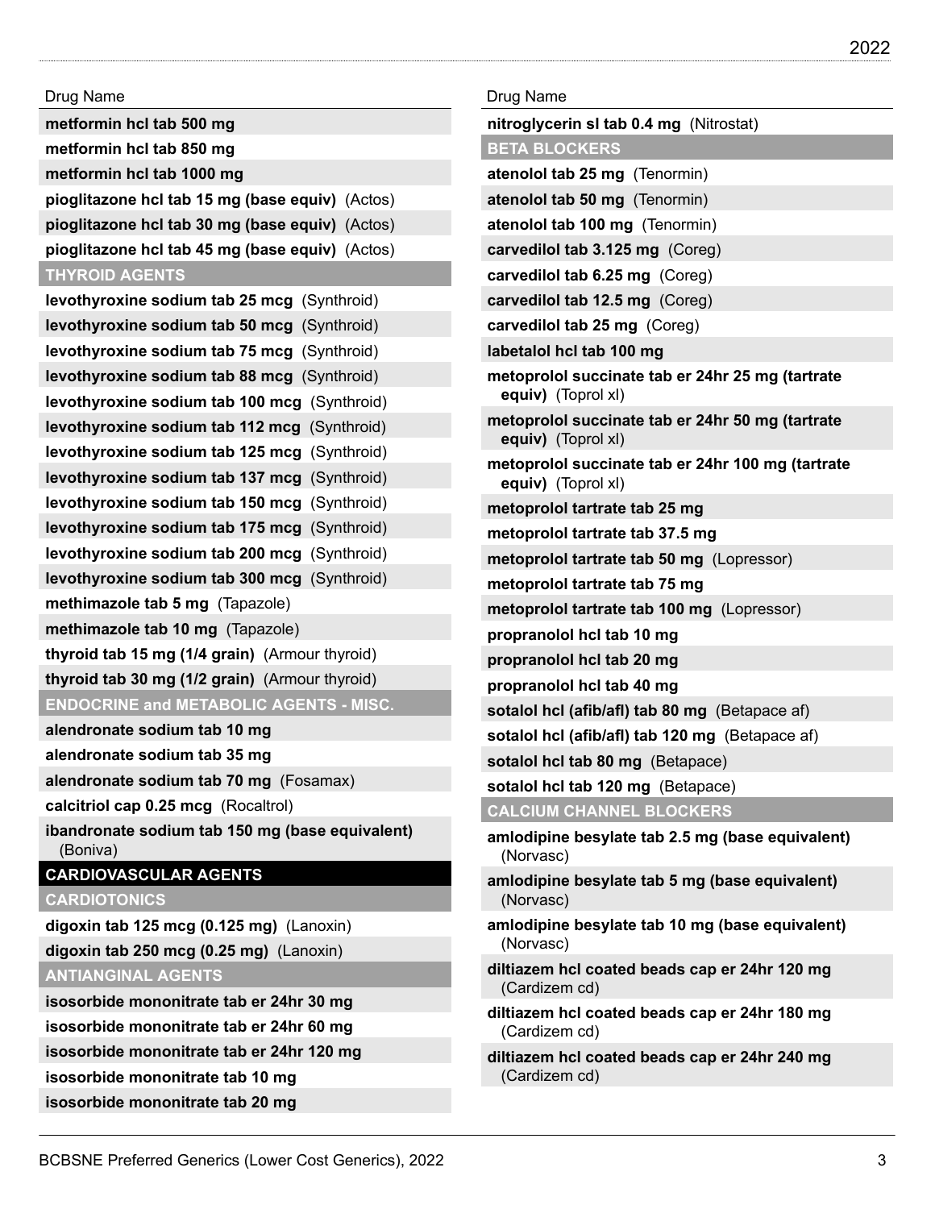| Drug Name |
|---|
| **metformin hcl tab 500 mg** |
| **metformin hcl tab 850 mg** |
| **metformin hcl tab 1000 mg** |
| **pioglitazone hcl tab 15 mg (base equiv)** (Actos) |
| **pioglitazone hcl tab 30 mg (base equiv)** (Actos) |
| **pioglitazone hcl tab 45 mg (base equiv)** (Actos) |
| **THYROID AGENTS** |
| **levothyroxine sodium tab 25 mcg** (Synthroid) |
| **levothyroxine sodium tab 50 mcg** (Synthroid) |
| **levothyroxine sodium tab 75 mcg** (Synthroid) |
| **levothyroxine sodium tab 88 mcg** (Synthroid) |
| **levothyroxine sodium tab 100 mcg** (Synthroid) |
| **levothyroxine sodium tab 112 mcg** (Synthroid) |
| **levothyroxine sodium tab 125 mcg** (Synthroid) |
| **levothyroxine sodium tab 137 mcg** (Synthroid) |
| **levothyroxine sodium tab 150 mcg** (Synthroid) |
| **levothyroxine sodium tab 175 mcg** (Synthroid) |
| **levothyroxine sodium tab 200 mcg** (Synthroid) |
| **levothyroxine sodium tab 300 mcg** (Synthroid) |
| **methimazole tab 5 mg** (Tapazole) |
| **methimazole tab 10 mg** (Tapazole) |
| **thyroid tab 15 mg (1/4 grain)** (Armour thyroid) |
| **thyroid tab 30 mg (1/2 grain)** (Armour thyroid) |
| **ENDOCRINE and METABOLIC AGENTS - MISC.** |
| **alendronate sodium tab 10 mg** |
| **alendronate sodium tab 35 mg** |
| **alendronate sodium tab 70 mg** (Fosamax) |
| **calcitriol cap 0.25 mcg** (Rocaltrol) |
| **ibandronate sodium tab 150 mg (base equivalent)** (Boniva) |
| **CARDIOVASCULAR AGENTS** |
| **CARDIOTONICS** |
| **digoxin tab 125 mcg (0.125 mg)** (Lanoxin) |
| **digoxin tab 250 mcg (0.25 mg)** (Lanoxin) |
| **ANTIANGINAL AGENTS** |
| **isosorbide mononitrate tab er 24hr 30 mg** |
| **isosorbide mononitrate tab er 24hr 60 mg** |
| **isosorbide mononitrate tab er 24hr 120 mg** |
| **isosorbide mononitrate tab 10 mg** |
| **isosorbide mononitrate tab 20 mg** |

| Drug Name |
|---|
| **nitroglycerin sl tab 0.4 mg** (Nitrostat) |
| **BETA BLOCKERS** |
| **atenolol tab 25 mg** (Tenormin) |
| **atenolol tab 50 mg** (Tenormin) |
| **atenolol tab 100 mg** (Tenormin) |
| **carvedilol tab 3.125 mg** (Coreg) |
| **carvedilol tab 6.25 mg** (Coreg) |
| **carvedilol tab 12.5 mg** (Coreg) |
| **carvedilol tab 25 mg** (Coreg) |
| **labetalol hcl tab 100 mg** |
| **metoprolol succinate tab er 24hr 25 mg (tartrate equiv)** (Toprol xl) |
| **metoprolol succinate tab er 24hr 50 mg (tartrate equiv)** (Toprol xl) |
| **metoprolol succinate tab er 24hr 100 mg (tartrate equiv)** (Toprol xl) |
| **metoprolol tartrate tab 25 mg** |
| **metoprolol tartrate tab 37.5 mg** |
| **metoprolol tartrate tab 50 mg** (Lopressor) |
| **metoprolol tartrate tab 75 mg** |
| **metoprolol tartrate tab 100 mg** (Lopressor) |
| **propranolol hcl tab 10 mg** |
| **propranolol hcl tab 20 mg** |
| **propranolol hcl tab 40 mg** |
| **sotalol hcl (afib/afl) tab 80 mg** (Betapace af) |
| **sotalol hcl (afib/afl) tab 120 mg** (Betapace af) |
| **sotalol hcl tab 80 mg** (Betapace) |
| **sotalol hcl tab 120 mg** (Betapace) |
| **CALCIUM CHANNEL BLOCKERS** |
| **amlodipine besylate tab 2.5 mg (base equivalent)** (Norvasc) |
| **amlodipine besylate tab 5 mg (base equivalent)** (Norvasc) |
| **amlodipine besylate tab 10 mg (base equivalent)** (Norvasc) |
| **diltiazem hcl coated beads cap er 24hr 120 mg** (Cardizem cd) |
| **diltiazem hcl coated beads cap er 24hr 180 mg** (Cardizem cd) |
| **diltiazem hcl coated beads cap er 24hr 240 mg** (Cardizem cd) |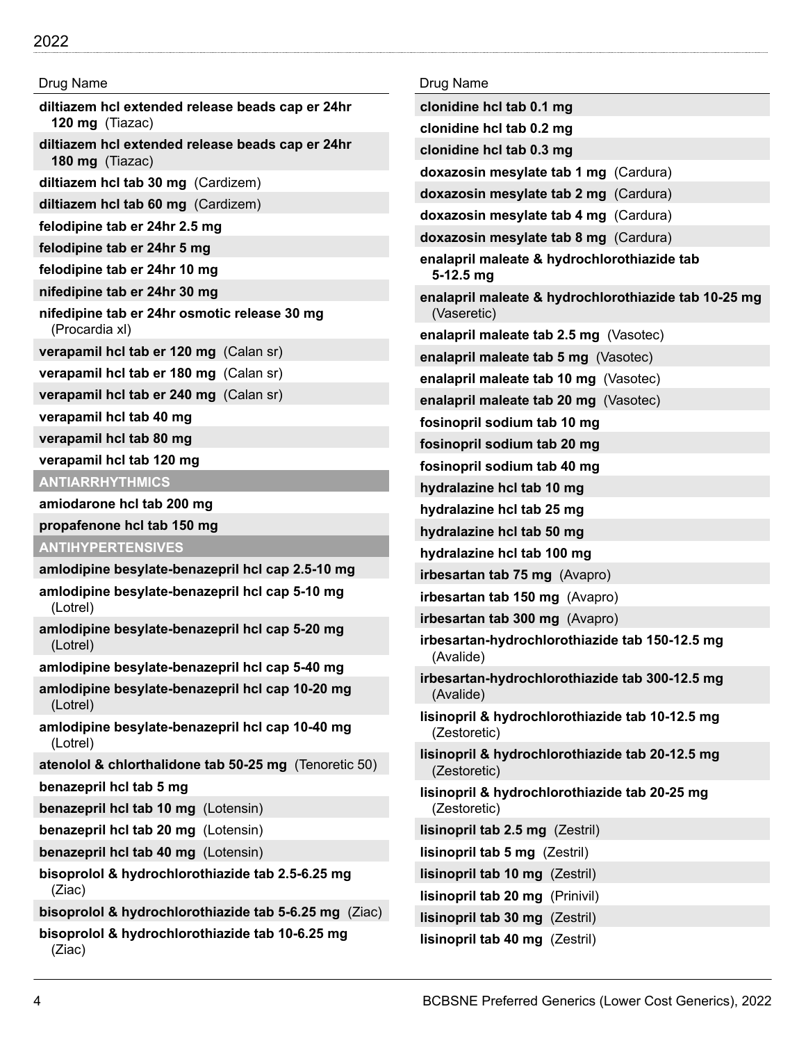| Drug Name |
|---|
| **diltiazem hcl extended release beads cap er 24hr 120 mg** (Tiazac) |
| **diltiazem hcl extended release beads cap er 24hr 180 mg** (Tiazac) |
| **diltiazem hcl tab 30 mg** (Cardizem) |
| **diltiazem hcl tab 60 mg** (Cardizem) |
| **felodipine tab er 24hr 2.5 mg** |
| **felodipine tab er 24hr 5 mg** |
| **felodipine tab er 24hr 10 mg** |
| **nifedipine tab er 24hr 30 mg** |
| **nifedipine tab er 24hr osmotic release 30 mg** (Procardia xl) |
| **verapamil hcl tab er 120 mg** (Calan sr) |
| **verapamil hcl tab er 180 mg** (Calan sr) |
| **verapamil hcl tab er 240 mg** (Calan sr) |
| **verapamil hcl tab 40 mg** |
| **verapamil hcl tab 80 mg** |
| **verapamil hcl tab 120 mg** |
| **ANTIARRHYTHMICS** |
| **amiodarone hcl tab 200 mg** |
| **propafenone hcl tab 150 mg** |
| **ANTIHYPERTENSIVES** |
| **amlodipine besylate-benazepril hcl cap 2.5-10 mg** |
| **amlodipine besylate-benazepril hcl cap 5-10 mg** (Lotrel) |
| **amlodipine besylate-benazepril hcl cap 5-20 mg** (Lotrel) |
| **amlodipine besylate-benazepril hcl cap 5-40 mg** |
| **amlodipine besylate-benazepril hcl cap 10-20 mg** (Lotrel) |
| **amlodipine besylate-benazepril hcl cap 10-40 mg** (Lotrel) |
| **atenolol & chlorthalidone tab 50-25 mg** (Tenoretic 50) |
| **benazepril hcl tab 5 mg** |
| **benazepril hcl tab 10 mg** (Lotensin) |
| **benazepril hcl tab 20 mg** (Lotensin) |
| **benazepril hcl tab 40 mg** (Lotensin) |
| **bisoprolol & hydrochlorothiazide tab 2.5-6.25 mg** (Ziac) |
| **bisoprolol & hydrochlorothiazide tab 5-6.25 mg** (Ziac) |
| **bisoprolol & hydrochlorothiazide tab 10-6.25 mg** (Ziac) |

| Drug Name |
|---|
| **clonidine hcl tab 0.1 mg** |
| **clonidine hcl tab 0.2 mg** |
| **clonidine hcl tab 0.3 mg** |
| **doxazosin mesylate tab 1 mg** (Cardura) |
| **doxazosin mesylate tab 2 mg** (Cardura) |
| **doxazosin mesylate tab 4 mg** (Cardura) |
| **doxazosin mesylate tab 8 mg** (Cardura) |
| **enalapril maleate & hydrochlorothiazide tab 5-12.5 mg** |
| **enalapril maleate & hydrochlorothiazide tab 10-25 mg** (Vaseretic) |
| **enalapril maleate tab 2.5 mg** (Vasotec) |
| **enalapril maleate tab 5 mg** (Vasotec) |
| **enalapril maleate tab 10 mg** (Vasotec) |
| **enalapril maleate tab 20 mg** (Vasotec) |
| **fosinopril sodium tab 10 mg** |
| **fosinopril sodium tab 20 mg** |
| **fosinopril sodium tab 40 mg** |
| **hydralazine hcl tab 10 mg** |
| **hydralazine hcl tab 25 mg** |
| **hydralazine hcl tab 50 mg** |
| **hydralazine hcl tab 100 mg** |
| **irbesartan tab 75 mg** (Avapro) |
| **irbesartan tab 150 mg** (Avapro) |
| **irbesartan tab 300 mg** (Avapro) |
| **irbesartan-hydrochlorothiazide tab 150-12.5 mg** (Avalide) |
| **irbesartan-hydrochlorothiazide tab 300-12.5 mg** (Avalide) |
| **lisinopril & hydrochlorothiazide tab 10-12.5 mg** (Zestoretic) |
| **lisinopril & hydrochlorothiazide tab 20-12.5 mg** (Zestoretic) |
| **lisinopril & hydrochlorothiazide tab 20-25 mg** (Zestoretic) |
| **lisinopril tab 2.5 mg** (Zestril) |
| **lisinopril tab 5 mg** (Zestril) |
| **lisinopril tab 10 mg** (Zestril) |
| **lisinopril tab 20 mg** (Prinivil) |
| **lisinopril tab 30 mg** (Zestril) |
| **lisinopril tab 40 mg** (Zestril) |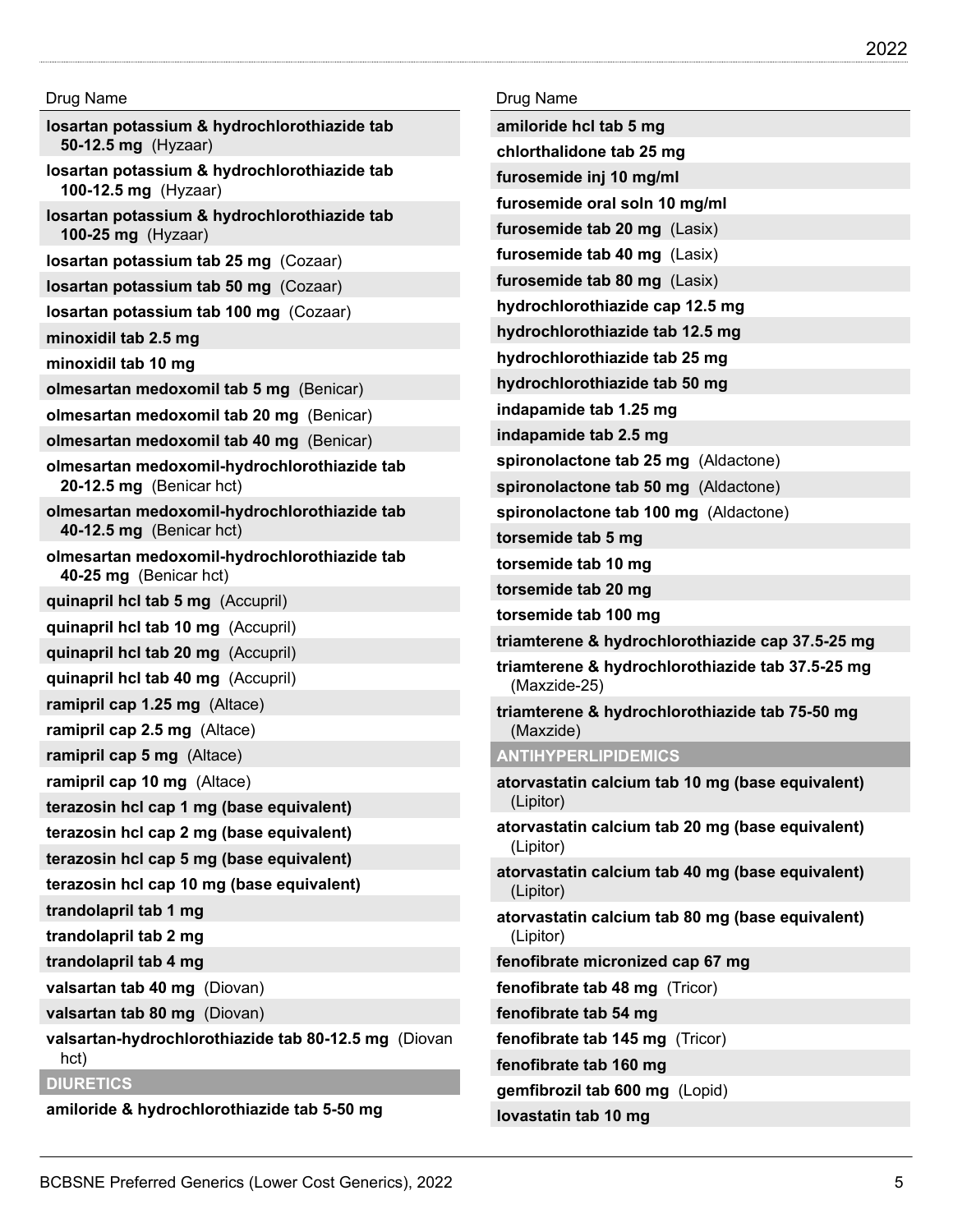| Drug Name |
| --- |
| **losartan potassium & hydrochlorothiazide tab 50-12.5 mg** (Hyzaar) |
| **losartan potassium & hydrochlorothiazide tab 100-12.5 mg** (Hyzaar) |
| **losartan potassium & hydrochlorothiazide tab 100-25 mg** (Hyzaar) |
| **losartan potassium tab 25 mg** (Cozaar) |
| **losartan potassium tab 50 mg** (Cozaar) |
| **losartan potassium tab 100 mg** (Cozaar) |
| **minoxidil tab 2.5 mg** |
| **minoxidil tab 10 mg** |
| **olmesartan medoxomil tab 5 mg** (Benicar) |
| **olmesartan medoxomil tab 20 mg** (Benicar) |
| **olmesartan medoxomil tab 40 mg** (Benicar) |
| **olmesartan medoxomil-hydrochlorothiazide tab 20-12.5 mg** (Benicar hct) |
| **olmesartan medoxomil-hydrochlorothiazide tab 40-12.5 mg** (Benicar hct) |
| **olmesartan medoxomil-hydrochlorothiazide tab 40-25 mg** (Benicar hct) |
| **quinapril hcl tab 5 mg** (Accupril) |
| **quinapril hcl tab 10 mg** (Accupril) |
| **quinapril hcl tab 20 mg** (Accupril) |
| **quinapril hcl tab 40 mg** (Accupril) |
| **ramipril cap 1.25 mg** (Altace) |
| **ramipril cap 2.5 mg** (Altace) |
| **ramipril cap 5 mg** (Altace) |
| **ramipril cap 10 mg** (Altace) |
| **terazosin hcl cap 1 mg (base equivalent)** |
| **terazosin hcl cap 2 mg (base equivalent)** |
| **terazosin hcl cap 5 mg (base equivalent)** |
| **terazosin hcl cap 10 mg (base equivalent)** |
| **trandolapril tab 1 mg** |
| **trandolapril tab 2 mg** |
| **trandolapril tab 4 mg** |
| **valsartan tab 40 mg** (Diovan) |
| **valsartan tab 80 mg** (Diovan) |
| **valsartan-hydrochlorothiazide tab 80-12.5 mg** (Diovan hct) |
| **DIURETICS** |
| **amiloride & hydrochlorothiazide tab 5-50 mg** |
| **amiloride hcl tab 5 mg** |
| **chlorthalidone tab 25 mg** |
| **furosemide inj 10 mg/ml** |
| **furosemide oral soln 10 mg/ml** |
| **furosemide tab 20 mg** (Lasix) |
| **furosemide tab 40 mg** (Lasix) |
| **furosemide tab 80 mg** (Lasix) |
| **hydrochlorothiazide cap 12.5 mg** |
| **hydrochlorothiazide tab 12.5 mg** |
| **hydrochlorothiazide tab 25 mg** |
| **hydrochlorothiazide tab 50 mg** |
| **indapamide tab 1.25 mg** |
| **indapamide tab 2.5 mg** |
| **spironolactone tab 25 mg** (Aldactone) |
| **spironolactone tab 50 mg** (Aldactone) |
| **spironolactone tab 100 mg** (Aldactone) |
| **torsemide tab 5 mg** |
| **torsemide tab 10 mg** |
| **torsemide tab 20 mg** |
| **torsemide tab 100 mg** |
| **triamterene & hydrochlorothiazide cap 37.5-25 mg** |
| **triamterene & hydrochlorothiazide tab 37.5-25 mg** (Maxzide-25) |
| **triamterene & hydrochlorothiazide tab 75-50 mg** (Maxzide) |
| **ANTIHYPERLIPIDEMICS** |
| **atorvastatin calcium tab 10 mg (base equivalent)** (Lipitor) |
| **atorvastatin calcium tab 20 mg (base equivalent)** (Lipitor) |
| **atorvastatin calcium tab 40 mg (base equivalent)** (Lipitor) |
| **atorvastatin calcium tab 80 mg (base equivalent)** (Lipitor) |
| **fenofibrate micronized cap 67 mg** |
| **fenofibrate tab 48 mg** (Tricor) |
| **fenofibrate tab 54 mg** |
| **fenofibrate tab 145 mg** (Tricor) |
| **fenofibrate tab 160 mg** |
| **gemfibrozil tab 600 mg** (Lopid) |
| **lovastatin tab 10 mg** |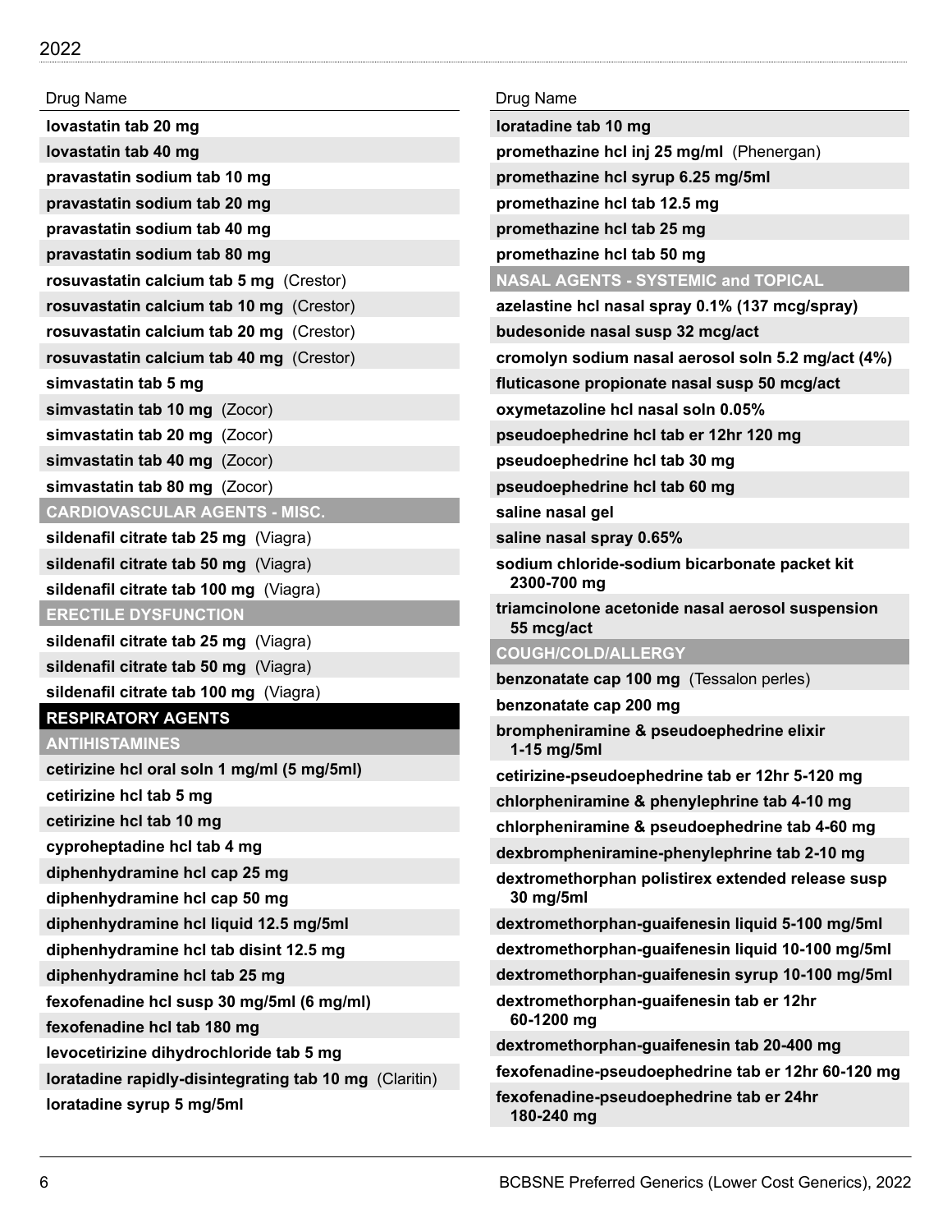| Drug Name |
|---|
| **lovastatin tab 20 mg** |
| **lovastatin tab 40 mg** |
| **pravastatin sodium tab 10 mg** |
| **pravastatin sodium tab 20 mg** |
| **pravastatin sodium tab 40 mg** |
| **pravastatin sodium tab 80 mg** |
| **rosuvastatin calcium tab 5 mg** (Crestor) |
| **rosuvastatin calcium tab 10 mg** (Crestor) |
| **rosuvastatin calcium tab 20 mg** (Crestor) |
| **rosuvastatin calcium tab 40 mg** (Crestor) |
| **simvastatin tab 5 mg** |
| **simvastatin tab 10 mg** (Zocor) |
| **simvastatin tab 20 mg** (Zocor) |
| **simvastatin tab 40 mg** (Zocor) |
| **simvastatin tab 80 mg** (Zocor) |
| **CARDIOVASCULAR AGENTS - MISC.** |
| **sildenafil citrate tab 25 mg** (Viagra) |
| **sildenafil citrate tab 50 mg** (Viagra) |
| **sildenafil citrate tab 100 mg** (Viagra) |
| **ERECTILE DYSFUNCTION** |
| **sildenafil citrate tab 25 mg** (Viagra) |
| **sildenafil citrate tab 50 mg** (Viagra) |
| **sildenafil citrate tab 100 mg** (Viagra) |
| **RESPIRATORY AGENTS** |
| **ANTIHISTAMINES** |
| **cetirizine hcl oral soln 1 mg/ml (5 mg/5ml)** |
| **cetirizine hcl tab 5 mg** |
| **cetirizine hcl tab 10 mg** |
| **cyproheptadine hcl tab 4 mg** |
| **diphenhydramine hcl cap 25 mg** |
| **diphenhydramine hcl cap 50 mg** |
| **diphenhydramine hcl liquid 12.5 mg/5ml** |
| **diphenhydramine hcl tab disint 12.5 mg** |
| **diphenhydramine hcl tab 25 mg** |
| **fexofenadine hcl susp 30 mg/5ml (6 mg/ml)** |
| **fexofenadine hcl tab 180 mg** |
| **levocetirizine dihydrochloride tab 5 mg** |
| **loratadine rapidly-disintegrating tab 10 mg** (Claritin) |
| **loratadine syrup 5 mg/5ml** |

| Drug Name |
|---|
| **loratadine tab 10 mg** |
| **promethazine hcl inj 25 mg/ml** (Phenergan) |
| **promethazine hcl syrup 6.25 mg/5ml** |
| **promethazine hcl tab 12.5 mg** |
| **promethazine hcl tab 25 mg** |
| **promethazine hcl tab 50 mg** |
| **NASAL AGENTS - SYSTEMIC and TOPICAL** |
| **azelastine hcl nasal spray 0.1% (137 mcg/spray)** |
| **budesonide nasal susp 32 mcg/act** |
| **cromolyn sodium nasal aerosol soln 5.2 mg/act (4%)** |
| **fluticasone propionate nasal susp 50 mcg/act** |
| **oxymetazoline hcl nasal soln 0.05%** |
| **pseudoephedrine hcl tab er 12hr 120 mg** |
| **pseudoephedrine hcl tab 30 mg** |
| **pseudoephedrine hcl tab 60 mg** |
| **saline nasal gel** |
| **saline nasal spray 0.65%** |
| **sodium chloride-sodium bicarbonate packet kit 2300-700 mg** |
| **triamcinolone acetonide nasal aerosol suspension 55 mcg/act** |
| **COUGH/COLD/ALLERGY** |
| **benzonatate cap 100 mg** (Tessalon perles) |
| **benzonatate cap 200 mg** |
| **brompheniramine & pseudoephedrine elixir 1-15 mg/5ml** |
| **cetirizine-pseudoephedrine tab er 12hr 5-120 mg** |
| **chlorpheniramine & phenylephrine tab 4-10 mg** |
| **chlorpheniramine & pseudoephedrine tab 4-60 mg** |
| **dexbrompheniramine-phenylephrine tab 2-10 mg** |
| **dextromethorphan polistirex extended release susp 30 mg/5ml** |
| **dextromethorphan-guaifenesin liquid 5-100 mg/5ml** |
| **dextromethorphan-guaifenesin liquid 10-100 mg/5ml** |
| **dextromethorphan-guaifenesin syrup 10-100 mg/5ml** |
| **dextromethorphan-guaifenesin tab er 12hr 60-1200 mg** |
| **dextromethorphan-guaifenesin tab 20-400 mg** |
| **fexofenadine-pseudoephedrine tab er 12hr 60-120 mg** |
| **fexofenadine-pseudoephedrine tab er 24hr 180-240 mg** |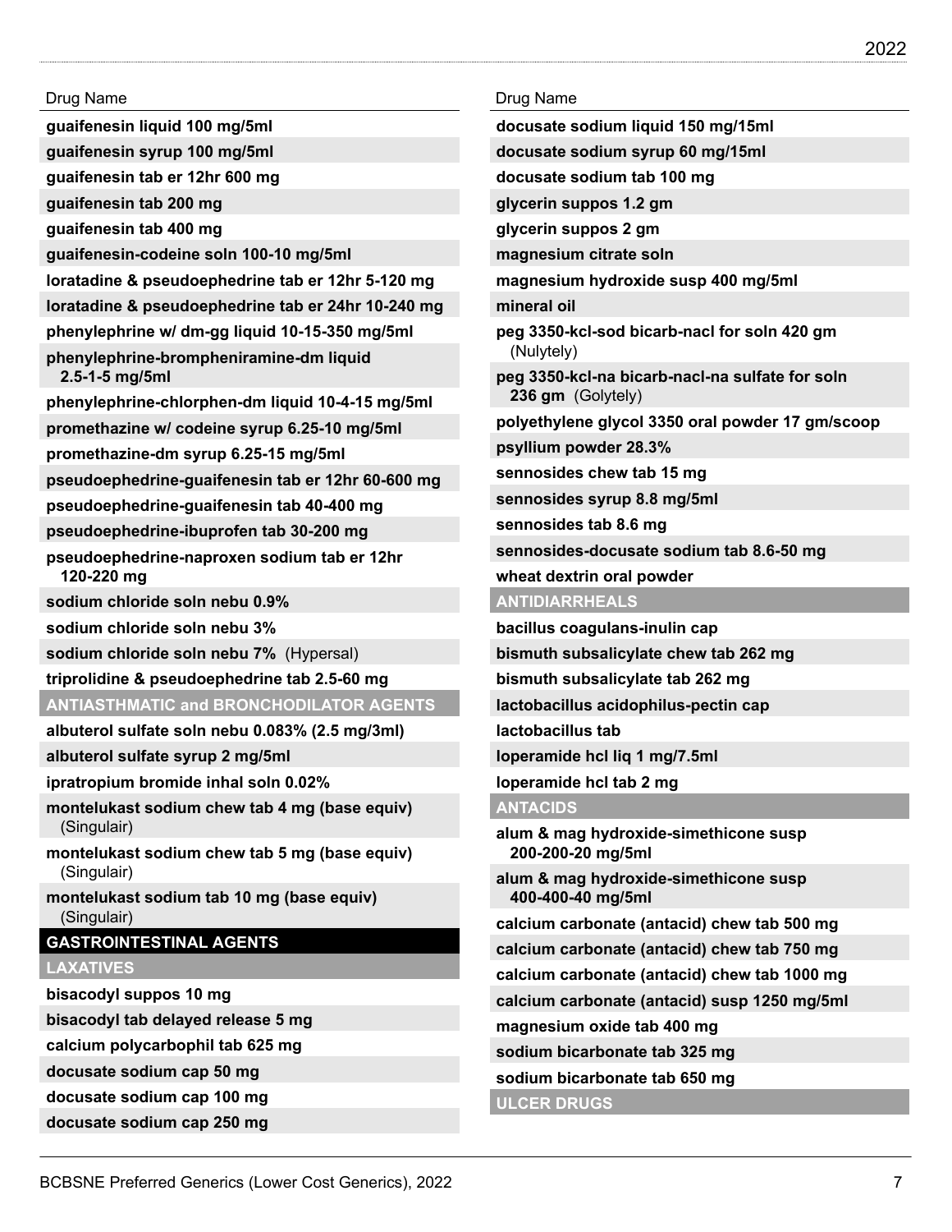| Drug Name |
|---|
| **guaifenesin liquid 100 mg/5ml** |
| **guaifenesin syrup 100 mg/5ml** |
| **guaifenesin tab er 12hr 600 mg** |
| **guaifenesin tab 200 mg** |
| **guaifenesin tab 400 mg** |
| **guaifenesin-codeine soln 100-10 mg/5ml** |
| **loratadine & pseudoephedrine tab er 12hr 5-120 mg** |
| **loratadine & pseudoephedrine tab er 24hr 10-240 mg** |
| **phenylephrine w/ dm-gg liquid 10-15-350 mg/5ml** |
| **phenylephrine-brompheniramine-dm liquid 2.5-1-5 mg/5ml** |
| **phenylephrine-chlorphen-dm liquid 10-4-15 mg/5ml** |
| **promethazine w/ codeine syrup 6.25-10 mg/5ml** |
| **promethazine-dm syrup 6.25-15 mg/5ml** |
| **pseudoephedrine-guaifenesin tab er 12hr 60-600 mg** |
| **pseudoephedrine-guaifenesin tab 40-400 mg** |
| **pseudoephedrine-ibuprofen tab 30-200 mg** |
| **pseudoephedrine-naproxen sodium tab er 12hr 120-220 mg** |
| **sodium chloride soln nebu 0.9%** |
| **sodium chloride soln nebu 3%** |
| **sodium chloride soln nebu 7%** (Hypersal) |
| **triprolidine & pseudoephedrine tab 2.5-60 mg** |
| **ANTIASTHMATIC and BRONCHODILATOR AGENTS** |
| **albuterol sulfate soln nebu 0.083% (2.5 mg/3ml)** |
| **albuterol sulfate syrup 2 mg/5ml** |
| **ipratropium bromide inhal soln 0.02%** |
| **montelukast sodium chew tab 4 mg (base equiv)** (Singulair) |
| **montelukast sodium chew tab 5 mg (base equiv)** (Singulair) |
| **montelukast sodium tab 10 mg (base equiv)** (Singulair) |
| **GASTROINTESTINAL AGENTS** |
| **LAXATIVES** |
| **bisacodyl suppos 10 mg** |
| **bisacodyl tab delayed release 5 mg** |
| **calcium polycarbophil tab 625 mg** |
| **docusate sodium cap 50 mg** |
| **docusate sodium cap 100 mg** |
| **docusate sodium cap 250 mg** |
| **docusate sodium liquid 150 mg/15ml** |
| **docusate sodium syrup 60 mg/15ml** |
| **docusate sodium tab 100 mg** |
| **glycerin suppos 1.2 gm** |
| **glycerin suppos 2 gm** |
| **magnesium citrate soln** |
| **magnesium hydroxide susp 400 mg/5ml** |
| **mineral oil** |
| **peg 3350-kcl-sod bicarb-nacl for soln 420 gm** (Nulytely) |
| **peg 3350-kcl-na bicarb-nacl-na sulfate for soln 236 gm** (Golytely) |
| **polyethylene glycol 3350 oral powder 17 gm/scoop** |
| **psyllium powder 28.3%** |
| **sennosides chew tab 15 mg** |
| **sennosides syrup 8.8 mg/5ml** |
| **sennosides tab 8.6 mg** |
| **sennosides-docusate sodium tab 8.6-50 mg** |
| **wheat dextrin oral powder** |
| **ANTIDIARRHEALS** |
| **bacillus coagulans-inulin cap** |
| **bismuth subsalicylate chew tab 262 mg** |
| **bismuth subsalicylate tab 262 mg** |
| **lactobacillus acidophilus-pectin cap** |
| **lactobacillus tab** |
| **loperamide hcl liq 1 mg/7.5ml** |
| **loperamide hcl tab 2 mg** |
| **ANTACIDS** |
| **alum & mag hydroxide-simethicone susp 200-200-20 mg/5ml** |
| **alum & mag hydroxide-simethicone susp 400-400-40 mg/5ml** |
| **calcium carbonate (antacid) chew tab 500 mg** |
| **calcium carbonate (antacid) chew tab 750 mg** |
| **calcium carbonate (antacid) chew tab 1000 mg** |
| **calcium carbonate (antacid) susp 1250 mg/5ml** |
| **magnesium oxide tab 400 mg** |
| **sodium bicarbonate tab 325 mg** |
| **sodium bicarbonate tab 650 mg** |
| **ULCER DRUGS** |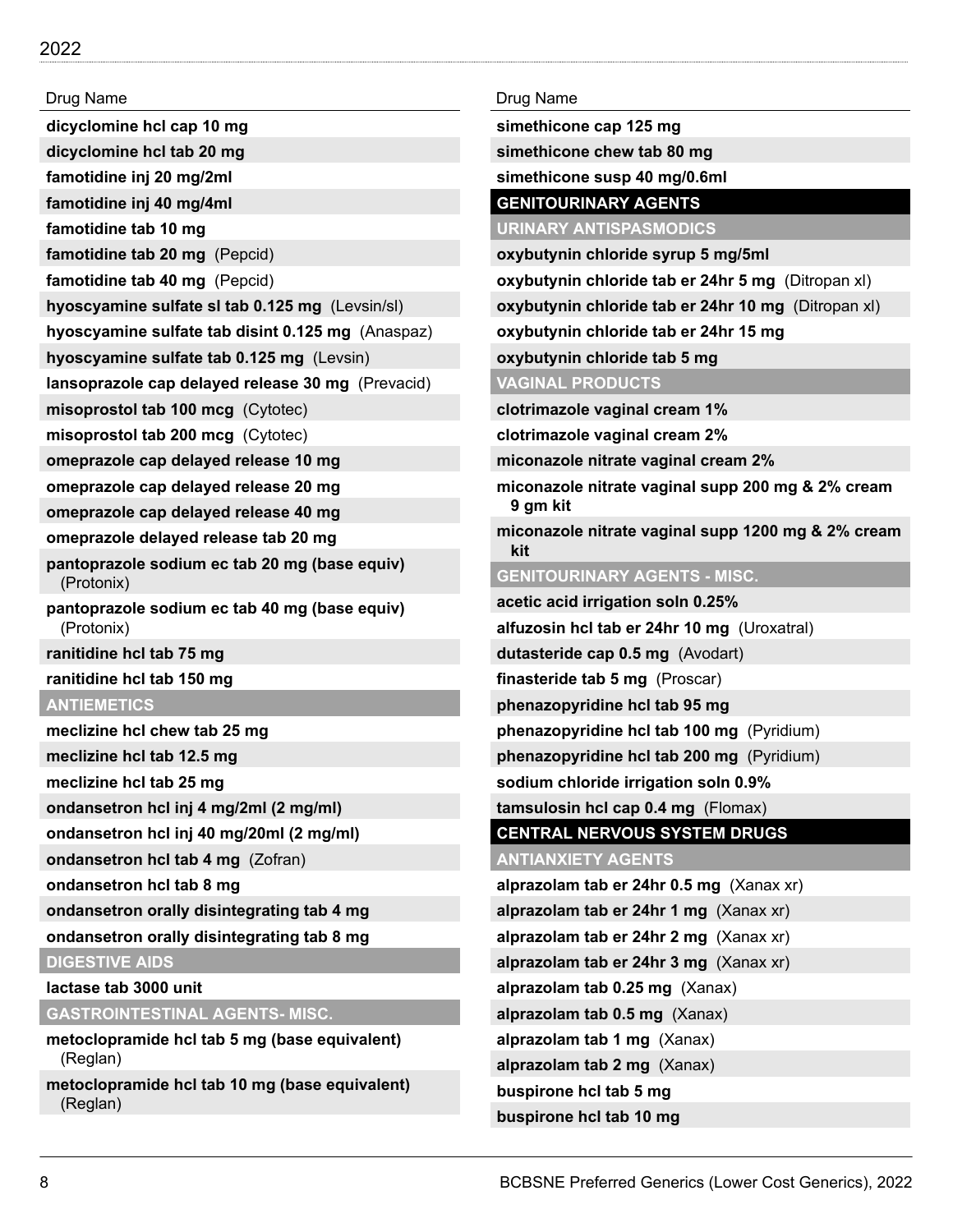| Drug Name |
|---|
| **dicyclomine hcl cap 10 mg** |
| **dicyclomine hcl tab 20 mg** |
| **famotidine inj 20 mg/2ml** |
| **famotidine inj 40 mg/4ml** |
| **famotidine tab 10 mg** |
| **famotidine tab 20 mg** (Pepcid) |
| **famotidine tab 40 mg** (Pepcid) |
| **hyoscyamine sulfate sl tab 0.125 mg** (Levsin/sl) |
| **hyoscyamine sulfate tab disint 0.125 mg** (Anaspaz) |
| **hyoscyamine sulfate tab 0.125 mg** (Levsin) |
| **lansoprazole cap delayed release 30 mg** (Prevacid) |
| **misoprostol tab 100 mcg** (Cytotec) |
| **misoprostol tab 200 mcg** (Cytotec) |
| **omeprazole cap delayed release 10 mg** |
| **omeprazole cap delayed release 20 mg** |
| **omeprazole cap delayed release 40 mg** |
| **omeprazole delayed release tab 20 mg** |
| **pantoprazole sodium ec tab 20 mg (base equiv)** (Protonix) |
| **pantoprazole sodium ec tab 40 mg (base equiv)** (Protonix) |
| **ranitidine hcl tab 75 mg** |
| **ranitidine hcl tab 150 mg** |
| **ANTIEMETICS** |
| **meclizine hcl chew tab 25 mg** |
| **meclizine hcl tab 12.5 mg** |
| **meclizine hcl tab 25 mg** |
| **ondansetron hcl inj 4 mg/2ml (2 mg/ml)** |
| **ondansetron hcl inj 40 mg/20ml (2 mg/ml)** |
| **ondansetron hcl tab 4 mg** (Zofran) |
| **ondansetron hcl tab 8 mg** |
| **ondansetron orally disintegrating tab 4 mg** |
| **ondansetron orally disintegrating tab 8 mg** |
| **DIGESTIVE AIDS** |
| **lactase tab 3000 unit** |
| **GASTROINTESTINAL AGENTS- MISC.** |
| **metoclopramide hcl tab 5 mg (base equivalent)** (Reglan) |
| **metoclopramide hcl tab 10 mg (base equivalent)** (Reglan) |

| Drug Name |
|---|
| **simethicone cap 125 mg** |
| **simethicone chew tab 80 mg** |
| **simethicone susp 40 mg/0.6ml** |
| **GENITOURINARY AGENTS** |
| **URINARY ANTISPASMODICS** |
| **oxybutynin chloride syrup 5 mg/5ml** |
| **oxybutynin chloride tab er 24hr 5 mg** (Ditropan xl) |
| **oxybutynin chloride tab er 24hr 10 mg** (Ditropan xl) |
| **oxybutynin chloride tab er 24hr 15 mg** |
| **oxybutynin chloride tab 5 mg** |
| **VAGINAL PRODUCTS** |
| **clotrimazole vaginal cream 1%** |
| **clotrimazole vaginal cream 2%** |
| **miconazole nitrate vaginal cream 2%** |
| **miconazole nitrate vaginal supp 200 mg & 2% cream 9 gm kit** |
| **miconazole nitrate vaginal supp 1200 mg & 2% cream kit** |
| **GENITOURINARY AGENTS - MISC.** |
| **acetic acid irrigation soln 0.25%** |
| **alfuzosin hcl tab er 24hr 10 mg** (Uroxatral) |
| **dutasteride cap 0.5 mg** (Avodart) |
| **finasteride tab 5 mg** (Proscar) |
| **phenazopyridine hcl tab 95 mg** |
| **phenazopyridine hcl tab 100 mg** (Pyridium) |
| **phenazopyridine hcl tab 200 mg** (Pyridium) |
| **sodium chloride irrigation soln 0.9%** |
| **tamsulosin hcl cap 0.4 mg** (Flomax) |
| **CENTRAL NERVOUS SYSTEM DRUGS** |
| **ANTIANXIETY AGENTS** |
| **alprazolam tab er 24hr 0.5 mg** (Xanax xr) |
| **alprazolam tab er 24hr 1 mg** (Xanax xr) |
| **alprazolam tab er 24hr 2 mg** (Xanax xr) |
| **alprazolam tab er 24hr 3 mg** (Xanax xr) |
| **alprazolam tab 0.25 mg** (Xanax) |
| **alprazolam tab 0.5 mg** (Xanax) |
| **alprazolam tab 1 mg** (Xanax) |
| **alprazolam tab 2 mg** (Xanax) |
| **buspirone hcl tab 5 mg** |
| **buspirone hcl tab 10 mg** |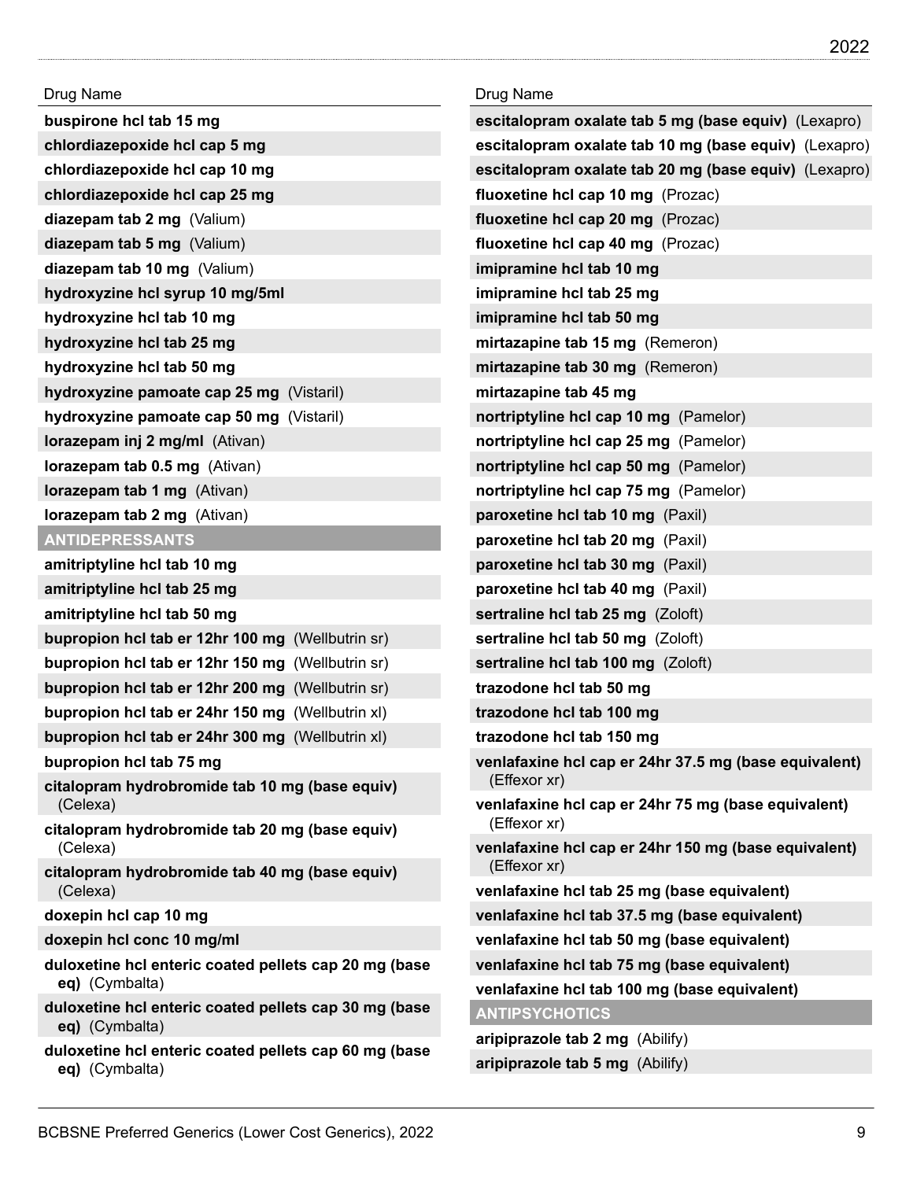| Drug Name |
|---|
| **buspirone hcl tab 15 mg** |
| **chlordiazepoxide hcl cap 5 mg** |
| **chlordiazepoxide hcl cap 10 mg** |
| **chlordiazepoxide hcl cap 25 mg** |
| **diazepam tab 2 mg** (Valium) |
| **diazepam tab 5 mg** (Valium) |
| **diazepam tab 10 mg** (Valium) |
| **hydroxyzine hcl syrup 10 mg/5ml** |
| **hydroxyzine hcl tab 10 mg** |
| **hydroxyzine hcl tab 25 mg** |
| **hydroxyzine hcl tab 50 mg** |
| **hydroxyzine pamoate cap 25 mg** (Vistaril) |
| **hydroxyzine pamoate cap 50 mg** (Vistaril) |
| **lorazepam inj 2 mg/ml** (Ativan) |
| **lorazepam tab 0.5 mg** (Ativan) |
| **lorazepam tab 1 mg** (Ativan) |
| **lorazepam tab 2 mg** (Ativan) |
| **ANTIDEPRESSANTS** |
| **amitriptyline hcl tab 10 mg** |
| **amitriptyline hcl tab 25 mg** |
| **amitriptyline hcl tab 50 mg** |
| **bupropion hcl tab er 12hr 100 mg** (Wellbutrin sr) |
| **bupropion hcl tab er 12hr 150 mg** (Wellbutrin sr) |
| **bupropion hcl tab er 12hr 200 mg** (Wellbutrin sr) |
| **bupropion hcl tab er 24hr 150 mg** (Wellbutrin xl) |
| **bupropion hcl tab er 24hr 300 mg** (Wellbutrin xl) |
| **bupropion hcl tab 75 mg** |
| **citalopram hydrobromide tab 10 mg (base equiv)** (Celexa) |
| **citalopram hydrobromide tab 20 mg (base equiv)** (Celexa) |
| **citalopram hydrobromide tab 40 mg (base equiv)** (Celexa) |
| **doxepin hcl cap 10 mg** |
| **doxepin hcl conc 10 mg/ml** |
| **duloxetine hcl enteric coated pellets cap 20 mg (base eq)** (Cymbalta) |
| **duloxetine hcl enteric coated pellets cap 30 mg (base eq)** (Cymbalta) |
| **duloxetine hcl enteric coated pellets cap 60 mg (base eq)** (Cymbalta) |
| **escitalopram oxalate tab 5 mg (base equiv)** (Lexapro) |
| **escitalopram oxalate tab 10 mg (base equiv)** (Lexapro) |
| **escitalopram oxalate tab 20 mg (base equiv)** (Lexapro) |
| **fluoxetine hcl cap 10 mg** (Prozac) |
| **fluoxetine hcl cap 20 mg** (Prozac) |
| **fluoxetine hcl cap 40 mg** (Prozac) |
| **imipramine hcl tab 10 mg** |
| **imipramine hcl tab 25 mg** |
| **imipramine hcl tab 50 mg** |
| **mirtazapine tab 15 mg** (Remeron) |
| **mirtazapine tab 30 mg** (Remeron) |
| **mirtazapine tab 45 mg** |
| **nortriptyline hcl cap 10 mg** (Pamelor) |
| **nortriptyline hcl cap 25 mg** (Pamelor) |
| **nortriptyline hcl cap 50 mg** (Pamelor) |
| **nortriptyline hcl cap 75 mg** (Pamelor) |
| **paroxetine hcl tab 10 mg** (Paxil) |
| **paroxetine hcl tab 20 mg** (Paxil) |
| **paroxetine hcl tab 30 mg** (Paxil) |
| **paroxetine hcl tab 40 mg** (Paxil) |
| **sertraline hcl tab 25 mg** (Zoloft) |
| **sertraline hcl tab 50 mg** (Zoloft) |
| **sertraline hcl tab 100 mg** (Zoloft) |
| **trazodone hcl tab 50 mg** |
| **trazodone hcl tab 100 mg** |
| **trazodone hcl tab 150 mg** |
| **venlafaxine hcl cap er 24hr 37.5 mg (base equivalent)** (Effexor xr) |
| **venlafaxine hcl cap er 24hr 75 mg (base equivalent)** (Effexor xr) |
| **venlafaxine hcl cap er 24hr 150 mg (base equivalent)** (Effexor xr) |
| **venlafaxine hcl tab 25 mg (base equivalent)** |
| **venlafaxine hcl tab 37.5 mg (base equivalent)** |
| **venlafaxine hcl tab 50 mg (base equivalent)** |
| **venlafaxine hcl tab 75 mg (base equivalent)** |
| **venlafaxine hcl tab 100 mg (base equivalent)** |
| **ANTIPSYCHOTICS** |
| **aripiprazole tab 2 mg** (Abilify) |
| **aripiprazole tab 5 mg** (Abilify) |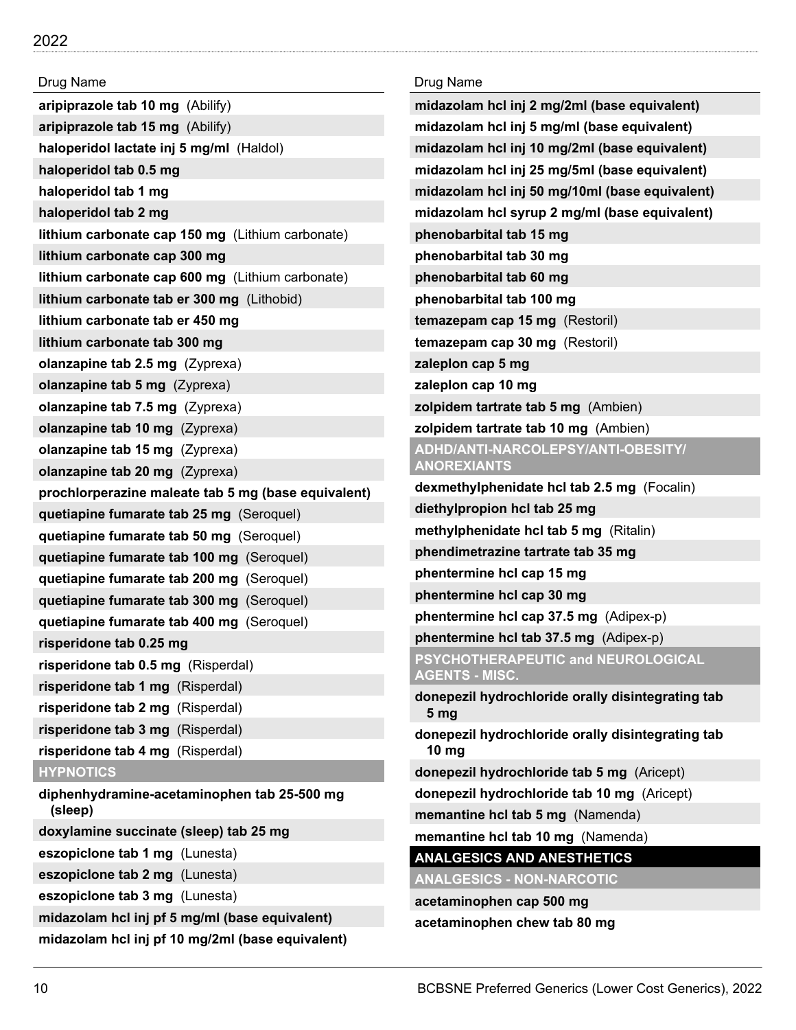| Drug Name |
| --- |
| **aripiprazole tab 10 mg** (Abilify) |
| **aripiprazole tab 15 mg** (Abilify) |
| **haloperidol lactate inj 5 mg/ml** (Haldol) |
| **haloperidol tab 0.5 mg** |
| **haloperidol tab 1 mg** |
| **haloperidol tab 2 mg** |
| **lithium carbonate cap 150 mg** (Lithium carbonate) |
| **lithium carbonate cap 300 mg** |
| **lithium carbonate cap 600 mg** (Lithium carbonate) |
| **lithium carbonate tab er 300 mg** (Lithobid) |
| **lithium carbonate tab er 450 mg** |
| **lithium carbonate tab 300 mg** |
| **olanzapine tab 2.5 mg** (Zyprexa) |
| **olanzapine tab 5 mg** (Zyprexa) |
| **olanzapine tab 7.5 mg** (Zyprexa) |
| **olanzapine tab 10 mg** (Zyprexa) |
| **olanzapine tab 15 mg** (Zyprexa) |
| **olanzapine tab 20 mg** (Zyprexa) |
| **prochlorperazine maleate tab 5 mg (base equivalent)** |
| **quetiapine fumarate tab 25 mg** (Seroquel) |
| **quetiapine fumarate tab 50 mg** (Seroquel) |
| **quetiapine fumarate tab 100 mg** (Seroquel) |
| **quetiapine fumarate tab 200 mg** (Seroquel) |
| **quetiapine fumarate tab 300 mg** (Seroquel) |
| **quetiapine fumarate tab 400 mg** (Seroquel) |
| **risperidone tab 0.25 mg** |
| **risperidone tab 0.5 mg** (Risperdal) |
| **risperidone tab 1 mg** (Risperdal) |
| **risperidone tab 2 mg** (Risperdal) |
| **risperidone tab 3 mg** (Risperdal) |
| **risperidone tab 4 mg** (Risperdal) |
| **HYPNOTICS** |
| **diphenhydramine-acetaminophen tab 25-500 mg (sleep)** |
| **doxylamine succinate (sleep) tab 25 mg** |
| **eszopiclone tab 1 mg** (Lunesta) |
| **eszopiclone tab 2 mg** (Lunesta) |
| **eszopiclone tab 3 mg** (Lunesta) |
| **midazolam hcl inj pf 5 mg/ml (base equivalent)** |
| **midazolam hcl inj pf 10 mg/2ml (base equivalent)** |
| **midazolam hcl inj 2 mg/2ml (base equivalent)** |
| **midazolam hcl inj 5 mg/ml (base equivalent)** |
| **midazolam hcl inj 10 mg/2ml (base equivalent)** |
| **midazolam hcl inj 25 mg/5ml (base equivalent)** |
| **midazolam hcl inj 50 mg/10ml (base equivalent)** |
| **midazolam hcl syrup 2 mg/ml (base equivalent)** |
| **phenobarbital tab 15 mg** |
| **phenobarbital tab 30 mg** |
| **phenobarbital tab 60 mg** |
| **phenobarbital tab 100 mg** |
| **temazepam cap 15 mg** (Restoril) |
| **temazepam cap 30 mg** (Restoril) |
| **zaleplon cap 5 mg** |
| **zaleplon cap 10 mg** |
| **zolpidem tartrate tab 5 mg** (Ambien) |
| **zolpidem tartrate tab 10 mg** (Ambien) |
| **ADHD/ANTI-NARCOLEPSY/ANTI-OBESITY/ANOREXIANTS** |
| **dexmethylphenidate hcl tab 2.5 mg** (Focalin) |
| **diethylpropion hcl tab 25 mg** |
| **methylphenidate hcl tab 5 mg** (Ritalin) |
| **phendimetrazine tartrate tab 35 mg** |
| **phentermine hcl cap 15 mg** |
| **phentermine hcl cap 30 mg** |
| **phentermine hcl cap 37.5 mg** (Adipex-p) |
| **phentermine hcl tab 37.5 mg** (Adipex-p) |
| **PSYCHOTHERAPEUTIC and NEUROLOGICAL AGENTS - MISC.** |
| **donepezil hydrochloride orally disintegrating tab 5 mg** |
| **donepezil hydrochloride orally disintegrating tab 10 mg** |
| **donepezil hydrochloride tab 5 mg** (Aricept) |
| **donepezil hydrochloride tab 10 mg** (Aricept) |
| **memantine hcl tab 5 mg** (Namenda) |
| **memantine hcl tab 10 mg** (Namenda) |
| **ANALGESICS AND ANESTHETICS** |
| **ANALGESICS - NON-NARCOTIC** |
| **acetaminophen cap 500 mg** |
| **acetaminophen chew tab 80 mg** |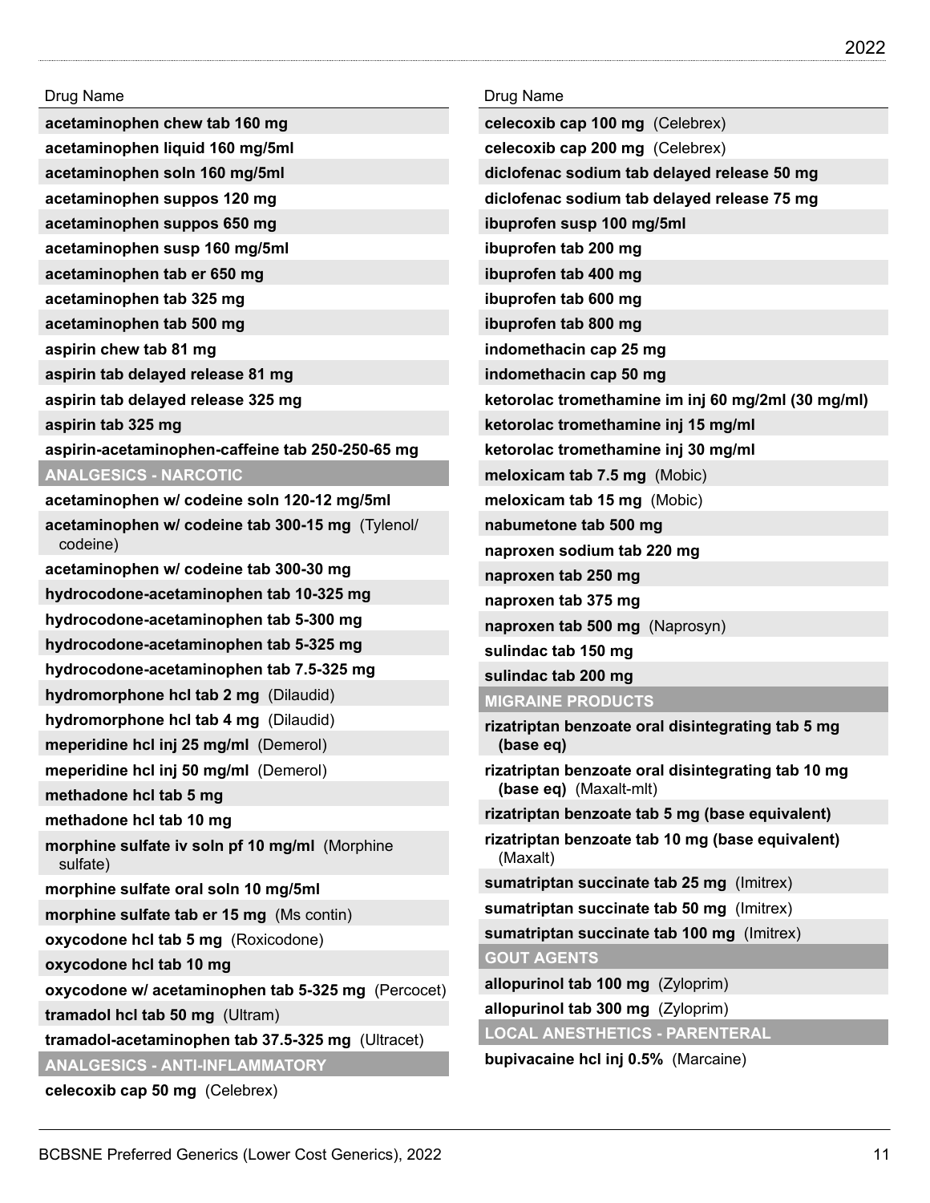| Drug Name |
|---|
| **acetaminophen chew tab 160 mg** |
| **acetaminophen liquid 160 mg/5ml** |
| **acetaminophen soln 160 mg/5ml** |
| **acetaminophen suppos 120 mg** |
| **acetaminophen suppos 650 mg** |
| **acetaminophen susp 160 mg/5ml** |
| **acetaminophen tab er 650 mg** |
| **acetaminophen tab 325 mg** |
| **acetaminophen tab 500 mg** |
| **aspirin chew tab 81 mg** |
| **aspirin tab delayed release 81 mg** |
| **aspirin tab delayed release 325 mg** |
| **aspirin tab 325 mg** |
| **aspirin-acetaminophen-caffeine tab 250-250-65 mg** |
| **ANALGESICS - NARCOTIC** |
| **acetaminophen w/ codeine soln 120-12 mg/5ml** |
| **acetaminophen w/ codeine tab 300-15 mg** (Tylenol/ codeine) |
| **acetaminophen w/ codeine tab 300-30 mg** |
| **hydrocodone-acetaminophen tab 10-325 mg** |
| **hydrocodone-acetaminophen tab 5-300 mg** |
| **hydrocodone-acetaminophen tab 5-325 mg** |
| **hydrocodone-acetaminophen tab 7.5-325 mg** |
| **hydromorphone hcl tab 2 mg** (Dilaudid) |
| **hydromorphone hcl tab 4 mg** (Dilaudid) |
| **meperidine hcl inj 25 mg/ml** (Demerol) |
| **meperidine hcl inj 50 mg/ml** (Demerol) |
| **methadone hcl tab 5 mg** |
| **methadone hcl tab 10 mg** |
| **morphine sulfate iv soln pf 10 mg/ml** (Morphine sulfate) |
| **morphine sulfate oral soln 10 mg/5ml** |
| **morphine sulfate tab er 15 mg** (Ms contin) |
| **oxycodone hcl tab 5 mg** (Roxicodone) |
| **oxycodone hcl tab 10 mg** |
| **oxycodone w/ acetaminophen tab 5-325 mg** (Percocet) |
| **tramadol hcl tab 50 mg** (Ultram) |
| **tramadol-acetaminophen tab 37.5-325 mg** (Ultracet) |
| **ANALGESICS - ANTI-INFLAMMATORY** |
| **celecoxib cap 50 mg** (Celebrex) |

| Drug Name |
|---|
| **celecoxib cap 100 mg** (Celebrex) |
| **celecoxib cap 200 mg** (Celebrex) |
| **diclofenac sodium tab delayed release 50 mg** |
| **diclofenac sodium tab delayed release 75 mg** |
| **ibuprofen susp 100 mg/5ml** |
| **ibuprofen tab 200 mg** |
| **ibuprofen tab 400 mg** |
| **ibuprofen tab 600 mg** |
| **ibuprofen tab 800 mg** |
| **indomethacin cap 25 mg** |
| **indomethacin cap 50 mg** |
| **ketorolac tromethamine im inj 60 mg/2ml (30 mg/ml)** |
| **ketorolac tromethamine inj 15 mg/ml** |
| **ketorolac tromethamine inj 30 mg/ml** |
| **meloxicam tab 7.5 mg** (Mobic) |
| **meloxicam tab 15 mg** (Mobic) |
| **nabumetone tab 500 mg** |
| **naproxen sodium tab 220 mg** |
| **naproxen tab 250 mg** |
| **naproxen tab 375 mg** |
| **naproxen tab 500 mg** (Naprosyn) |
| **sulindac tab 150 mg** |
| **sulindac tab 200 mg** |
| **MIGRAINE PRODUCTS** |
| **rizatriptan benzoate oral disintegrating tab 5 mg (base eq)** |
| **rizatriptan benzoate oral disintegrating tab 10 mg (base eq)** (Maxalt-mlt) |
| **rizatriptan benzoate tab 5 mg (base equivalent)** |
| **rizatriptan benzoate tab 10 mg (base equivalent)** (Maxalt) |
| **sumatriptan succinate tab 25 mg** (Imitrex) |
| **sumatriptan succinate tab 50 mg** (Imitrex) |
| **sumatriptan succinate tab 100 mg** (Imitrex) |
| **GOUT AGENTS** |
| **allopurinol tab 100 mg** (Zyloprim) |
| **allopurinol tab 300 mg** (Zyloprim) |
| **LOCAL ANESTHETICS - PARENTERAL** |
| **bupivacaine hcl inj 0.5%** (Marcaine) |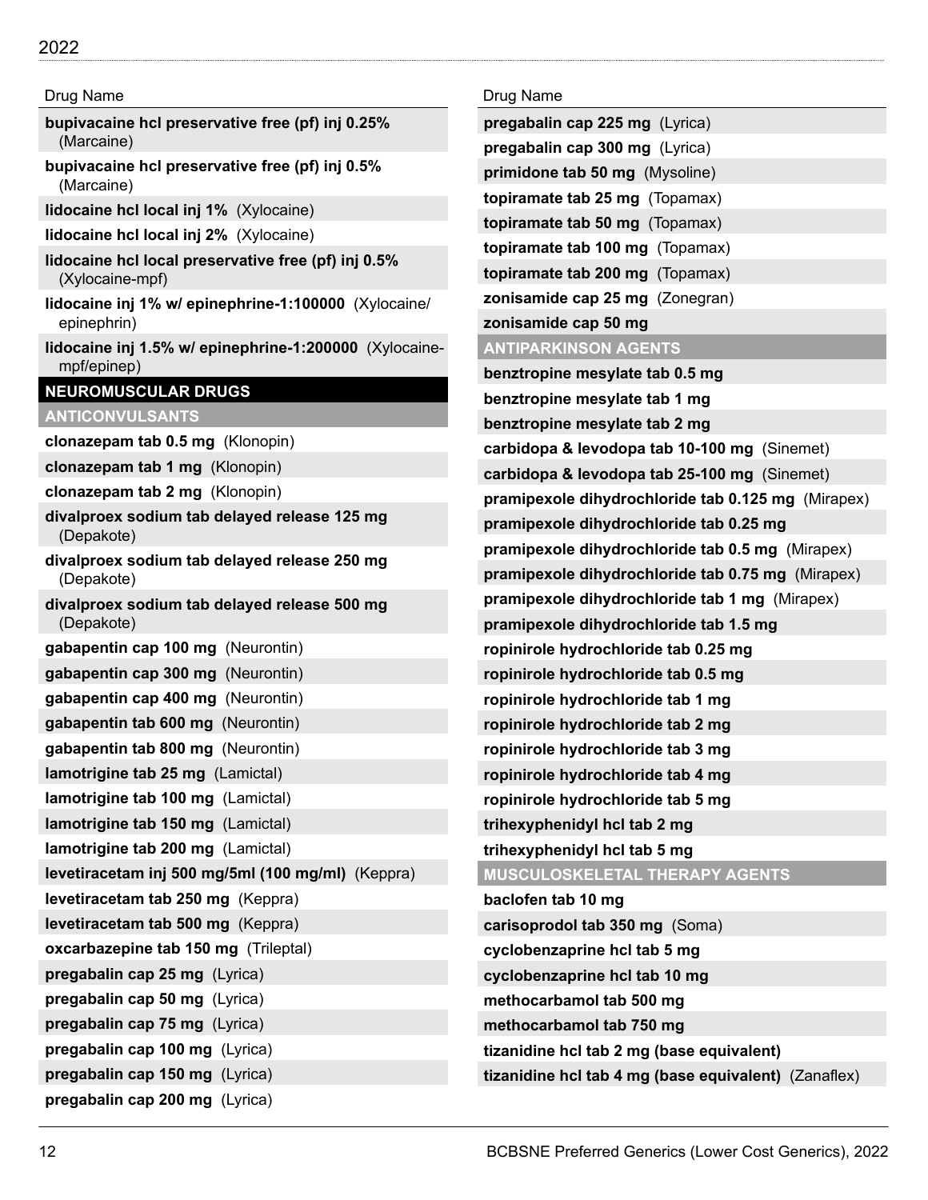| Drug Name |
|---|
| **bupivacaine hcl preservative free (pf) inj 0.25%** (Marcaine) |
| **bupivacaine hcl preservative free (pf) inj 0.5%** (Marcaine) |
| **lidocaine hcl local inj 1%** (Xylocaine) |
| **lidocaine hcl local inj 2%** (Xylocaine) |
| **lidocaine hcl local preservative free (pf) inj 0.5%** (Xylocaine-mpf) |
| **lidocaine inj 1% w/ epinephrine-1:100000** (Xylocaine/epinephrin) |
| **lidocaine inj 1.5% w/ epinephrine-1:200000** (Xylocaine-mpf/epinep) |

## NEUROMUSCULAR DRUGS

### ANTICONVULSANTS

| Drug Name |
|---|
| **clonazepam tab 0.5 mg** (Klonopin) |
| **clonazepam tab 1 mg** (Klonopin) |
| **clonazepam tab 2 mg** (Klonopin) |
| **divalproex sodium tab delayed release 125 mg** (Depakote) |
| **divalproex sodium tab delayed release 250 mg** (Depakote) |
| **divalproex sodium tab delayed release 500 mg** (Depakote) |
| **gabapentin cap 100 mg** (Neurontin) |
| **gabapentin cap 300 mg** (Neurontin) |
| **gabapentin cap 400 mg** (Neurontin) |
| **gabapentin tab 600 mg** (Neurontin) |
| **gabapentin tab 800 mg** (Neurontin) |
| **lamotrigine tab 25 mg** (Lamictal) |
| **lamotrigine tab 100 mg** (Lamictal) |
| **lamotrigine tab 150 mg** (Lamictal) |
| **lamotrigine tab 200 mg** (Lamictal) |
| **levetiracetam inj 500 mg/5ml (100 mg/ml)** (Keppra) |
| **levetiracetam tab 250 mg** (Keppra) |
| **levetiracetam tab 500 mg** (Keppra) |
| **oxcarbazepine tab 150 mg** (Trileptal) |
| **pregabalin cap 25 mg** (Lyrica) |
| **pregabalin cap 50 mg** (Lyrica) |
| **pregabalin cap 75 mg** (Lyrica) |
| **pregabalin cap 100 mg** (Lyrica) |
| **pregabalin cap 150 mg** (Lyrica) |
| **pregabalin cap 200 mg** (Lyrica) |
| **pregabalin cap 225 mg** (Lyrica) |
| **pregabalin cap 300 mg** (Lyrica) |
| **primidone tab 50 mg** (Mysoline) |
| **topiramate tab 25 mg** (Topamax) |
| **topiramate tab 50 mg** (Topamax) |
| **topiramate tab 100 mg** (Topamax) |
| **topiramate tab 200 mg** (Topamax) |
| **zonisamide cap 25 mg** (Zonegran) |
| **zonisamide cap 50 mg** |

### ANTIPARKINSON AGENTS

| Drug Name |
|---|
| **benztropine mesylate tab 0.5 mg** |
| **benztropine mesylate tab 1 mg** |
| **benztropine mesylate tab 2 mg** |
| **carbidopa & levodopa tab 10-100 mg** (Sinemet) |
| **carbidopa & levodopa tab 25-100 mg** (Sinemet) |
| **pramipexole dihydrochloride tab 0.125 mg** (Mirapex) |
| **pramipexole dihydrochloride tab 0.25 mg** |
| **pramipexole dihydrochloride tab 0.5 mg** (Mirapex) |
| **pramipexole dihydrochloride tab 0.75 mg** (Mirapex) |
| **pramipexole dihydrochloride tab 1 mg** (Mirapex) |
| **pramipexole dihydrochloride tab 1.5 mg** |
| **ropinirole hydrochloride tab 0.25 mg** |
| **ropinirole hydrochloride tab 0.5 mg** |
| **ropinirole hydrochloride tab 1 mg** |
| **ropinirole hydrochloride tab 2 mg** |
| **ropinirole hydrochloride tab 3 mg** |
| **ropinirole hydrochloride tab 4 mg** |
| **ropinirole hydrochloride tab 5 mg** |
| **trihexyphenidyl hcl tab 2 mg** |
| **trihexyphenidyl hcl tab 5 mg** |

### MUSCULOSKELETAL THERAPY AGENTS

| Drug Name |
|---|
| **baclofen tab 10 mg** |
| **carisoprodol tab 350 mg** (Soma) |
| **cyclobenzaprine hcl tab 5 mg** |
| **cyclobenzaprine hcl tab 10 mg** |
| **methocarbamol tab 500 mg** |
| **methocarbamol tab 750 mg** |
| **tizanidine hcl tab 2 mg (base equivalent)** |
| **tizanidine hcl tab 4 mg (base equivalent)** (Zanaflex) |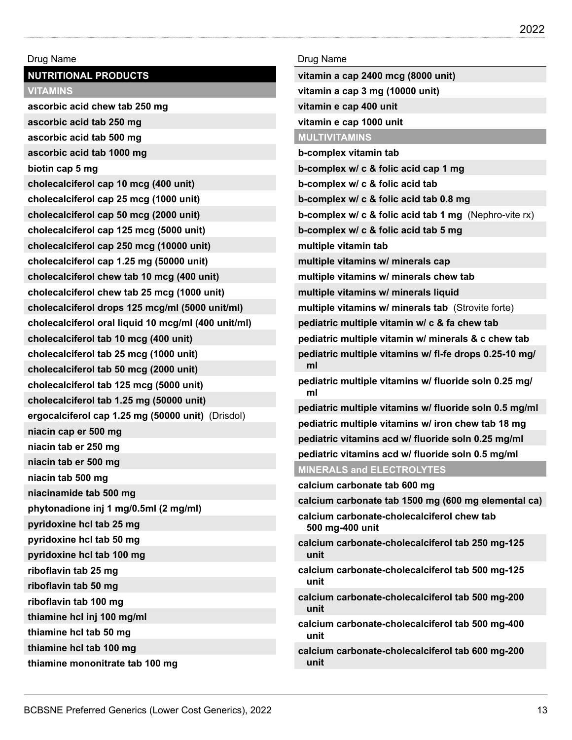Drug Name

## NUTRITIONAL PRODUCTS

### VITAMINS

**ascorbic acid chew tab 250 mg**
**ascorbic acid tab 250 mg**
**ascorbic acid tab 500 mg**
**ascorbic acid tab 1000 mg**
**biotin cap 5 mg**
**cholecalciferol cap 10 mcg (400 unit)**
**cholecalciferol cap 25 mcg (1000 unit)**
**cholecalciferol cap 50 mcg (2000 unit)**
**cholecalciferol cap 125 mcg (5000 unit)**
**cholecalciferol cap 250 mcg (10000 unit)**
**cholecalciferol cap 1.25 mg (50000 unit)**
**cholecalciferol chew tab 10 mcg (400 unit)**
**cholecalciferol chew tab 25 mcg (1000 unit)**
**cholecalciferol drops 125 mcg/ml (5000 unit/ml)**
**cholecalciferol oral liquid 10 mcg/ml (400 unit/ml)**
**cholecalciferol tab 10 mcg (400 unit)**
**cholecalciferol tab 25 mcg (1000 unit)**
**cholecalciferol tab 50 mcg (2000 unit)**
**cholecalciferol tab 125 mcg (5000 unit)**
**cholecalciferol tab 1.25 mg (50000 unit)**
**ergocalciferol cap 1.25 mg (50000 unit)** (Drisdol)
**niacin cap er 500 mg**
**niacin tab er 250 mg**
**niacin tab er 500 mg**
**niacin tab 500 mg**
**niacinamide tab 500 mg**
**phytonadione inj 1 mg/0.5ml (2 mg/ml)**
**pyridoxine hcl tab 25 mg**
**pyridoxine hcl tab 50 mg**
**pyridoxine hcl tab 100 mg**
**riboflavin tab 25 mg**
**riboflavin tab 50 mg**
**riboflavin tab 100 mg**
**thiamine hcl inj 100 mg/ml**
**thiamine hcl tab 50 mg**
**thiamine hcl tab 100 mg**
**thiamine mononitrate tab 100 mg**
**vitamin a cap 2400 mcg (8000 unit)**
**vitamin a cap 3 mg (10000 unit)**
**vitamin e cap 400 unit**
**vitamin e cap 1000 unit**

### MULTIVITAMINS

**b-complex vitamin tab**
**b-complex w/ c & folic acid cap 1 mg**
**b-complex w/ c & folic acid tab**
**b-complex w/ c & folic acid tab 0.8 mg**
**b-complex w/ c & folic acid tab 1 mg** (Nephro-vite rx)
**b-complex w/ c & folic acid tab 5 mg**
**multiple vitamin tab**
**multiple vitamins w/ minerals cap**
**multiple vitamins w/ minerals chew tab**
**multiple vitamins w/ minerals liquid**
**multiple vitamins w/ minerals tab** (Strovite forte)
**pediatric multiple vitamin w/ c & fa chew tab**
**pediatric multiple vitamin w/ minerals & c chew tab**
**pediatric multiple vitamins w/ fl-fe drops 0.25-10 mg/ml**
**pediatric multiple vitamins w/ fluoride soln 0.25 mg/ml**
**pediatric multiple vitamins w/ fluoride soln 0.5 mg/ml**
**pediatric multiple vitamins w/ iron chew tab 18 mg**
**pediatric vitamins acd w/ fluoride soln 0.25 mg/ml**
**pediatric vitamins acd w/ fluoride soln 0.5 mg/ml**

### MINERALS and ELECTROLYTES

**calcium carbonate tab 600 mg**
**calcium carbonate tab 1500 mg (600 mg elemental ca)**
**calcium carbonate-cholecalciferol chew tab 500 mg-400 unit**
**calcium carbonate-cholecalciferol tab 250 mg-125 unit**
**calcium carbonate-cholecalciferol tab 500 mg-125 unit**
**calcium carbonate-cholecalciferol tab 500 mg-200 unit**
**calcium carbonate-cholecalciferol tab 500 mg-400 unit**
**calcium carbonate-cholecalciferol tab 600 mg-200 unit**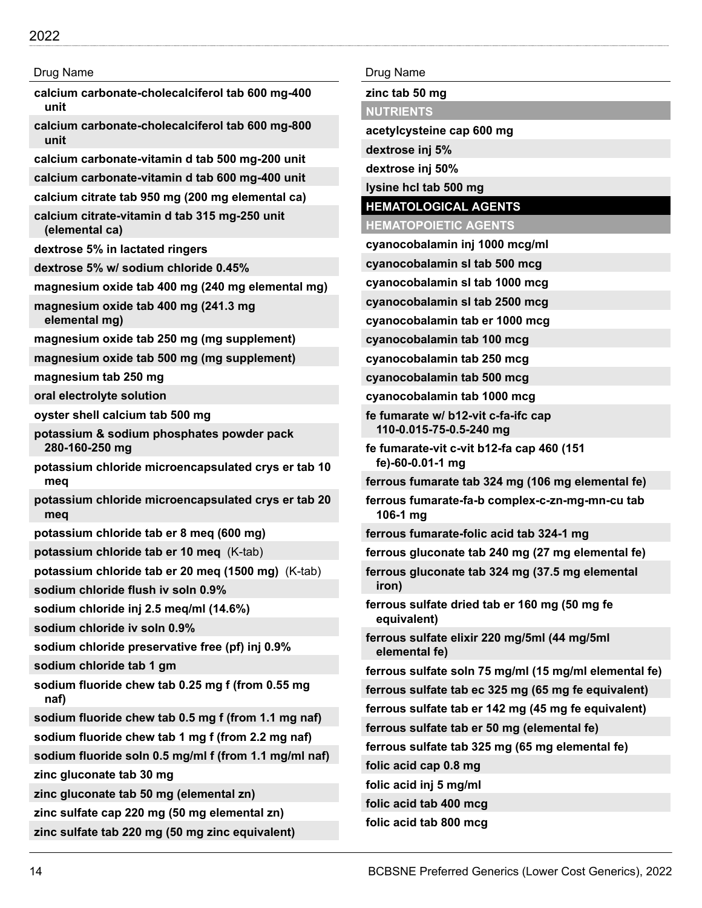| Drug Name |
|---|
| **calcium carbonate-cholecalciferol tab 600 mg-400 unit** |
| **calcium carbonate-cholecalciferol tab 600 mg-800 unit** |
| **calcium carbonate-vitamin d tab 500 mg-200 unit** |
| **calcium carbonate-vitamin d tab 600 mg-400 unit** |
| **calcium citrate tab 950 mg (200 mg elemental ca)** |
| **calcium citrate-vitamin d tab 315 mg-250 unit (elemental ca)** |
| **dextrose 5% in lactated ringers** |
| **dextrose 5% w/ sodium chloride 0.45%** |
| **magnesium oxide tab 400 mg (240 mg elemental mg)** |
| **magnesium oxide tab 400 mg (241.3 mg elemental mg)** |
| **magnesium oxide tab 250 mg (mg supplement)** |
| **magnesium oxide tab 500 mg (mg supplement)** |
| **magnesium tab 250 mg** |
| **oral electrolyte solution** |
| **oyster shell calcium tab 500 mg** |
| **potassium & sodium phosphates powder pack 280-160-250 mg** |
| **potassium chloride microencapsulated crys er tab 10 meq** |
| **potassium chloride microencapsulated crys er tab 20 meq** |
| **potassium chloride tab er 8 meq (600 mg)** |
| **potassium chloride tab er 10 meq** (K-tab) |
| **potassium chloride tab er 20 meq (1500 mg)** (K-tab) |
| **sodium chloride flush iv soln 0.9%** |
| **sodium chloride inj 2.5 meq/ml (14.6%)** |
| **sodium chloride iv soln 0.9%** |
| **sodium chloride preservative free (pf) inj 0.9%** |
| **sodium chloride tab 1 gm** |
| **sodium fluoride chew tab 0.25 mg f (from 0.55 mg naf)** |
| **sodium fluoride chew tab 0.5 mg f (from 1.1 mg naf)** |
| **sodium fluoride chew tab 1 mg f (from 2.2 mg naf)** |
| **sodium fluoride soln 0.5 mg/ml f (from 1.1 mg/ml naf)** |
| **zinc gluconate tab 30 mg** |
| **zinc gluconate tab 50 mg (elemental zn)** |
| **zinc sulfate cap 220 mg (50 mg elemental zn)** |
| **zinc sulfate tab 220 mg (50 mg zinc equivalent)** |
| **zinc tab 50 mg** |
| **NUTRIENTS** |
| **acetylcysteine cap 600 mg** |
| **dextrose inj 5%** |
| **dextrose inj 50%** |
| **lysine hcl tab 500 mg** |

## HEMATOLOGICAL AGENTS

| Drug Name |
|---|
| **HEMATOPOIETIC AGENTS** |
| **cyanocobalamin inj 1000 mcg/ml** |
| **cyanocobalamin sl tab 500 mcg** |
| **cyanocobalamin sl tab 1000 mcg** |
| **cyanocobalamin sl tab 2500 mcg** |
| **cyanocobalamin tab er 1000 mcg** |
| **cyanocobalamin tab 100 mcg** |
| **cyanocobalamin tab 250 mcg** |
| **cyanocobalamin tab 500 mcg** |
| **cyanocobalamin tab 1000 mcg** |
| **fe fumarate w/ b12-vit c-fa-ifc cap 110-0.015-75-0.5-240 mg** |
| **fe fumarate-vit c-vit b12-fa cap 460 (151 fe)-60-0.01-1 mg** |
| **ferrous fumarate tab 324 mg (106 mg elemental fe)** |
| **ferrous fumarate-fa-b complex-c-zn-mg-mn-cu tab 106-1 mg** |
| **ferrous fumarate-folic acid tab 324-1 mg** |
| **ferrous gluconate tab 240 mg (27 mg elemental fe)** |
| **ferrous gluconate tab 324 mg (37.5 mg elemental iron)** |
| **ferrous sulfate dried tab er 160 mg (50 mg fe equivalent)** |
| **ferrous sulfate elixir 220 mg/5ml (44 mg/5ml elemental fe)** |
| **ferrous sulfate soln 75 mg/ml (15 mg/ml elemental fe)** |
| **ferrous sulfate tab ec 325 mg (65 mg fe equivalent)** |
| **ferrous sulfate tab er 142 mg (45 mg fe equivalent)** |
| **ferrous sulfate tab er 50 mg (elemental fe)** |
| **ferrous sulfate tab 325 mg (65 mg elemental fe)** |
| **folic acid cap 0.8 mg** |
| **folic acid inj 5 mg/ml** |
| **folic acid tab 400 mcg** |
| **folic acid tab 800 mcg** |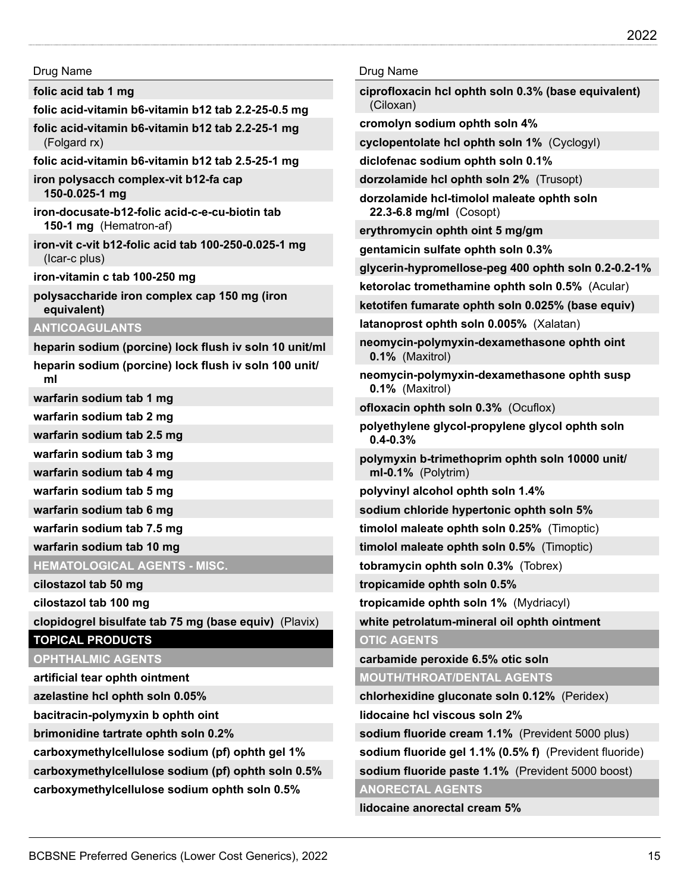| Drug Name |
|---|
| **folic acid tab 1 mg** |
| **folic acid-vitamin b6-vitamin b12 tab 2.2-25-0.5 mg** |
| **folic acid-vitamin b6-vitamin b12 tab 2.2-25-1 mg** (Folgard rx) |
| **folic acid-vitamin b6-vitamin b12 tab 2.5-25-1 mg** |
| **iron polysacch complex-vit b12-fa cap 150-0.025-1 mg** |
| **iron-docusate-b12-folic acid-c-e-cu-biotin tab 150-1 mg** (Hematron-af) |
| **iron-vit c-vit b12-folic acid tab 100-250-0.025-1 mg** (Icar-c plus) |
| **iron-vitamin c tab 100-250 mg** |
| **polysaccharide iron complex cap 150 mg (iron equivalent)** |
| **ANTICOAGULANTS** |
| **heparin sodium (porcine) lock flush iv soln 10 unit/ml** |
| **heparin sodium (porcine) lock flush iv soln 100 unit/ml** |
| **warfarin sodium tab 1 mg** |
| **warfarin sodium tab 2 mg** |
| **warfarin sodium tab 2.5 mg** |
| **warfarin sodium tab 3 mg** |
| **warfarin sodium tab 4 mg** |
| **warfarin sodium tab 5 mg** |
| **warfarin sodium tab 6 mg** |
| **warfarin sodium tab 7.5 mg** |
| **warfarin sodium tab 10 mg** |
| **HEMATOLOGICAL AGENTS - MISC.** |
| **cilostazol tab 50 mg** |
| **cilostazol tab 100 mg** |
| **clopidogrel bisulfate tab 75 mg (base equiv)** (Plavix) |
| **TOPICAL PRODUCTS** |
| **OPHTHALMIC AGENTS** |
| **artificial tear ophth ointment** |
| **azelastine hcl ophth soln 0.05%** |
| **bacitracin-polymyxin b ophth oint** |
| **brimonidine tartrate ophth soln 0.2%** |
| **carboxymethylcellulose sodium (pf) ophth gel 1%** |
| **carboxymethylcellulose sodium (pf) ophth soln 0.5%** |
| **carboxymethylcellulose sodium ophth soln 0.5%** |

| Drug Name |
|---|
| **ciprofloxacin hcl ophth soln 0.3% (base equivalent)** (Ciloxan) |
| **cromolyn sodium ophth soln 4%** |
| **cyclopentolate hcl ophth soln 1%** (Cyclogyl) |
| **diclofenac sodium ophth soln 0.1%** |
| **dorzolamide hcl ophth soln 2%** (Trusopt) |
| **dorzolamide hcl-timolol maleate ophth soln 22.3-6.8 mg/ml** (Cosopt) |
| **erythromycin ophth oint 5 mg/gm** |
| **gentamicin sulfate ophth soln 0.3%** |
| **glycerin-hypromellose-peg 400 ophth soln 0.2-0.2-1%** |
| **ketorolac tromethamine ophth soln 0.5%** (Acular) |
| **ketotifen fumarate ophth soln 0.025% (base equiv)** |
| **latanoprost ophth soln 0.005%** (Xalatan) |
| **neomycin-polymyxin-dexamethasone ophth oint 0.1%** (Maxitrol) |
| **neomycin-polymyxin-dexamethasone ophth susp 0.1%** (Maxitrol) |
| **ofloxacin ophth soln 0.3%** (Ocuflox) |
| **polyethylene glycol-propylene glycol ophth soln 0.4-0.3%** |
| **polymyxin b-trimethoprim ophth soln 10000 unit/ml-0.1%** (Polytrim) |
| **polyvinyl alcohol ophth soln 1.4%** |
| **sodium chloride hypertonic ophth soln 5%** |
| **timolol maleate ophth soln 0.25%** (Timoptic) |
| **timolol maleate ophth soln 0.5%** (Timoptic) |
| **tobramycin ophth soln 0.3%** (Tobrex) |
| **tropicamide ophth soln 0.5%** |
| **tropicamide ophth soln 1%** (Mydriacyl) |
| **white petrolatum-mineral oil ophth ointment** |
| **OTIC AGENTS** |
| **carbamide peroxide 6.5% otic soln** |
| **MOUTH/THROAT/DENTAL AGENTS** |
| **chlorhexidine gluconate soln 0.12%** (Peridex) |
| **lidocaine hcl viscous soln 2%** |
| **sodium fluoride cream 1.1%** (Prevident 5000 plus) |
| **sodium fluoride gel 1.1% (0.5% f)** (Prevident fluoride) |
| **sodium fluoride paste 1.1%** (Prevident 5000 boost) |
| **ANORECTAL AGENTS** |
| **lidocaine anorectal cream 5%** |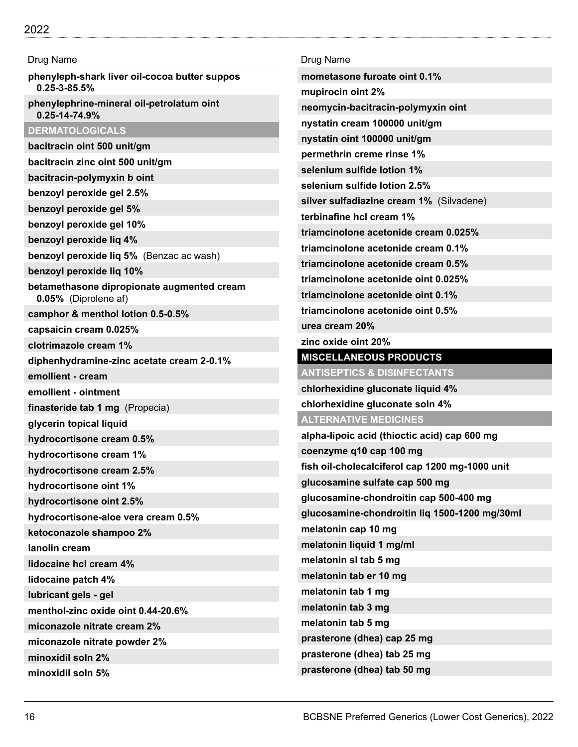| Drug Name |
|---|
| **phenyleph-shark liver oil-cocoa butter suppos 0.25-3-85.5%** |
| **phenylephrine-mineral oil-petrolatum oint 0.25-14-74.9%** |

## DERMATOLOGICALS

| Drug Name |
|---|
| **bacitracin oint 500 unit/gm** |
| **bacitracin zinc oint 500 unit/gm** |
| **bacitracin-polymyxin b oint** |
| **benzoyl peroxide gel 2.5%** |
| **benzoyl peroxide gel 5%** |
| **benzoyl peroxide gel 10%** |
| **benzoyl peroxide liq 4%** |
| **benzoyl peroxide liq 5%** (Benzac ac wash) |
| **benzoyl peroxide liq 10%** |
| **betamethasone dipropionate augmented cream 0.05%** (Diprolene af) |
| **camphor & menthol lotion 0.5-0.5%** |
| **capsaicin cream 0.025%** |
| **clotrimazole cream 1%** |
| **diphenhydramine-zinc acetate cream 2-0.1%** |
| **emollient - cream** |
| **emollient - ointment** |
| **finasteride tab 1 mg** (Propecia) |
| **glycerin topical liquid** |
| **hydrocortisone cream 0.5%** |
| **hydrocortisone cream 1%** |
| **hydrocortisone cream 2.5%** |
| **hydrocortisone oint 1%** |
| **hydrocortisone oint 2.5%** |
| **hydrocortisone-aloe vera cream 0.5%** |
| **ketoconazole shampoo 2%** |
| **lanolin cream** |
| **lidocaine hcl cream 4%** |
| **lidocaine patch 4%** |
| **lubricant gels - gel** |
| **menthol-zinc oxide oint 0.44-20.6%** |
| **miconazole nitrate cream 2%** |
| **miconazole nitrate powder 2%** |
| **minoxidil soln 2%** |
| **minoxidil soln 5%** |
| **mometasone furoate oint 0.1%** |
| **mupirocin oint 2%** |
| **neomycin-bacitracin-polymyxin oint** |
| **nystatin cream 100000 unit/gm** |
| **nystatin oint 100000 unit/gm** |
| **permethrin creme rinse 1%** |
| **selenium sulfide lotion 1%** |
| **selenium sulfide lotion 2.5%** |
| **silver sulfadiazine cream 1%** (Silvadene) |
| **terbinafine hcl cream 1%** |
| **triamcinolone acetonide cream 0.025%** |
| **triamcinolone acetonide cream 0.1%** |
| **triamcinolone acetonide cream 0.5%** |
| **triamcinolone acetonide oint 0.025%** |
| **triamcinolone acetonide oint 0.1%** |
| **triamcinolone acetonide oint 0.5%** |
| **urea cream 20%** |
| **zinc oxide oint 20%** |

# MISCELLANEOUS PRODUCTS

## ANTISEPTICS & DISINFECTANTS

| Drug Name |
|---|
| **chlorhexidine gluconate liquid 4%** |
| **chlorhexidine gluconate soln 4%** |

## ALTERNATIVE MEDICINES

| Drug Name |
|---|
| **alpha-lipoic acid (thioctic acid) cap 600 mg** |
| **coenzyme q10 cap 100 mg** |
| **fish oil-cholecalciferol cap 1200 mg-1000 unit** |
| **glucosamine sulfate cap 500 mg** |
| **glucosamine-chondroitin cap 500-400 mg** |
| **glucosamine-chondroitin liq 1500-1200 mg/30ml** |
| **melatonin cap 10 mg** |
| **melatonin liquid 1 mg/ml** |
| **melatonin sl tab 5 mg** |
| **melatonin tab er 10 mg** |
| **melatonin tab 1 mg** |
| **melatonin tab 3 mg** |
| **melatonin tab 5 mg** |
| **prasterone (dhea) cap 25 mg** |
| **prasterone (dhea) tab 25 mg** |
| **prasterone (dhea) tab 50 mg** |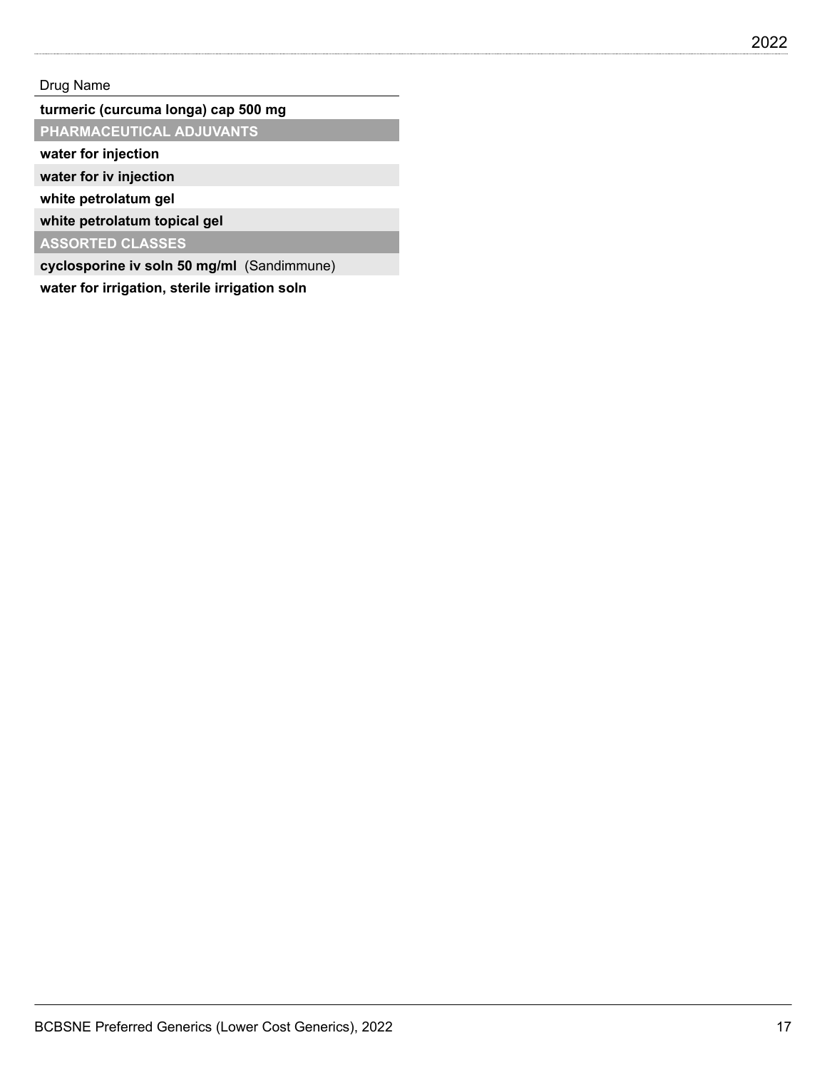| Drug Name |
| --- |
| **turmeric (curcuma longa) cap 500 mg** |
| **PHARMACEUTICAL ADJUVANTS** |
| **water for injection** |
| **water for iv injection** |
| **white petrolatum gel** |
| **white petrolatum topical gel** |
| **ASSORTED CLASSES** |
| **cyclosporine iv soln 50 mg/ml** (Sandimmune) |
| **water for irrigation, sterile irrigation soln** |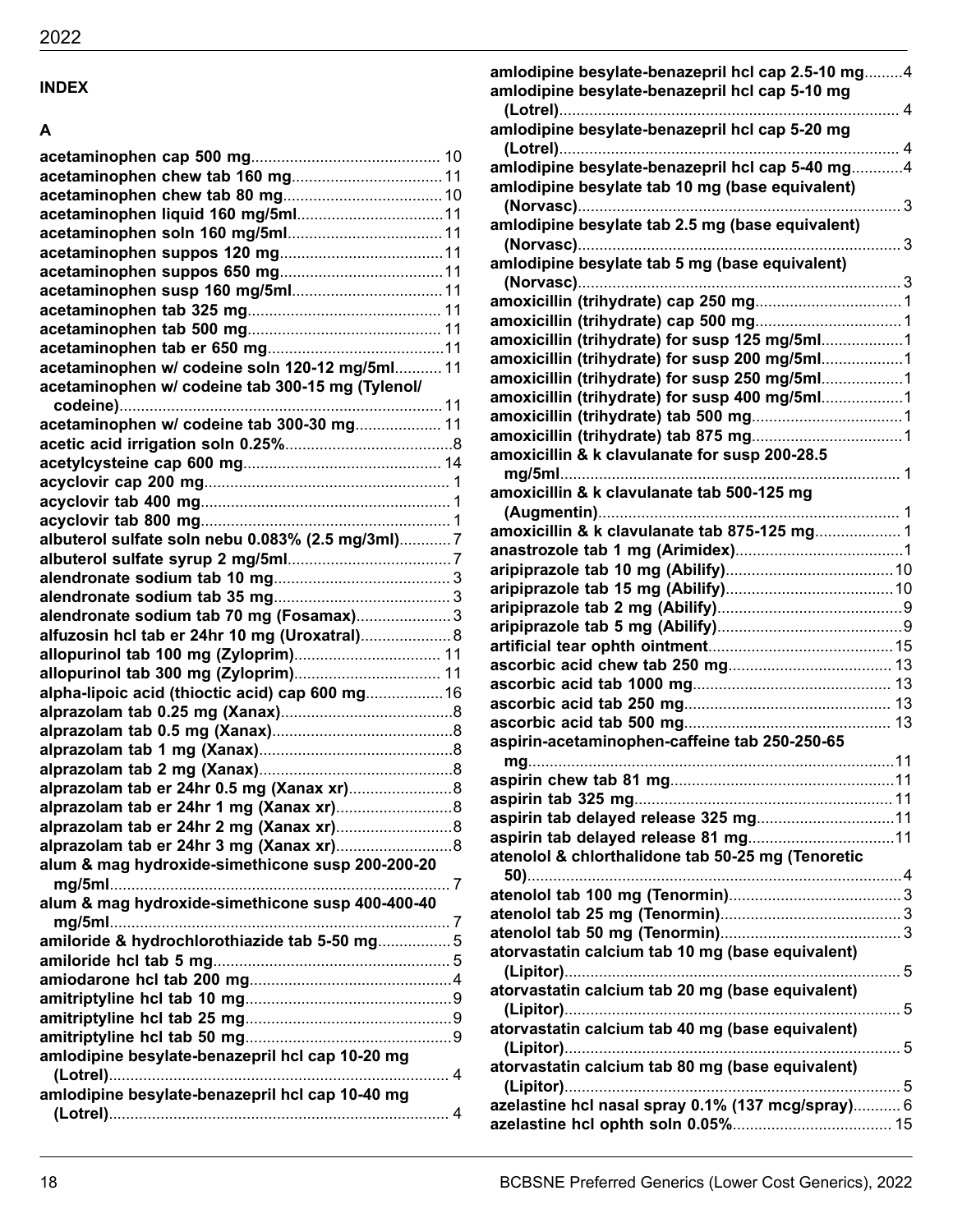## INDEX

### A

**acetaminophen cap 500 mg**............................................ 10
**acetaminophen chew tab 160 mg**.................................... 11
**acetaminophen chew tab 80 mg**...................................... 10
**acetaminophen liquid 160 mg/5ml**................................... 11
**acetaminophen soln 160 mg/5ml**..................................... 11
**acetaminophen suppos 120 mg**....................................... 11
**acetaminophen suppos 650 mg**....................................... 11
**acetaminophen susp 160 mg/5ml**.................................... 11
**acetaminophen tab 325 mg**............................................. 11
**acetaminophen tab 500 mg**............................................. 11
**acetaminophen tab er 650 mg**......................................... 11
**acetaminophen w/ codeine soln 120-12 mg/5ml**............ 11
**acetaminophen w/ codeine tab 300-15 mg (Tylenol/codeine)**........................................................................... 11
**acetaminophen w/ codeine tab 300-30 mg**..................... 11
**acetic acid irrigation soln 0.25%**........................................ 8
**acetylcysteine cap 600 mg**.............................................. 14
**acyclovir cap 200 mg**......................................................... 1
**acyclovir tab 400 mg**.......................................................... 1
**acyclovir tab 800 mg**.......................................................... 1
**albuterol sulfate soln nebu 0.083% (2.5 mg/3ml)**............ 7
**albuterol sulfate syrup 2 mg/5ml**....................................... 7
**alendronate sodium tab 10 mg**.......................................... 3
**alendronate sodium tab 35 mg**.......................................... 3
**alendronate sodium tab 70 mg (Fosamax)**....................... 3
**alfuzosin hcl tab er 24hr 10 mg (Uroxatral)**...................... 8
**allopurinol tab 100 mg (Zyloprim)**.................................. 11
**allopurinol tab 300 mg (Zyloprim)**.................................. 11
**alpha-lipoic acid (thioctic acid) cap 600 mg**.................. 16
**alprazolam tab 0.25 mg (Xanax)**........................................ 8
**alprazolam tab 0.5 mg (Xanax)**.......................................... 8
**alprazolam tab 1 mg (Xanax)**............................................. 8
**alprazolam tab 2 mg (Xanax)**............................................. 8
**alprazolam tab er 24hr 0.5 mg (Xanax xr)**........................ 8
**alprazolam tab er 24hr 1 mg (Xanax xr)**........................... 8
**alprazolam tab er 24hr 2 mg (Xanax xr)**........................... 8
**alprazolam tab er 24hr 3 mg (Xanax xr)**........................... 8
**alum & mag hydroxide-simethicone susp 200-200-20 mg/5ml**............................................................................... 7
**alum & mag hydroxide-simethicone susp 400-400-40 mg/5ml**............................................................................... 7
**amiloride & hydrochlorothiazide tab 5-50 mg**................. 5
**amiloride hcl tab 5 mg**........................................................ 5
**amiodarone hcl tab 200 mg**............................................... 4
**amitriptyline hcl tab 10 mg**................................................ 9
**amitriptyline hcl tab 25 mg**................................................ 9
**amitriptyline hcl tab 50 mg**................................................ 9
**amlodipine besylate-benazepril hcl cap 10-20 mg (Lotrel)**................................................................................ 4
**amlodipine besylate-benazepril hcl cap 10-40 mg (Lotrel)**................................................................................ 4
**amlodipine besylate-benazepril hcl cap 2.5-10 mg**......... 4
**amlodipine besylate-benazepril hcl cap 5-10 mg (Lotrel)**................................................................................ 4
**amlodipine besylate-benazepril hcl cap 5-20 mg (Lotrel)**................................................................................ 4
**amlodipine besylate-benazepril hcl cap 5-40 mg**............ 4
**amlodipine besylate tab 10 mg (base equivalent) (Norvasc)**........................................................................... 3
**amlodipine besylate tab 2.5 mg (base equivalent) (Norvasc)**........................................................................... 3
**amlodipine besylate tab 5 mg (base equivalent) (Norvasc)**........................................................................... 3
**amoxicillin (trihydrate) cap 250 mg**.................................. 1
**amoxicillin (trihydrate) cap 500 mg**.................................. 1
**amoxicillin (trihydrate) for susp 125 mg/5ml**................... 1
**amoxicillin (trihydrate) for susp 200 mg/5ml**................... 1
**amoxicillin (trihydrate) for susp 250 mg/5ml**................... 1
**amoxicillin (trihydrate) for susp 400 mg/5ml**................... 1
**amoxicillin (trihydrate) tab 500 mg**................................... 1
**amoxicillin (trihydrate) tab 875 mg**................................... 1
**amoxicillin & k clavulanate for susp 200-28.5 mg/5ml**............................................................................... 1
**amoxicillin & k clavulanate tab 500-125 mg (Augmentin)**...................................................................... 1
**amoxicillin & k clavulanate tab 875-125 mg**.................... 1
**anastrozole tab 1 mg (Arimidex)**....................................... 1
**aripiprazole tab 10 mg (Abilify)**....................................... 10
**aripiprazole tab 15 mg (Abilify)**....................................... 10
**aripiprazole tab 2 mg (Abilify)**........................................... 9
**aripiprazole tab 5 mg (Abilify)**........................................... 9
**artificial tear ophth ointment**........................................... 15
**ascorbic acid chew tab 250 mg**...................................... 13
**ascorbic acid tab 1000 mg**.............................................. 13
**ascorbic acid tab 250 mg**................................................ 13
**ascorbic acid tab 500 mg**................................................ 13
**aspirin-acetaminophen-caffeine tab 250-250-65 mg**.................................................................................... 11
**aspirin chew tab 81 mg**.................................................... 11
**aspirin tab 325 mg**............................................................ 11
**aspirin tab delayed release 325 mg**................................ 11
**aspirin tab delayed release 81 mg**.................................. 11
**atenolol & chlorthalidone tab 50-25 mg (Tenoretic 50)**....................................................................................... 4
**atenolol tab 100 mg (Tenormin)**........................................ 3
**atenolol tab 25 mg (Tenormin)**.......................................... 3
**atenolol tab 50 mg (Tenormin)**.......................................... 3
**atorvastatin calcium tab 10 mg (base equivalent) (Lipitor)**.............................................................................. 5
**atorvastatin calcium tab 20 mg (base equivalent) (Lipitor)**.............................................................................. 5
**atorvastatin calcium tab 40 mg (base equivalent) (Lipitor)**.............................................................................. 5
**atorvastatin calcium tab 80 mg (base equivalent) (Lipitor)**.............................................................................. 5
**azelastine hcl nasal spray 0.1% (137 mcg/spray)**........... 6
**azelastine hcl ophth soln 0.05%**..................................... 15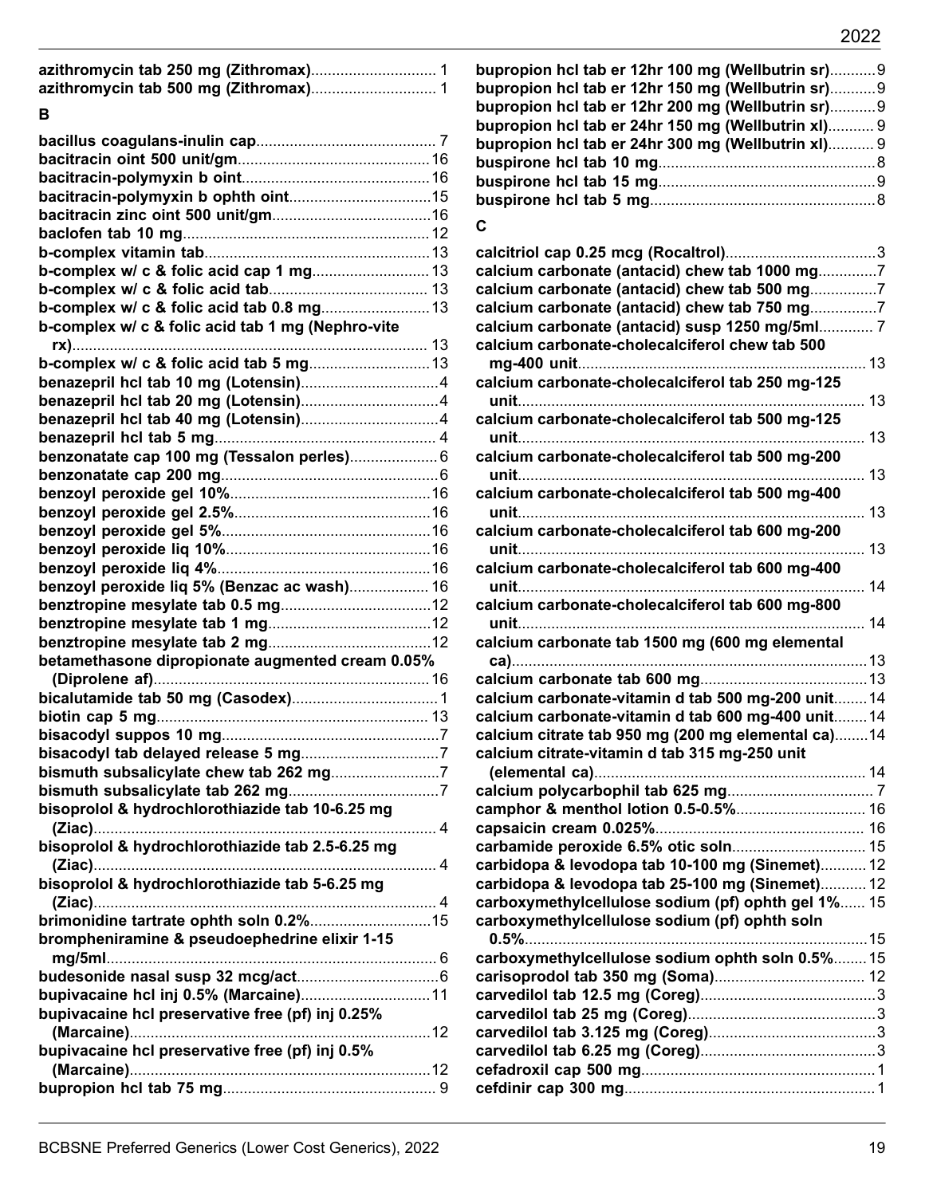**azithromycin tab 250 mg (Zithromax)**.............................. 1
**azithromycin tab 500 mg (Zithromax)**.............................. 1

## B

**bacillus coagulans-inulin cap**........................................... 7
**bacitracin oint 500 unit/gm**.............................................. 16
**bacitracin-polymyxin b oint**............................................. 16
**bacitracin-polymyxin b ophth oint**.................................. 15
**bacitracin zinc oint 500 unit/gm**...................................... 16
**baclofen tab 10 mg**........................................................... 12
**b-complex vitamin tab**...................................................... 13
**b-complex w/ c & folic acid cap 1 mg**............................ 13
**b-complex w/ c & folic acid tab**...................................... 13
**b-complex w/ c & folic acid tab 0.8 mg**.......................... 13
**b-complex w/ c & folic acid tab 1 mg (Nephro-vite rx)**........................................................................................ 13
**b-complex w/ c & folic acid tab 5 mg**.............................. 13
**benazepril hcl tab 10 mg (Lotensin)**................................. 4
**benazepril hcl tab 20 mg (Lotensin)**................................. 4
**benazepril hcl tab 40 mg (Lotensin)**................................. 4
**benazepril hcl tab 5 mg**..................................................... 4
**benzonatate cap 100 mg (Tessalon perles)**..................... 6
**benzonatate cap 200 mg**.................................................... 6
**benzoyl peroxide gel 10%**................................................ 16
**benzoyl peroxide gel 2.5%**............................................... 16
**benzoyl peroxide gel 5%**.................................................. 16
**benzoyl peroxide liq 10%**................................................. 16
**benzoyl peroxide liq 4%**................................................... 16
**benzoyl peroxide liq 5% (Benzac ac wash)**................... 16
**benztropine mesylate tab 0.5 mg**.................................... 12
**benztropine mesylate tab 1 mg**....................................... 12
**benztropine mesylate tab 2 mg**....................................... 12
**betamethasone dipropionate augmented cream 0.05% (Diprolene af)**................................................................. 16
**bicalutamide tab 50 mg (Casodex)**................................... 1
**biotin cap 5 mg**................................................................ 13
**bisacodyl suppos 10 mg**.................................................... 7
**bisacodyl tab delayed release 5 mg**................................. 7
**bismuth subsalicylate chew tab 262 mg**.......................... 7
**bismuth subsalicylate tab 262 mg**.................................... 7
**bisoprolol & hydrochlorothiazide tab 10-6.25 mg (Ziac)**................................................................................. 4
**bisoprolol & hydrochlorothiazide tab 2.5-6.25 mg (Ziac)**................................................................................. 4
**bisoprolol & hydrochlorothiazide tab 5-6.25 mg (Ziac)**................................................................................. 4
**brimonidine tartrate ophth soln 0.2%**............................. 15
**brompheniramine & pseudoephedrine elixir 1-15 mg/5ml**.............................................................................. 6
**budesonide nasal susp 32 mcg/act**.................................. 6
**bupivacaine hcl inj 0.5% (Marcaine)**............................... 11
**bupivacaine hcl preservative free (pf) inj 0.25% (Marcaine)**........................................................................ 12
**bupivacaine hcl preservative free (pf) inj 0.5% (Marcaine)**........................................................................ 12
**bupropion hcl tab 75 mg**................................................... 9
**bupropion hcl tab er 12hr 100 mg (Wellbutrin sr)**........... 9
**bupropion hcl tab er 12hr 150 mg (Wellbutrin sr)**........... 9
**bupropion hcl tab er 12hr 200 mg (Wellbutrin sr)**........... 9
**bupropion hcl tab er 24hr 150 mg (Wellbutrin xl)**........... 9
**bupropion hcl tab er 24hr 300 mg (Wellbutrin xl)**........... 9
**buspirone hcl tab 10 mg**.................................................... 8
**buspirone hcl tab 15 mg**.................................................... 9
**buspirone hcl tab 5 mg**...................................................... 8

## C

**calcitriol cap 0.25 mcg (Rocaltrol)**.................................... 3
**calcium carbonate (antacid) chew tab 1000 mg**.............. 7
**calcium carbonate (antacid) chew tab 500 mg**................ 7
**calcium carbonate (antacid) chew tab 750 mg**................ 7
**calcium carbonate (antacid) susp 1250 mg/5ml**............. 7
**calcium carbonate-cholecalciferol chew tab 500 mg-400 unit**..................................................................... 13
**calcium carbonate-cholecalciferol tab 250 mg-125 unit**.................................................................................. 13
**calcium carbonate-cholecalciferol tab 500 mg-125 unit**.................................................................................. 13
**calcium carbonate-cholecalciferol tab 500 mg-200 unit**.................................................................................. 13
**calcium carbonate-cholecalciferol tab 500 mg-400 unit**.................................................................................. 13
**calcium carbonate-cholecalciferol tab 600 mg-200 unit**.................................................................................. 13
**calcium carbonate-cholecalciferol tab 600 mg-400 unit**.................................................................................. 14
**calcium carbonate-cholecalciferol tab 600 mg-800 unit**.................................................................................. 14
**calcium carbonate tab 1500 mg (600 mg elemental ca)**.................................................................................... 13
**calcium carbonate tab 600 mg**........................................ 13
**calcium carbonate-vitamin d tab 500 mg-200 unit**........ 14
**calcium carbonate-vitamin d tab 600 mg-400 unit**........ 14
**calcium citrate tab 950 mg (200 mg elemental ca)**........ 14
**calcium citrate-vitamin d tab 315 mg-250 unit (elemental ca)**................................................................ 14
**calcium polycarbophil tab 625 mg**.................................... 7
**camphor & menthol lotion 0.5-0.5%**............................... 16
**capsaicin cream 0.025%**.................................................. 16
**carbamide peroxide 6.5% otic soln**................................ 15
**carbidopa & levodopa tab 10-100 mg (Sinemet)**........... 12
**carbidopa & levodopa tab 25-100 mg (Sinemet)**........... 12
**carboxymethylcellulose sodium (pf) ophth gel 1%**...... 15
**carboxymethylcellulose sodium (pf) ophth soln 0.5%**................................................................................. 15
**carboxymethylcellulose sodium ophth soln 0.5%**........ 15
**carisoprodol tab 350 mg (Soma)**.................................... 12
**carvedilol tab 12.5 mg (Coreg)**.......................................... 3
**carvedilol tab 25 mg (Coreg)**............................................. 3
**carvedilol tab 3.125 mg (Coreg)**........................................ 3
**carvedilol tab 6.25 mg (Coreg)**.......................................... 3
**cefadroxil cap 500 mg**........................................................ 1
**cefdinir cap 300 mg**............................................................ 1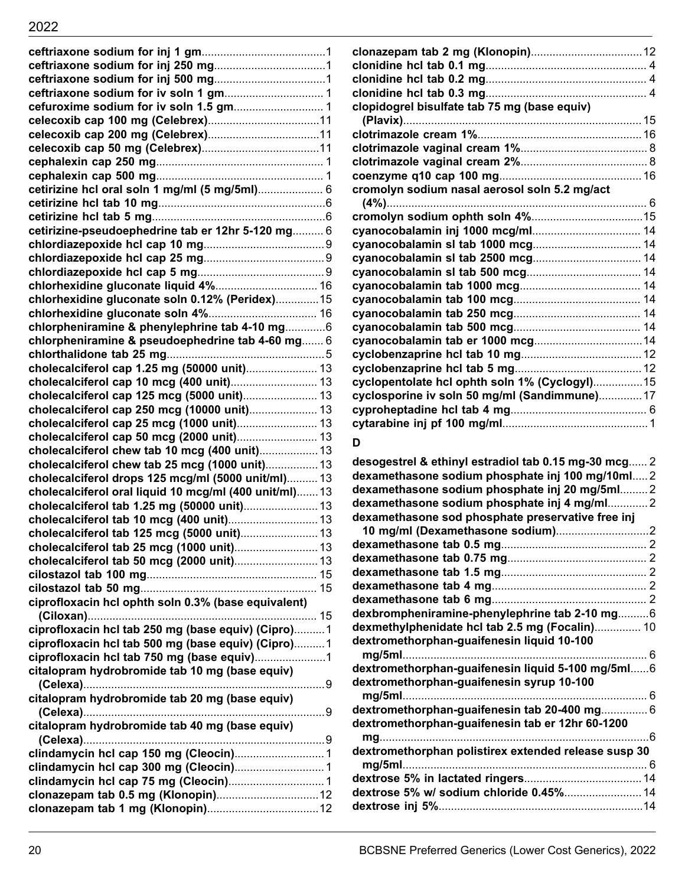**ceftriaxone sodium for inj 1 gm**........................................1
**ceftriaxone sodium for inj 250 mg**....................................1
**ceftriaxone sodium for inj 500 mg**....................................1
**ceftriaxone sodium for iv soln 1 gm**................................ 1
**cefuroxime sodium for iv soln 1.5 gm**............................. 1
**celecoxib cap 100 mg (Celebrex)**....................................11
**celecoxib cap 200 mg (Celebrex)**....................................11
**celecoxib cap 50 mg (Celebrex)**......................................11
**cephalexin cap 250 mg**...................................................... 1
**cephalexin cap 500 mg**...................................................... 1
**cetirizine hcl oral soln 1 mg/ml (5 mg/5ml)**..................... 6
**cetirizine hcl tab 10 mg**......................................................6
**cetirizine hcl tab 5 mg**........................................................6
**cetirizine-pseudoephedrine tab er 12hr 5-120 mg**.......... 6
**chlordiazepoxide hcl cap 10 mg**.......................................9
**chlordiazepoxide hcl cap 25 mg**.......................................9
**chlordiazepoxide hcl cap 5 mg**.........................................9
**chlorhexidine gluconate liquid 4%**................................. 16
**chlorhexidine gluconate soln 0.12% (Peridex)**..............15
**chlorhexidine gluconate soln 4%**................................... 16
**chlorpheniramine & phenylephrine tab 4-10 mg**.............6
**chlorpheniramine & pseudoephedrine tab 4-60 mg**....... 6
**chlorthalidone tab 25 mg**...................................................5
**cholecalciferol cap 1.25 mg (50000 unit)**....................... 13
**cholecalciferol cap 10 mcg (400 unit)**........................... 13
**cholecalciferol cap 125 mcg (5000 unit)**........................ 13
**cholecalciferol cap 250 mcg (10000 unit)**...................... 13
**cholecalciferol cap 25 mcg (1000 unit)**.......................... 13
**cholecalciferol cap 50 mcg (2000 unit)**.......................... 13
**cholecalciferol chew tab 10 mcg (400 unit)**................... 13
**cholecalciferol chew tab 25 mcg (1000 unit)**................. 13
**cholecalciferol drops 125 mcg/ml (5000 unit/ml)**.......... 13
**cholecalciferol oral liquid 10 mcg/ml (400 unit/ml)**....... 13
**cholecalciferol tab 1.25 mg (50000 unit)**........................ 13
**cholecalciferol tab 10 mcg (400 unit)**............................. 13
**cholecalciferol tab 125 mcg (5000 unit)**......................... 13
**cholecalciferol tab 25 mcg (1000 unit)**........................... 13
**cholecalciferol tab 50 mcg (2000 unit)**........................... 13
**cilostazol tab 100 mg**....................................................... 15
**cilostazol tab 50 mg**......................................................... 15
**ciprofloxacin hcl ophth soln 0.3% (base equivalent) (Ciloxan)**........................................................................... 15
**ciprofloxacin hcl tab 250 mg (base equiv) (Cipro)**..........1
**ciprofloxacin hcl tab 500 mg (base equiv) (Cipro)**..........1
**ciprofloxacin hcl tab 750 mg (base equiv)**.......................1
**citalopram hydrobromide tab 10 mg (base equiv) (Celexa)**..............................................................................9
**citalopram hydrobromide tab 20 mg (base equiv) (Celexa)**..............................................................................9
**citalopram hydrobromide tab 40 mg (base equiv) (Celexa)**..............................................................................9
**clindamycin hcl cap 150 mg (Cleocin)**.............................1
**clindamycin hcl cap 300 mg (Cleocin)**.............................1
**clindamycin hcl cap 75 mg (Cleocin)**...............................1
**clonazepam tab 0.5 mg (Klonopin)**.................................12
**clonazepam tab 1 mg (Klonopin)**....................................12
**clonazepam tab 2 mg (Klonopin)**....................................12
**clonidine hcl tab 0.1 mg**.................................................... 4
**clonidine hcl tab 0.2 mg**.................................................... 4
**clonidine hcl tab 0.3 mg**.................................................... 4
**clopidogrel bisulfate tab 75 mg (base equiv) (Plavix)**.............................................................................15
**clotrimazole cream 1%**.....................................................16
**clotrimazole vaginal cream 1%**......................................... 8
**clotrimazole vaginal cream 2%**......................................... 8
**coenzyme q10 cap 100 mg**..............................................16
**cromolyn sodium nasal aerosol soln 5.2 mg/act (4%)**.................................................................................... 6
**cromolyn sodium ophth soln 4%**....................................15
**cyanocobalamin inj 1000 mcg/ml**................................... 14
**cyanocobalamin sl tab 1000 mcg**................................... 14
**cyanocobalamin sl tab 2500 mcg**................................... 14
**cyanocobalamin sl tab 500 mcg**..................................... 14
**cyanocobalamin tab 1000 mcg**....................................... 14
**cyanocobalamin tab 100 mcg**......................................... 14
**cyanocobalamin tab 250 mcg**......................................... 14
**cyanocobalamin tab 500 mcg**......................................... 14
**cyanocobalamin tab er 1000 mcg**...................................14
**cyclobenzaprine hcl tab 10 mg**.......................................12
**cyclobenzaprine hcl tab 5 mg**.........................................12
**cyclopentolate hcl ophth soln 1% (Cyclogyl)**................15
**cyclosporine iv soln 50 mg/ml (Sandimmune)**..............17
**cyproheptadine hcl tab 4 mg**............................................ 6
**cytarabine inj pf 100 mg/ml**...............................................1

## D

**desogestrel & ethinyl estradiol tab 0.15 mg-30 mcg**...... 2
**dexamethasone sodium phosphate inj 100 mg/10ml**..... 2
**dexamethasone sodium phosphate inj 20 mg/5ml**......... 2
**dexamethasone sodium phosphate inj 4 mg/ml**............. 2
**dexamethasone sod phosphate preservative free inj 10 mg/ml (Dexamethasone sodium)**..............................2
**dexamethasone tab 0.5 mg**............................................... 2
**dexamethasone tab 0.75 mg**............................................. 2
**dexamethasone tab 1.5 mg**............................................... 2
**dexamethasone tab 4 mg**.................................................. 2
**dexamethasone tab 6 mg**.................................................. 2
**dexbrompheniramine-phenylephrine tab 2-10 mg**..........6
**dexmethylphenidate hcl tab 2.5 mg (Focalin)**............... 10
**dextromethorphan-guaifenesin liquid 10-100 mg/5ml**............................................................................... 6
**dextromethorphan-guaifenesin liquid 5-100 mg/5ml**......6
**dextromethorphan-guaifenesin syrup 10-100 mg/5ml**............................................................................... 6
**dextromethorphan-guaifenesin tab 20-400 mg**............... 6
**dextromethorphan-guaifenesin tab er 12hr 60-1200 mg**......................................................................................6
**dextromethorphan polistirex extended release susp 30 mg/5ml**............................................................................... 6
**dextrose 5% in lactated ringers**......................................14
**dextrose 5% w/ sodium chloride 0.45%**.........................14
**dextrose inj 5%**..................................................................14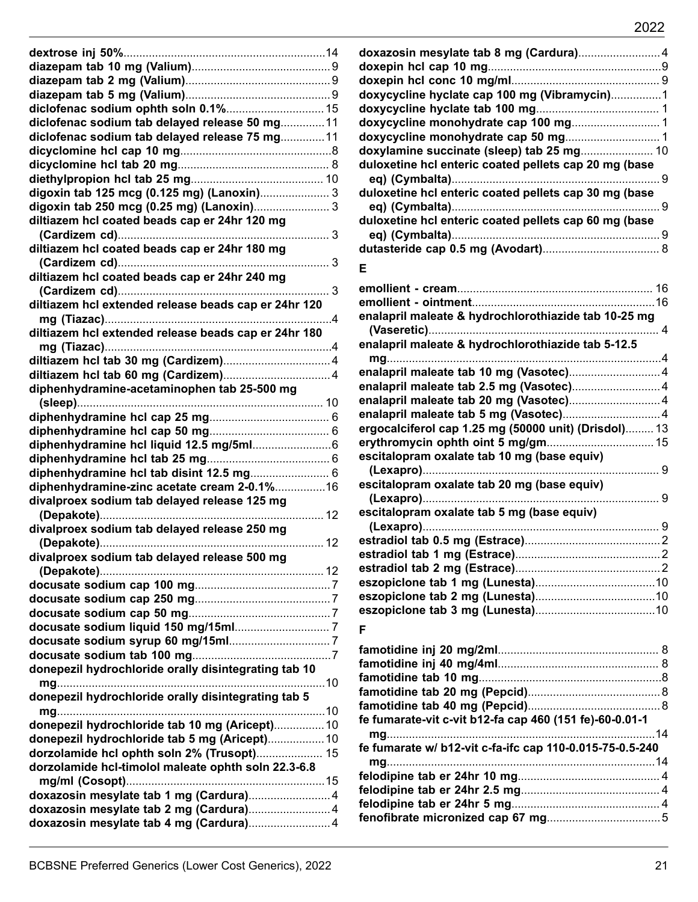**dextrose inj 50%**........14
**diazepam tab 10 mg (Valium)**........9
**diazepam tab 2 mg (Valium)**........9
**diazepam tab 5 mg (Valium)**........9
**diclofenac sodium ophth soln 0.1%**........15
**diclofenac sodium tab delayed release 50 mg**........11
**diclofenac sodium tab delayed release 75 mg**........11
**dicyclomine hcl cap 10 mg**........8
**dicyclomine hcl tab 20 mg**........8
**diethylpropion hcl tab 25 mg**........10
**digoxin tab 125 mcg (0.125 mg) (Lanoxin)**........3
**digoxin tab 250 mcg (0.25 mg) (Lanoxin)**........3
**diltiazem hcl coated beads cap er 24hr 120 mg (Cardizem cd)**........3
**diltiazem hcl coated beads cap er 24hr 180 mg (Cardizem cd)**........3
**diltiazem hcl coated beads cap er 24hr 240 mg (Cardizem cd)**........3
**diltiazem hcl extended release beads cap er 24hr 120 mg (Tiazac)**........4
**diltiazem hcl extended release beads cap er 24hr 180 mg (Tiazac)**........4
**diltiazem hcl tab 30 mg (Cardizem)**........4
**diltiazem hcl tab 60 mg (Cardizem)**........4
**diphenhydramine-acetaminophen tab 25-500 mg (sleep)**........10
**diphenhydramine hcl cap 25 mg**........6
**diphenhydramine hcl cap 50 mg**........6
**diphenhydramine hcl liquid 12.5 mg/5ml**........6
**diphenhydramine hcl tab 25 mg**........6
**diphenhydramine hcl tab disint 12.5 mg**........6
**diphenhydramine-zinc acetate cream 2-0.1%**........16
**divalproex sodium tab delayed release 125 mg (Depakote)**........12
**divalproex sodium tab delayed release 250 mg (Depakote)**........12
**divalproex sodium tab delayed release 500 mg (Depakote)**........12
**docusate sodium cap 100 mg**........7
**docusate sodium cap 250 mg**........7
**docusate sodium cap 50 mg**........7
**docusate sodium liquid 150 mg/15ml**........7
**docusate sodium syrup 60 mg/15ml**........7
**docusate sodium tab 100 mg**........7
**donepezil hydrochloride orally disintegrating tab 10 mg**........10
**donepezil hydrochloride orally disintegrating tab 5 mg**........10
**donepezil hydrochloride tab 10 mg (Aricept)**........10
**donepezil hydrochloride tab 5 mg (Aricept)**........10
**dorzolamide hcl ophth soln 2% (Trusopt)**........15
**dorzolamide hcl-timolol maleate ophth soln 22.3-6.8 mg/ml (Cosopt)**........15
**doxazosin mesylate tab 1 mg (Cardura)**........4
**doxazosin mesylate tab 2 mg (Cardura)**........4
**doxazosin mesylate tab 4 mg (Cardura)**........4
**doxazosin mesylate tab 8 mg (Cardura)**........4
**doxepin hcl cap 10 mg**........9
**doxepin hcl conc 10 mg/ml**........9
**doxycycline hyclate cap 100 mg (Vibramycin)**........1
**doxycycline hyclate tab 100 mg**........1
**doxycycline monohydrate cap 100 mg**........1
**doxycycline monohydrate cap 50 mg**........1
**doxylamine succinate (sleep) tab 25 mg**........10
**duloxetine hcl enteric coated pellets cap 20 mg (base eq) (Cymbalta)**........9
**duloxetine hcl enteric coated pellets cap 30 mg (base eq) (Cymbalta)**........9
**duloxetine hcl enteric coated pellets cap 60 mg (base eq) (Cymbalta)**........9
**dutasteride cap 0.5 mg (Avodart)**........8

### E

**emollient - cream**........16
**emollient - ointment**........16
**enalapril maleate & hydrochlorothiazide tab 10-25 mg (Vaseretic)**........4
**enalapril maleate & hydrochlorothiazide tab 5-12.5 mg**........4
**enalapril maleate tab 10 mg (Vasotec)**........4
**enalapril maleate tab 2.5 mg (Vasotec)**........4
**enalapril maleate tab 20 mg (Vasotec)**........4
**enalapril maleate tab 5 mg (Vasotec)**........4
**ergocalciferol cap 1.25 mg (50000 unit) (Drisdol)**........13
**erythromycin ophth oint 5 mg/gm**........15
**escitalopram oxalate tab 10 mg (base equiv) (Lexapro)**........9
**escitalopram oxalate tab 20 mg (base equiv) (Lexapro)**........9
**escitalopram oxalate tab 5 mg (base equiv) (Lexapro)**........9
**estradiol tab 0.5 mg (Estrace)**........2
**estradiol tab 1 mg (Estrace)**........2
**estradiol tab 2 mg (Estrace)**........2
**eszopiclone tab 1 mg (Lunesta)**........10
**eszopiclone tab 2 mg (Lunesta)**........10
**eszopiclone tab 3 mg (Lunesta)**........10

### F

**famotidine inj 20 mg/2ml**........8
**famotidine inj 40 mg/4ml**........8
**famotidine tab 10 mg**........8
**famotidine tab 20 mg (Pepcid)**........8
**famotidine tab 40 mg (Pepcid)**........8
**fe fumarate-vit c-vit b12-fa cap 460 (151 fe)-60-0.01-1 mg**........14
**fe fumarate w/ b12-vit c-fa-ifc cap 110-0.015-75-0.5-240 mg**........14
**felodipine tab er 24hr 10 mg**........4
**felodipine tab er 24hr 2.5 mg**........4
**felodipine tab er 24hr 5 mg**........4
**fenofibrate micronized cap 67 mg**........5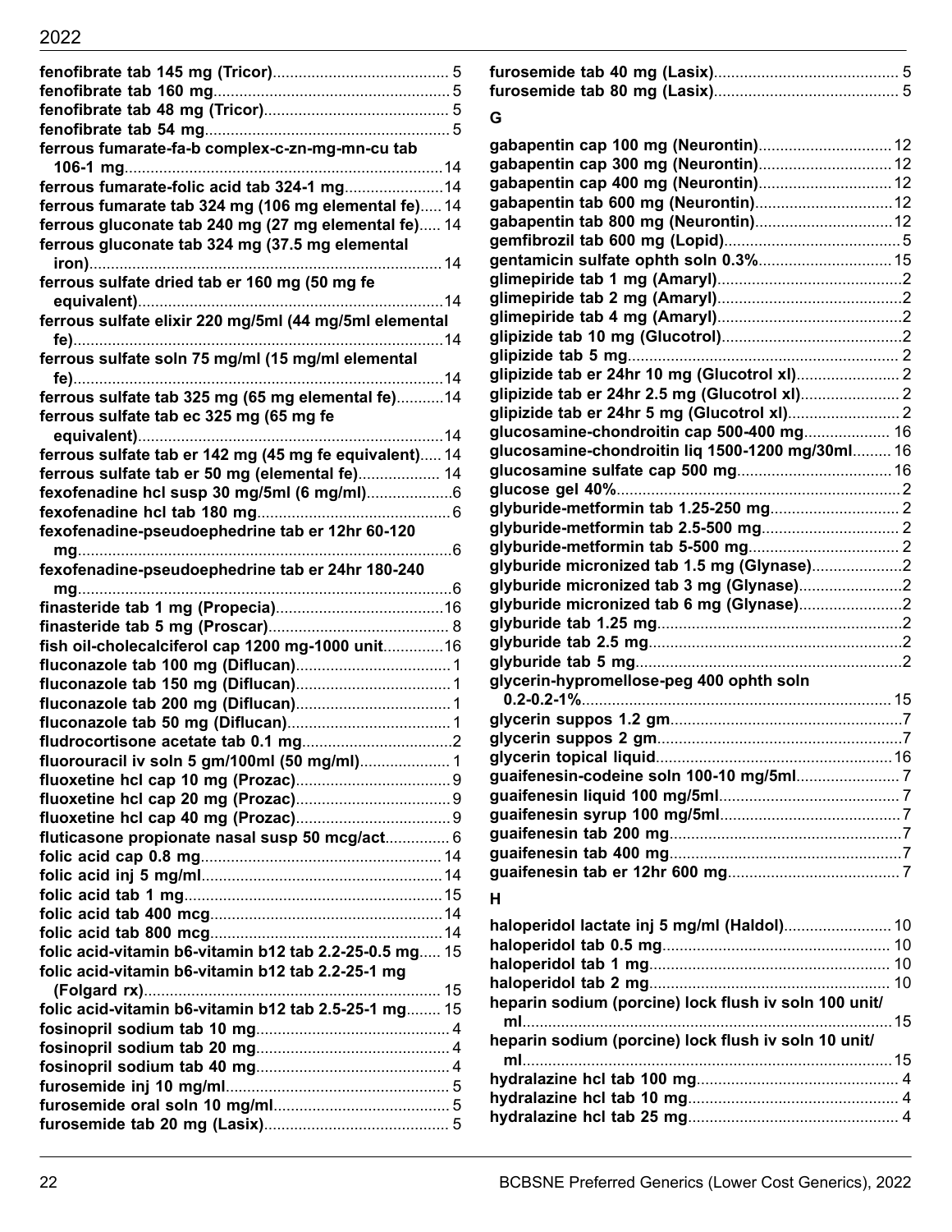**fenofibrate tab 145 mg (Tricor)**......................................... 5
**fenofibrate tab 160 mg**....................................................... 5
**fenofibrate tab 48 mg (Tricor)**........................................... 5
**fenofibrate tab 54 mg**......................................................... 5
**ferrous fumarate-fa-b complex-c-zn-mg-mn-cu tab 106-1 mg**.......................................................................... 14
**ferrous fumarate-folic acid tab 324-1 mg**....................... 14
**ferrous fumarate tab 324 mg (106 mg elemental fe)**..... 14
**ferrous gluconate tab 240 mg (27 mg elemental fe)**..... 14
**ferrous gluconate tab 324 mg (37.5 mg elemental iron)**................................................................................. 14
**ferrous sulfate dried tab er 160 mg (50 mg fe equivalent)**...................................................................... 14
**ferrous sulfate elixir 220 mg/5ml (44 mg/5ml elemental fe)**...................................................................................... 14
**ferrous sulfate soln 75 mg/ml (15 mg/ml elemental fe)**...................................................................................... 14
**ferrous sulfate tab 325 mg (65 mg elemental fe)**........... 14
**ferrous sulfate tab ec 325 mg (65 mg fe equivalent)**...................................................................... 14
**ferrous sulfate tab er 142 mg (45 mg fe equivalent)**..... 14
**ferrous sulfate tab er 50 mg (elemental fe)**................... 14
**fexofenadine hcl susp 30 mg/5ml (6 mg/ml)**.................... 6
**fexofenadine hcl tab 180 mg**............................................. 6
**fexofenadine-pseudoephedrine tab er 12hr 60-120 mg**...................................................................................... 6
**fexofenadine-pseudoephedrine tab er 24hr 180-240 mg**...................................................................................... 6
**finasteride tab 1 mg (Propecia)**....................................... 16
**finasteride tab 5 mg (Proscar)**.......................................... 8
**fish oil-cholecalciferol cap 1200 mg-1000 unit**.............. 16
**fluconazole tab 100 mg (Diflucan)**.................................... 1
**fluconazole tab 150 mg (Diflucan)**.................................... 1
**fluconazole tab 200 mg (Diflucan)**.................................... 1
**fluconazole tab 50 mg (Diflucan)**...................................... 1
**fludrocortisone acetate tab 0.1 mg**.................................. 2
**fluorouracil iv soln 5 gm/100ml (50 mg/ml)**..................... 1
**fluoxetine hcl cap 10 mg (Prozac)**.................................... 9
**fluoxetine hcl cap 20 mg (Prozac)**.................................... 9
**fluoxetine hcl cap 40 mg (Prozac)**.................................... 9
**fluticasone propionate nasal susp 50 mcg/act**............... 6
**folic acid cap 0.8 mg**........................................................ 14
**folic acid inj 5 mg/ml**........................................................ 14
**folic acid tab 1 mg**............................................................ 15
**folic acid tab 400 mcg**...................................................... 14
**folic acid tab 800 mcg**...................................................... 14
**folic acid-vitamin b6-vitamin b12 tab 2.2-25-0.5 mg**..... 15
**folic acid-vitamin b6-vitamin b12 tab 2.2-25-1 mg (Folgard rx)**.................................................................... 15
**folic acid-vitamin b6-vitamin b12 tab 2.5-25-1 mg**........ 15
**fosinopril sodium tab 10 mg**............................................. 4
**fosinopril sodium tab 20 mg**............................................. 4
**fosinopril sodium tab 40 mg**............................................. 4
**furosemide inj 10 mg/ml**.................................................... 5
**furosemide oral soln 10 mg/ml**......................................... 5
**furosemide tab 20 mg (Lasix)**........................................... 5
**furosemide tab 40 mg (Lasix)**........................................... 5
**furosemide tab 80 mg (Lasix)**........................................... 5

## G

**gabapentin cap 100 mg (Neurontin)**............................... 12
**gabapentin cap 300 mg (Neurontin)**............................... 12
**gabapentin cap 400 mg (Neurontin)**............................... 12
**gabapentin tab 600 mg (Neurontin)**................................ 12
**gabapentin tab 800 mg (Neurontin)**................................ 12
**gemfibrozil tab 600 mg (Lopid)**......................................... 5
**gentamicin sulfate ophth soln 0.3%**............................... 15
**glimepiride tab 1 mg (Amaryl)**........................................... 2
**glimepiride tab 2 mg (Amaryl)**........................................... 2
**glimepiride tab 4 mg (Amaryl)**........................................... 2
**glipizide tab 10 mg (Glucotrol)**.......................................... 2
**glipizide tab 5 mg**.............................................................. 2
**glipizide tab er 24hr 10 mg (Glucotrol xl)**........................ 2
**glipizide tab er 24hr 2.5 mg (Glucotrol xl)**....................... 2
**glipizide tab er 24hr 5 mg (Glucotrol xl)**.......................... 2
**glucosamine-chondroitin cap 500-400 mg**.................... 16
**glucosamine-chondroitin liq 1500-1200 mg/30ml**......... 16
**glucosamine sulfate cap 500 mg**.................................... 16
**glucose gel 40%**................................................................. 2
**glyburide-metformin tab 1.25-250 mg**.............................. 2
**glyburide-metformin tab 2.5-500 mg**................................ 2
**glyburide-metformin tab 5-500 mg**................................... 2
**glyburide micronized tab 1.5 mg (Glynase)**..................... 2
**glyburide micronized tab 3 mg (Glynase)**........................ 2
**glyburide micronized tab 6 mg (Glynase)**........................ 2
**glyburide tab 1.25 mg**........................................................ 2
**glyburide tab 2.5 mg**.......................................................... 2
**glyburide tab 5 mg**............................................................. 2
**glycerin-hypromellose-peg 400 ophth soln 0.2-0.2-1%**....................................................................... 15
**glycerin suppos 1.2 gm**...................................................... 7
**glycerin suppos 2 gm**......................................................... 7
**glycerin topical liquid**....................................................... 16
**guaifenesin-codeine soln 100-10 mg/5ml**........................ 7
**guaifenesin liquid 100 mg/5ml**.......................................... 7
**guaifenesin syrup 100 mg/5ml**.......................................... 7
**guaifenesin tab 200 mg**...................................................... 7
**guaifenesin tab 400 mg**...................................................... 7
**guaifenesin tab er 12hr 600 mg**........................................ 7

## H

**haloperidol lactate inj 5 mg/ml (Haldol)**......................... 10
**haloperidol tab 0.5 mg**..................................................... 10
**haloperidol tab 1 mg**........................................................ 10
**haloperidol tab 2 mg**........................................................ 10
**heparin sodium (porcine) lock flush iv soln 100 unit/ml**..................................................................................... 15
**heparin sodium (porcine) lock flush iv soln 10 unit/ml**..................................................................................... 15
**hydralazine hcl tab 100 mg**............................................... 4
**hydralazine hcl tab 10 mg**................................................. 4
**hydralazine hcl tab 25 mg**................................................. 4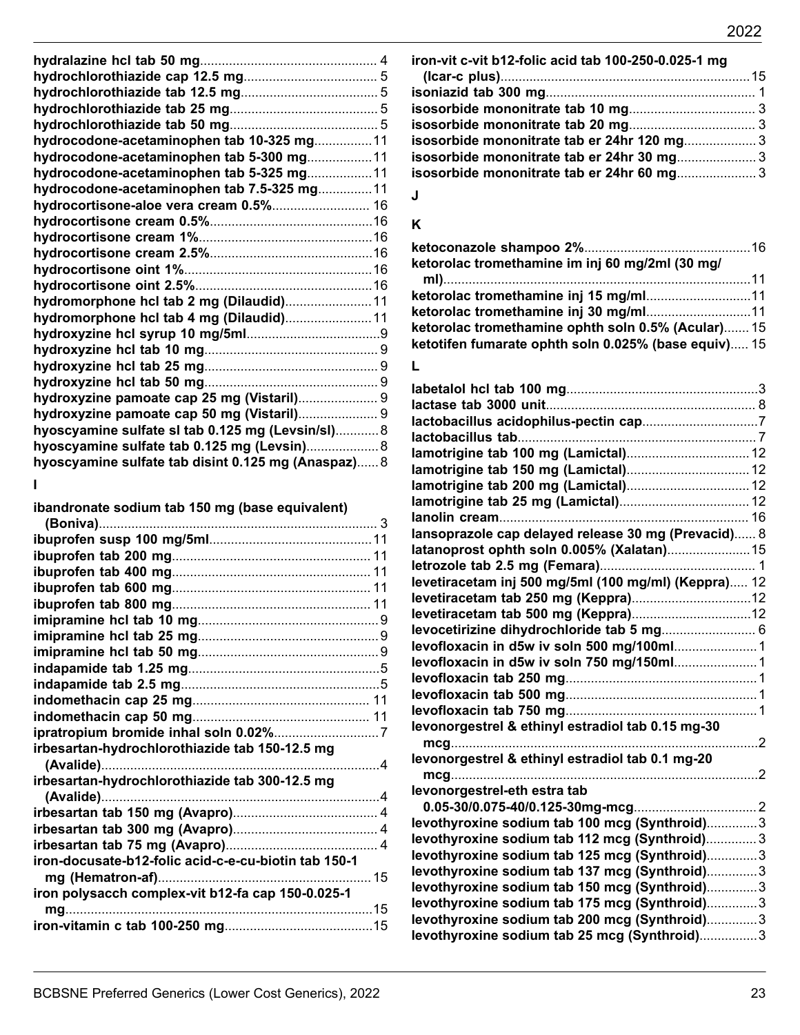**hydralazine hcl tab 50 mg**.................................................... 4
**hydrochlorothiazide cap 12.5 mg**..................................... 5
**hydrochlorothiazide tab 12.5 mg**...................................... 5
**hydrochlorothiazide tab 25 mg**......................................... 5
**hydrochlorothiazide tab 50 mg**......................................... 5
**hydrocodone-acetaminophen tab 10-325 mg**................11
**hydrocodone-acetaminophen tab 5-300 mg**..................11
**hydrocodone-acetaminophen tab 5-325 mg**..................11
**hydrocodone-acetaminophen tab 7.5-325 mg**...............11
**hydrocortisone-aloe vera cream 0.5%**........................... 16
**hydrocortisone cream 0.5%**.............................................16
**hydrocortisone cream 1%**................................................16
**hydrocortisone cream 2.5%**.............................................16
**hydrocortisone oint 1%**....................................................16
**hydrocortisone oint 2.5%**.................................................16
**hydromorphone hcl tab 2 mg (Dilaudid)**........................11
**hydromorphone hcl tab 4 mg (Dilaudid)**........................11
**hydroxyzine hcl syrup 10 mg/5ml**.....................................9
**hydroxyzine hcl tab 10 mg**................................................ 9
**hydroxyzine hcl tab 25 mg**................................................ 9
**hydroxyzine hcl tab 50 mg**................................................ 9
**hydroxyzine pamoate cap 25 mg (Vistaril)**...................... 9
**hydroxyzine pamoate cap 50 mg (Vistaril)**...................... 9
**hyoscyamine sulfate sl tab 0.125 mg (Levsin/sl)**............8
**hyoscyamine sulfate tab 0.125 mg (Levsin)**....................8
**hyoscyamine sulfate tab disint 0.125 mg (Anaspaz)**......8

## I

**ibandronate sodium tab 150 mg (base equivalent) (Boniva)**............................................................................ 3
**ibuprofen susp 100 mg/5ml**............................................11
**ibuprofen tab 200 mg**....................................................... 11
**ibuprofen tab 400 mg**....................................................... 11
**ibuprofen tab 600 mg**....................................................... 11
**ibuprofen tab 800 mg**....................................................... 11
**imipramine hcl tab 10 mg**..................................................9
**imipramine hcl tab 25 mg**..................................................9
**imipramine hcl tab 50 mg**..................................................9
**indapamide tab 1.25 mg**.....................................................5
**indapamide tab 2.5 mg**.......................................................5
**indomethacin cap 25 mg**................................................. 11
**indomethacin cap 50 mg**................................................. 11
**ipratropium bromide inhal soln 0.02%**.............................7
**irbesartan-hydrochlorothiazide tab 150-12.5 mg (Avalide)**.............................................................................4
**irbesartan-hydrochlorothiazide tab 300-12.5 mg (Avalide)**.............................................................................4
**irbesartan tab 150 mg (Avapro)**........................................ 4
**irbesartan tab 300 mg (Avapro)**........................................ 4
**irbesartan tab 75 mg (Avapro)**.......................................... 4
**iron-docusate-b12-folic acid-c-e-cu-biotin tab 150-1 mg (Hematron-af)**........................................................... 15
**iron polysacch complex-vit b12-fa cap 150-0.025-1 mg**.....................................................................................15
**iron-vitamin c tab 100-250 mg**.........................................15
**iron-vit c-vit b12-folic acid tab 100-250-0.025-1 mg (Icar-c plus)**.....................................................................15
**isoniazid tab 300 mg**.......................................................... 1
**isosorbide mononitrate tab 10 mg**................................... 3
**isosorbide mononitrate tab 20 mg**................................... 3
**isosorbide mononitrate tab er 24hr 120 mg**.................... 3
**isosorbide mononitrate tab er 24hr 30 mg**...................... 3
**isosorbide mononitrate tab er 24hr 60 mg**...................... 3

## J

## K

**ketoconazole shampoo 2%**..............................................16
**ketorolac tromethamine im inj 60 mg/2ml (30 mg/ml)**.....................................................................................11
**ketorolac tromethamine inj 15 mg/ml**.............................11
**ketorolac tromethamine inj 30 mg/ml**.............................11
**ketorolac tromethamine ophth soln 0.5% (Acular)**....... 15
**ketotifen fumarate ophth soln 0.025% (base equiv)**..... 15

## L

**labetalol hcl tab 100 mg**.....................................................3
**lactase tab 3000 unit**......................................................... 8
**lactobacillus acidophilus-pectin cap**................................7
**lactobacillus tab**..................................................................7
**lamotrigine tab 100 mg (Lamictal)**.................................. 12
**lamotrigine tab 150 mg (Lamictal)**.................................. 12
**lamotrigine tab 200 mg (Lamictal)**.................................. 12
**lamotrigine tab 25 mg (Lamictal)**.................................... 12
**lanolin cream**..................................................................... 16
**lansoprazole cap delayed release 30 mg (Prevacid)**...... 8
**latanoprost ophth soln 0.005% (Xalatan)**.......................15
**letrozole tab 2.5 mg (Femara)**........................................... 1
**levetiracetam inj 500 mg/5ml (100 mg/ml) (Keppra)**..... 12
**levetiracetam tab 250 mg (Keppra)**.................................12
**levetiracetam tab 500 mg (Keppra)**.................................12
**levocetirizine dihydrochloride tab 5 mg**.......................... 6
**levofloxacin in d5w iv soln 500 mg/100ml**....................... 1
**levofloxacin in d5w iv soln 750 mg/150ml**....................... 1
**levofloxacin tab 250 mg**.....................................................1
**levofloxacin tab 500 mg**.....................................................1
**levofloxacin tab 750 mg**.....................................................1
**levonorgestrel & ethinyl estradiol tab 0.15 mg-30 mcg**.....................................................................................2
**levonorgestrel & ethinyl estradiol tab 0.1 mg-20 mcg**.....................................................................................2
**levonorgestrel-eth estra tab 0.05-30/0.075-40/0.125-30mg-mcg**.................................. 2
**levothyroxine sodium tab 100 mcg (Synthroid)**..............3
**levothyroxine sodium tab 112 mcg (Synthroid)**..............3
**levothyroxine sodium tab 125 mcg (Synthroid)**..............3
**levothyroxine sodium tab 137 mcg (Synthroid)**..............3
**levothyroxine sodium tab 150 mcg (Synthroid)**..............3
**levothyroxine sodium tab 175 mcg (Synthroid)**..............3
**levothyroxine sodium tab 200 mcg (Synthroid)**..............3
**levothyroxine sodium tab 25 mcg (Synthroid)**................3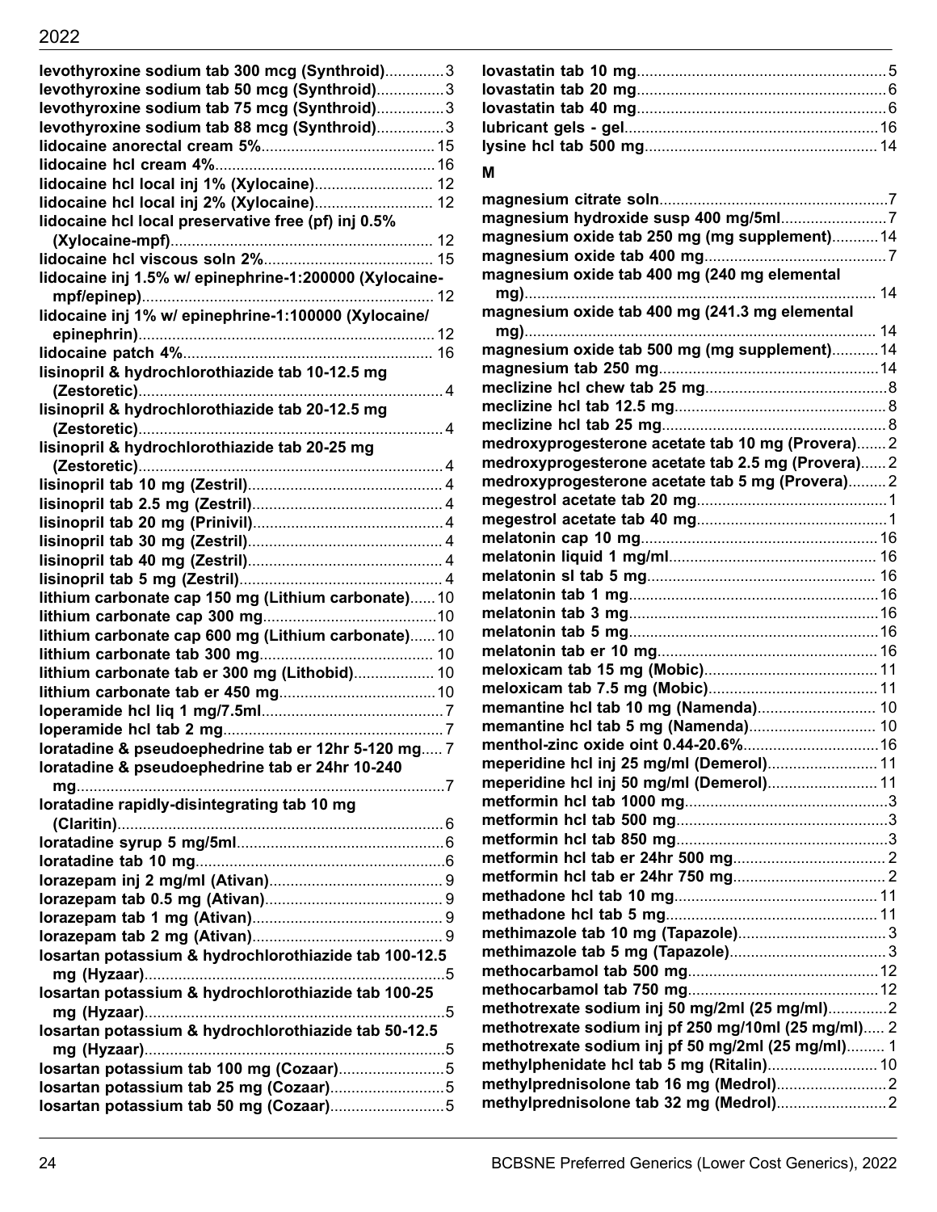**levothyroxine sodium tab 300 mcg (Synthroid)**..............3
**levothyroxine sodium tab 50 mcg (Synthroid)**................3
**levothyroxine sodium tab 75 mcg (Synthroid)**................3
**levothyroxine sodium tab 88 mcg (Synthroid)**................3
**lidocaine anorectal cream 5%**......................................15
**lidocaine hcl cream 4%**..................................................16
**lidocaine hcl local inj 1% (Xylocaine)**............................12
**lidocaine hcl local inj 2% (Xylocaine)**............................12
**lidocaine hcl local preservative free (pf) inj 0.5% (Xylocaine-mpf)**...............................................................12
**lidocaine hcl viscous soln 2%**........................................15
**lidocaine inj 1.5% w/ epinephrine-1:200000 (Xylocaine-mpf/epinep)**......................................................................12
**lidocaine inj 1% w/ epinephrine-1:100000 (Xylocaine/epinephrin)**.......................................................................12
**lidocaine patch 4%**.........................................................16
**lisinopril & hydrochlorothiazide tab 10-12.5 mg (Zestoretic)**..........................................................................4
**lisinopril & hydrochlorothiazide tab 20-12.5 mg (Zestoretic)**..........................................................................4
**lisinopril & hydrochlorothiazide tab 20-25 mg (Zestoretic)**..........................................................................4
**lisinopril tab 10 mg (Zestril)**..............................................4
**lisinopril tab 2.5 mg (Zestril)**.............................................4
**lisinopril tab 20 mg (Prinivil)**.............................................4
**lisinopril tab 30 mg (Zestril)**..............................................4
**lisinopril tab 40 mg (Zestril)**..............................................4
**lisinopril tab 5 mg (Zestril)**................................................4
**lithium carbonate cap 150 mg (Lithium carbonate)**......10
**lithium carbonate cap 300 mg**.........................................10
**lithium carbonate cap 600 mg (Lithium carbonate)**......10
**lithium carbonate tab 300 mg**.........................................10
**lithium carbonate tab er 300 mg (Lithobid)**...................10
**lithium carbonate tab er 450 mg**.....................................10
**loperamide hcl liq 1 mg/7.5ml**...........................................7
**loperamide hcl tab 2 mg**....................................................7
**loratadine & pseudoephedrine tab er 12hr 5-120 mg**.....7
**loratadine & pseudoephedrine tab er 24hr 10-240 mg**..........................................................................................7
**loratadine rapidly-disintegrating tab 10 mg (Claritin)**.............................................................................6
**loratadine syrup 5 mg/5ml**.................................................6
**loratadine tab 10 mg**..........................................................6
**lorazepam inj 2 mg/ml (Ativan)**.........................................9
**lorazepam tab 0.5 mg (Ativan)**..........................................9
**lorazepam tab 1 mg (Ativan)**.............................................9
**lorazepam tab 2 mg (Ativan)**.............................................9
**losartan potassium & hydrochlorothiazide tab 100-12.5 mg (Hyzaar)**......................................................................5
**losartan potassium & hydrochlorothiazide tab 100-25 mg (Hyzaar)**......................................................................5
**losartan potassium & hydrochlorothiazide tab 50-12.5 mg (Hyzaar)**......................................................................5
**losartan potassium tab 100 mg (Cozaar)**.........................5
**losartan potassium tab 25 mg (Cozaar)**...........................5
**losartan potassium tab 50 mg (Cozaar)**...........................5
**lovastatin tab 10 mg**...........................................................5
**lovastatin tab 20 mg**...........................................................6
**lovastatin tab 40 mg**...........................................................6
**lubricant gels - gel**............................................................16
**lysine hcl tab 500 mg**.......................................................14

## M

**magnesium citrate soln**......................................................7
**magnesium hydroxide susp 400 mg/5ml**.........................7
**magnesium oxide tab 250 mg (mg supplement)**...........14
**magnesium oxide tab 400 mg**...........................................7
**magnesium oxide tab 400 mg (240 mg elemental mg)**................................................................................14
**magnesium oxide tab 400 mg (241.3 mg elemental mg)**................................................................................14
**magnesium oxide tab 500 mg (mg supplement)**...........14
**magnesium tab 250 mg**....................................................14
**meclizine hcl chew tab 25 mg**...........................................8
**meclizine hcl tab 12.5 mg**..................................................8
**meclizine hcl tab 25 mg**.....................................................8
**medroxyprogesterone acetate tab 10 mg (Provera)**.......2
**medroxyprogesterone acetate tab 2.5 mg (Provera)**......2
**medroxyprogesterone acetate tab 5 mg (Provera)**.........2
**megestrol acetate tab 20 mg**.............................................1
**megestrol acetate tab 40 mg**.............................................1
**melatonin cap 10 mg**........................................................16
**melatonin liquid 1 mg/ml**..................................................16
**melatonin sl tab 5 mg**......................................................16
**melatonin tab 1 mg**...........................................................16
**melatonin tab 3 mg**...........................................................16
**melatonin tab 5 mg**...........................................................16
**melatonin tab er 10 mg**....................................................16
**meloxicam tab 15 mg (Mobic)**.........................................11
**meloxicam tab 7.5 mg (Mobic)**........................................11
**memantine hcl tab 10 mg (Namenda)**............................10
**memantine hcl tab 5 mg (Namenda)**..............................10
**menthol-zinc oxide oint 0.44-20.6%**................................16
**meperidine hcl inj 25 mg/ml (Demerol)**..........................11
**meperidine hcl inj 50 mg/ml (Demerol)**..........................11
**metformin hcl tab 1000 mg**................................................3
**metformin hcl tab 500 mg**..................................................3
**metformin hcl tab 850 mg**..................................................3
**metformin hcl tab er 24hr 500 mg**....................................2
**metformin hcl tab er 24hr 750 mg**....................................2
**methadone hcl tab 10 mg**................................................11
**methadone hcl tab 5 mg**..................................................11
**methimazole tab 10 mg (Tapazole)**...................................3
**methimazole tab 5 mg (Tapazole)**.....................................3
**methocarbamol tab 500 mg**.............................................12
**methocarbamol tab 750 mg**.............................................12
**methotrexate sodium inj 50 mg/2ml (25 mg/ml)**..............2
**methotrexate sodium inj pf 250 mg/10ml (25 mg/ml)**......2
**methotrexate sodium inj pf 50 mg/2ml (25 mg/ml)**.........1
**methylphenidate hcl tab 5 mg (Ritalin)**..........................10
**methylprednisolone tab 16 mg (Medrol)**..........................2
**methylprednisolone tab 32 mg (Medrol)**..........................2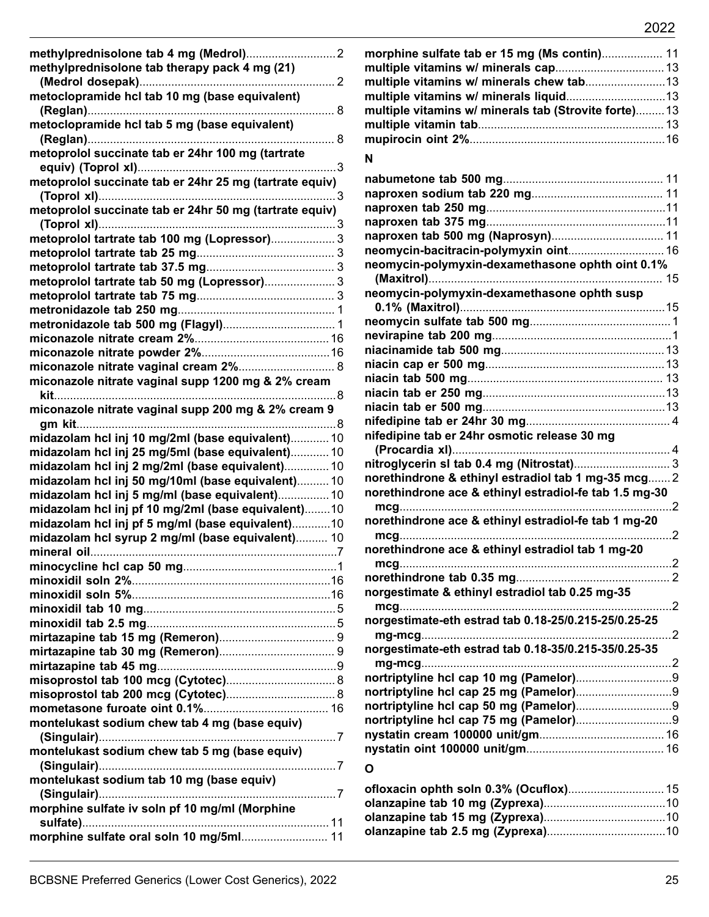methylprednisolone tab 4 mg (Medrol) ........ 2
methylprednisolone tab therapy pack 4 mg (21) (Medrol dosepak) ........ 2
metoclopramide hcl tab 10 mg (base equivalent) (Reglan) ........ 8
metoclopramide hcl tab 5 mg (base equivalent) (Reglan) ........ 8
metoprolol succinate tab er 24hr 100 mg (tartrate equiv) (Toprol xl) ........ 3
metoprolol succinate tab er 24hr 25 mg (tartrate equiv) (Toprol xl) ........ 3
metoprolol succinate tab er 24hr 50 mg (tartrate equiv) (Toprol xl) ........ 3
metoprolol tartrate tab 100 mg (Lopressor) ........ 3
metoprolol tartrate tab 25 mg ........ 3
metoprolol tartrate tab 37.5 mg ........ 3
metoprolol tartrate tab 50 mg (Lopressor) ........ 3
metoprolol tartrate tab 75 mg ........ 3
metronidazole tab 250 mg ........ 1
metronidazole tab 500 mg (Flagyl) ........ 1
miconazole nitrate cream 2% ........ 16
miconazole nitrate powder 2% ........ 16
miconazole nitrate vaginal cream 2% ........ 8
miconazole nitrate vaginal supp 1200 mg & 2% cream kit ........ 8
miconazole nitrate vaginal supp 200 mg & 2% cream 9 gm kit ........ 8
midazolam hcl inj 10 mg/2ml (base equivalent) ........ 10
midazolam hcl inj 25 mg/5ml (base equivalent) ........ 10
midazolam hcl inj 2 mg/2ml (base equivalent) ........ 10
midazolam hcl inj 50 mg/10ml (base equivalent) ........ 10
midazolam hcl inj 5 mg/ml (base equivalent) ........ 10
midazolam hcl inj pf 10 mg/2ml (base equivalent) ........ 10
midazolam hcl inj pf 5 mg/ml (base equivalent) ........ 10
midazolam hcl syrup 2 mg/ml (base equivalent) ........ 10
mineral oil ........ 7
minocycline hcl cap 50 mg ........ 1
minoxidil soln 2% ........ 16
minoxidil soln 5% ........ 16
minoxidil tab 10 mg ........ 5
minoxidil tab 2.5 mg ........ 5
mirtazapine tab 15 mg (Remeron) ........ 9
mirtazapine tab 30 mg (Remeron) ........ 9
mirtazapine tab 45 mg ........ 9
misoprostol tab 100 mcg (Cytotec) ........ 8
misoprostol tab 200 mcg (Cytotec) ........ 8
mometasone furoate oint 0.1% ........ 16
montelukast sodium chew tab 4 mg (base equiv) (Singulair) ........ 7
montelukast sodium chew tab 5 mg (base equiv) (Singulair) ........ 7
montelukast sodium tab 10 mg (base equiv) (Singulair) ........ 7
morphine sulfate iv soln pf 10 mg/ml (Morphine sulfate) ........ 11
morphine sulfate oral soln 10 mg/5ml ........ 11
morphine sulfate tab er 15 mg (Ms contin) ........ 11
multiple vitamins w/ minerals cap ........ 13
multiple vitamins w/ minerals chew tab ........ 13
multiple vitamins w/ minerals liquid ........ 13
multiple vitamins w/ minerals tab (Strovite forte) ........ 13
multiple vitamin tab ........ 13
mupirocin oint 2% ........ 16

## N

nabumetone tab 500 mg ........ 11
naproxen sodium tab 220 mg ........ 11
naproxen tab 250 mg ........ 11
naproxen tab 375 mg ........ 11
naproxen tab 500 mg (Naprosyn) ........ 11
neomycin-bacitracin-polymyxin oint ........ 16
neomycin-polymyxin-dexamethasone ophth oint 0.1% (Maxitrol) ........ 15
neomycin-polymyxin-dexamethasone ophth susp 0.1% (Maxitrol) ........ 15
neomycin sulfate tab 500 mg ........ 1
nevirapine tab 200 mg ........ 1
niacinamide tab 500 mg ........ 13
niacin cap er 500 mg ........ 13
niacin tab 500 mg ........ 13
niacin tab er 250 mg ........ 13
niacin tab er 500 mg ........ 13
nifedipine tab er 24hr 30 mg ........ 4
nifedipine tab er 24hr osmotic release 30 mg (Procardia xl) ........ 4
nitroglycerin sl tab 0.4 mg (Nitrostat) ........ 3
norethindrone & ethinyl estradiol tab 1 mg-35 mcg ........ 2
norethindrone ace & ethinyl estradiol-fe tab 1.5 mg-30 mcg ........ 2
norethindrone ace & ethinyl estradiol-fe tab 1 mg-20 mcg ........ 2
norethindrone ace & ethinyl estradiol tab 1 mg-20 mcg ........ 2
norethindrone tab 0.35 mg ........ 2
norgestimate & ethinyl estradiol tab 0.25 mg-35 mcg ........ 2
norgestimate-eth estrad tab 0.18-25/0.215-25/0.25-25 mg-mcg ........ 2
norgestimate-eth estrad tab 0.18-35/0.215-35/0.25-35 mg-mcg ........ 2
nortriptyline hcl cap 10 mg (Pamelor) ........ 9
nortriptyline hcl cap 25 mg (Pamelor) ........ 9
nortriptyline hcl cap 50 mg (Pamelor) ........ 9
nortriptyline hcl cap 75 mg (Pamelor) ........ 9
nystatin cream 100000 unit/gm ........ 16
nystatin oint 100000 unit/gm ........ 16

## O

ofloxacin ophth soln 0.3% (Ocuflox) ........ 15
olanzapine tab 10 mg (Zyprexa) ........ 10
olanzapine tab 15 mg (Zyprexa) ........ 10
olanzapine tab 2.5 mg (Zyprexa) ........ 10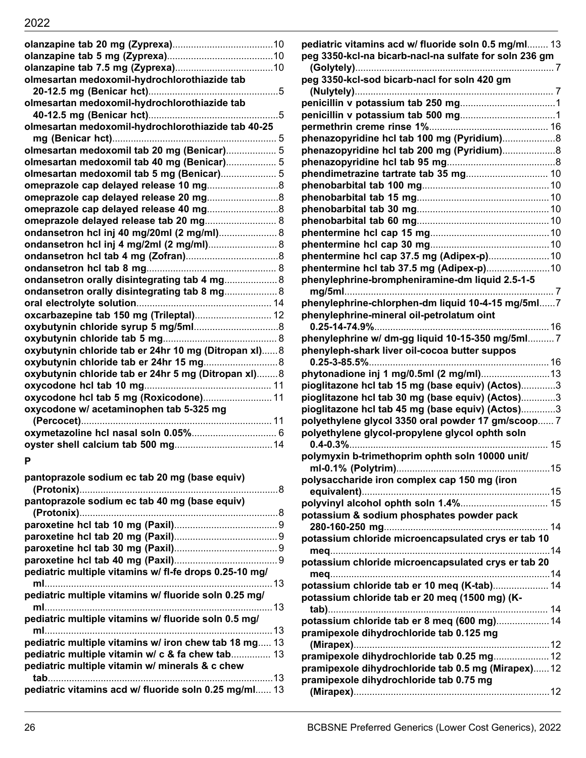**olanzapine tab 20 mg (Zyprexa)**......10
**olanzapine tab 5 mg (Zyprexa)**......10
**olanzapine tab 7.5 mg (Zyprexa)**......10
**olmesartan medoxomil-hydrochlorothiazide tab 20-12.5 mg (Benicar hct)**......5
**olmesartan medoxomil-hydrochlorothiazide tab 40-12.5 mg (Benicar hct)**......5
**olmesartan medoxomil-hydrochlorothiazide tab 40-25 mg (Benicar hct)**......5
**olmesartan medoxomil tab 20 mg (Benicar)**......5
**olmesartan medoxomil tab 40 mg (Benicar)**......5
**olmesartan medoxomil tab 5 mg (Benicar)**......5
**omeprazole cap delayed release 10 mg**......8
**omeprazole cap delayed release 20 mg**......8
**omeprazole cap delayed release 40 mg**......8
**omeprazole delayed release tab 20 mg**......8
**ondansetron hcl inj 40 mg/20ml (2 mg/ml)**......8
**ondansetron hcl inj 4 mg/2ml (2 mg/ml)**......8
**ondansetron hcl tab 4 mg (Zofran)**......8
**ondansetron hcl tab 8 mg**......8
**ondansetron orally disintegrating tab 4 mg**......8
**ondansetron orally disintegrating tab 8 mg**......8
**oral electrolyte solution**......14
**oxcarbazepine tab 150 mg (Trileptal)**......12
**oxybutynin chloride syrup 5 mg/5ml**......8
**oxybutynin chloride tab 5 mg**......8
**oxybutynin chloride tab er 24hr 10 mg (Ditropan xl)**......8
**oxybutynin chloride tab er 24hr 15 mg**......8
**oxybutynin chloride tab er 24hr 5 mg (Ditropan xl)**......8
**oxycodone hcl tab 10 mg**......11
**oxycodone hcl tab 5 mg (Roxicodone)**......11
**oxycodone w/ acetaminophen tab 5-325 mg (Percocet)**......11
**oxymetazoline hcl nasal soln 0.05%**......6
**oyster shell calcium tab 500 mg**......14

## P

**pantoprazole sodium ec tab 20 mg (base equiv) (Protonix)**......8
**pantoprazole sodium ec tab 40 mg (base equiv) (Protonix)**......8
**paroxetine hcl tab 10 mg (Paxil)**......9
**paroxetine hcl tab 20 mg (Paxil)**......9
**paroxetine hcl tab 30 mg (Paxil)**......9
**paroxetine hcl tab 40 mg (Paxil)**......9
**pediatric multiple vitamins w/ fl-fe drops 0.25-10 mg/ml**......13
**pediatric multiple vitamins w/ fluoride soln 0.25 mg/ml**......13
**pediatric multiple vitamins w/ fluoride soln 0.5 mg/ml**......13
**pediatric multiple vitamins w/ iron chew tab 18 mg**......13
**pediatric multiple vitamin w/ c & fa chew tab**......13
**pediatric multiple vitamin w/ minerals & c chew tab**......13
**pediatric vitamins acd w/ fluoride soln 0.25 mg/ml**......13
**pediatric vitamins acd w/ fluoride soln 0.5 mg/ml**......13
**peg 3350-kcl-na bicarb-nacl-na sulfate for soln 236 gm (Golytely)**......7
**peg 3350-kcl-sod bicarb-nacl for soln 420 gm (Nulytely)**......7
**penicillin v potassium tab 250 mg**......1
**penicillin v potassium tab 500 mg**......1
**permethrin creme rinse 1%**......16
**phenazopyridine hcl tab 100 mg (Pyridium)**......8
**phenazopyridine hcl tab 200 mg (Pyridium)**......8
**phenazopyridine hcl tab 95 mg**......8
**phendimetrazine tartrate tab 35 mg**......10
**phenobarbital tab 100 mg**......10
**phenobarbital tab 15 mg**......10
**phenobarbital tab 30 mg**......10
**phenobarbital tab 60 mg**......10
**phentermine hcl cap 15 mg**......10
**phentermine hcl cap 30 mg**......10
**phentermine hcl cap 37.5 mg (Adipex-p)**......10
**phentermine hcl tab 37.5 mg (Adipex-p)**......10
**phenylephrine-brompheniramine-dm liquid 2.5-1-5 mg/5ml**......7
**phenylephrine-chlorphen-dm liquid 10-4-15 mg/5ml**......7
**phenylephrine-mineral oil-petrolatum oint 0.25-14-74.9%**......16
**phenylephrine w/ dm-gg liquid 10-15-350 mg/5ml**......7
**phenyleph-shark liver oil-cocoa butter suppos 0.25-3-85.5%**......16
**phytonadione inj 1 mg/0.5ml (2 mg/ml)**......13
**pioglitazone hcl tab 15 mg (base equiv) (Actos)**......3
**pioglitazone hcl tab 30 mg (base equiv) (Actos)**......3
**pioglitazone hcl tab 45 mg (base equiv) (Actos)**......3
**polyethylene glycol 3350 oral powder 17 gm/scoop**......7
**polyethylene glycol-propylene glycol ophth soln 0.4-0.3%**......15
**polymyxin b-trimethoprim ophth soln 10000 unit/ml-0.1% (Polytrim)**......15
**polysaccharide iron complex cap 150 mg (iron equivalent)**......15
**polyvinyl alcohol ophth soln 1.4%**......15
**potassium & sodium phosphates powder pack 280-160-250 mg**......14
**potassium chloride microencapsulated crys er tab 10 meq**......14
**potassium chloride microencapsulated crys er tab 20 meq**......14
**potassium chloride tab er 10 meq (K-tab)**......14
**potassium chloride tab er 20 meq (1500 mg) (K-tab)**......14
**potassium chloride tab er 8 meq (600 mg)**......14
**pramipexole dihydrochloride tab 0.125 mg (Mirapex)**......12
**pramipexole dihydrochloride tab 0.25 mg**......12
**pramipexole dihydrochloride tab 0.5 mg (Mirapex)**......12
**pramipexole dihydrochloride tab 0.75 mg (Mirapex)**......12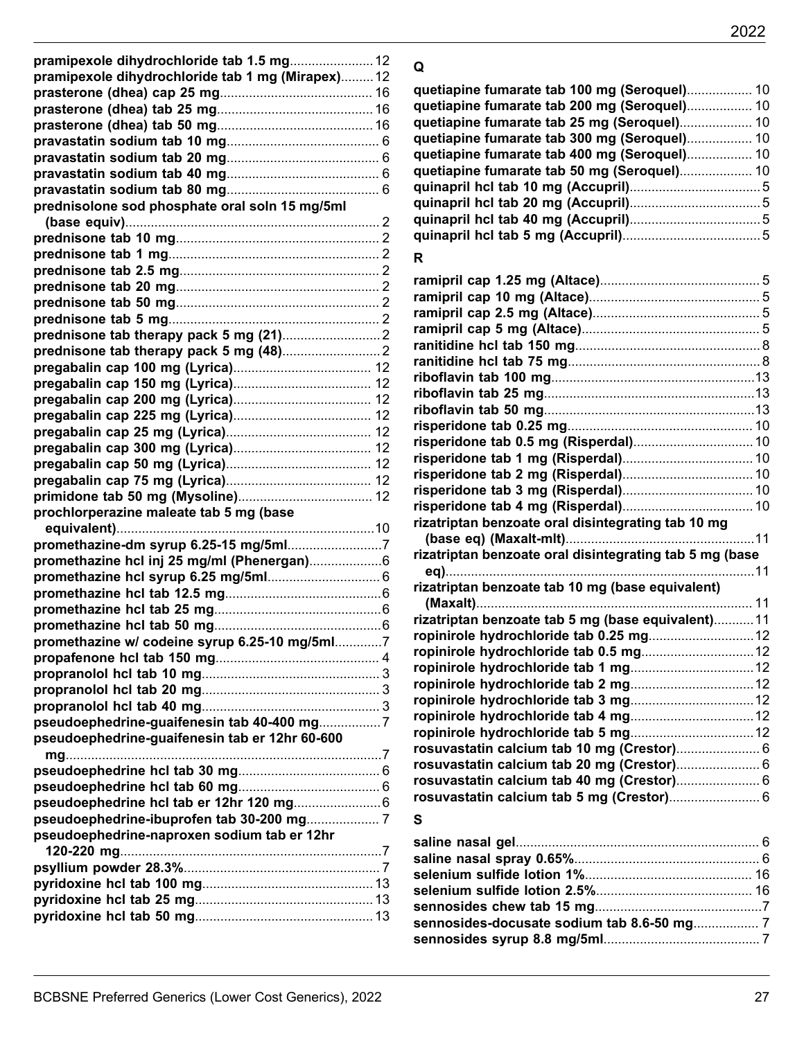pramipexole dihydrochloride tab 1.5 mg....................... 12
pramipexole dihydrochloride tab 1 mg (Mirapex)......... 12
prasterone (dhea) cap 25 mg.......................................... 16
prasterone (dhea) tab 25 mg........................................... 16
prasterone (dhea) tab 50 mg........................................... 16
pravastatin sodium tab 10 mg.......................................... 6
pravastatin sodium tab 20 mg.......................................... 6
pravastatin sodium tab 40 mg.......................................... 6
pravastatin sodium tab 80 mg.......................................... 6
prednisolone sod phosphate oral soln 15 mg/5ml (base equiv)...................................................................... 2
prednisone tab 10 mg........................................................ 2
prednisone tab 1 mg.......................................................... 2
prednisone tab 2.5 mg....................................................... 2
prednisone tab 20 mg........................................................ 2
prednisone tab 50 mg........................................................ 2
prednisone tab 5 mg.......................................................... 2
prednisone tab therapy pack 5 mg (21)........................... 2
prednisone tab therapy pack 5 mg (48)........................... 2
pregabalin cap 100 mg (Lyrica)...................................... 12
pregabalin cap 150 mg (Lyrica)...................................... 12
pregabalin cap 200 mg (Lyrica)...................................... 12
pregabalin cap 225 mg (Lyrica)...................................... 12
pregabalin cap 25 mg (Lyrica)........................................ 12
pregabalin cap 300 mg (Lyrica)...................................... 12
pregabalin cap 50 mg (Lyrica)........................................ 12
pregabalin cap 75 mg (Lyrica)........................................ 12
primidone tab 50 mg (Mysoline)..................................... 12
prochlorperazine maleate tab 5 mg (base equivalent)....................................................................... 10
promethazine-dm syrup 6.25-15 mg/5ml.......................... 7
promethazine hcl inj 25 mg/ml (Phenergan).................... 6
promethazine hcl syrup 6.25 mg/5ml............................... 6
promethazine hcl tab 12.5 mg........................................... 6
promethazine hcl tab 25 mg.............................................. 6
promethazine hcl tab 50 mg.............................................. 6
promethazine w/ codeine syrup 6.25-10 mg/5ml............. 7
propafenone hcl tab 150 mg............................................. 4
propranolol hcl tab 10 mg................................................. 3
propranolol hcl tab 20 mg................................................. 3
propranolol hcl tab 40 mg................................................. 3
pseudoephedrine-guaifenesin tab 40-400 mg................. 7
pseudoephedrine-guaifenesin tab er 12hr 60-600 mg....................................................................................... 7
pseudoephedrine hcl tab 30 mg........................................ 6
pseudoephedrine hcl tab 60 mg........................................ 6
pseudoephedrine hcl tab er 12hr 120 mg........................ 6
pseudoephedrine-ibuprofen tab 30-200 mg.................... 7
pseudoephedrine-naproxen sodium tab er 12hr 120-220 mg........................................................................ 7
psyllium powder 28.3%...................................................... 7
pyridoxine hcl tab 100 mg............................................... 13
pyridoxine hcl tab 25 mg................................................. 13
pyridoxine hcl tab 50 mg................................................. 13

## Q

quetiapine fumarate tab 100 mg (Seroquel).................. 10
quetiapine fumarate tab 200 mg (Seroquel).................. 10
quetiapine fumarate tab 25 mg (Seroquel).................... 10
quetiapine fumarate tab 300 mg (Seroquel).................. 10
quetiapine fumarate tab 400 mg (Seroquel).................. 10
quetiapine fumarate tab 50 mg (Seroquel).................... 10
quinapril hcl tab 10 mg (Accupril).................................... 5
quinapril hcl tab 20 mg (Accupril).................................... 5
quinapril hcl tab 40 mg (Accupril).................................... 5
quinapril hcl tab 5 mg (Accupril)...................................... 5

## R

ramipril cap 1.25 mg (Altace)............................................ 5
ramipril cap 10 mg (Altace)............................................... 5
ramipril cap 2.5 mg (Altace).............................................. 5
ramipril cap 5 mg (Altace)................................................. 5
ranitidine hcl tab 150 mg................................................... 8
ranitidine hcl tab 75 mg..................................................... 8
riboflavin tab 100 mg....................................................... 13
riboflavin tab 25 mg......................................................... 13
riboflavin tab 50 mg......................................................... 13
risperidone tab 0.25 mg................................................... 10
risperidone tab 0.5 mg (Risperdal)................................. 10
risperidone tab 1 mg (Risperdal).................................... 10
risperidone tab 2 mg (Risperdal).................................... 10
risperidone tab 3 mg (Risperdal).................................... 10
risperidone tab 4 mg (Risperdal).................................... 10
rizatriptan benzoate oral disintegrating tab 10 mg (base eq) (Maxalt-mlt).................................................... 11
rizatriptan benzoate oral disintegrating tab 5 mg (base eq).................................................................................... 11
rizatriptan benzoate tab 10 mg (base equivalent) (Maxalt)............................................................................ 11
rizatriptan benzoate tab 5 mg (base equivalent)........... 11
ropinirole hydrochloride tab 0.25 mg............................. 12
ropinirole hydrochloride tab 0.5 mg............................... 12
ropinirole hydrochloride tab 1 mg.................................. 12
ropinirole hydrochloride tab 2 mg.................................. 12
ropinirole hydrochloride tab 3 mg.................................. 12
ropinirole hydrochloride tab 4 mg.................................. 12
ropinirole hydrochloride tab 5 mg.................................. 12
rosuvastatin calcium tab 10 mg (Crestor)....................... 6
rosuvastatin calcium tab 20 mg (Crestor)....................... 6
rosuvastatin calcium tab 40 mg (Crestor)....................... 6
rosuvastatin calcium tab 5 mg (Crestor)......................... 6

## S

saline nasal gel.................................................................. 6
saline nasal spray 0.65%................................................... 6
selenium sulfide lotion 1%.............................................. 16
selenium sulfide lotion 2.5%........................................... 16
sennosides chew tab 15 mg.............................................. 7
sennosides-docusate sodium tab 8.6-50 mg.................. 7
sennosides syrup 8.8 mg/5ml........................................... 7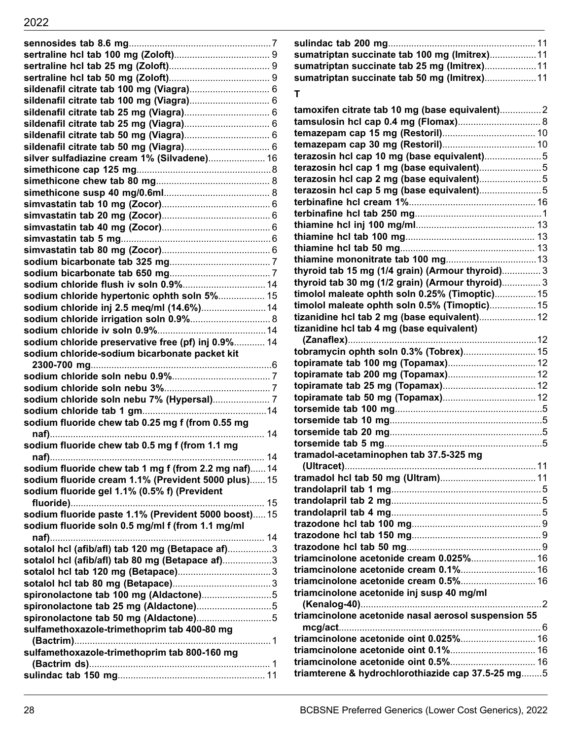**sennosides tab 8.6 mg**.......................................................7
**sertraline hcl tab 100 mg (Zoloft)**..................................... 9
**sertraline hcl tab 25 mg (Zoloft)**....................................... 9
**sertraline hcl tab 50 mg (Zoloft)**....................................... 9
**sildenafil citrate tab 100 mg (Viagra)**............................... 6
**sildenafil citrate tab 100 mg (Viagra)**............................... 6
**sildenafil citrate tab 25 mg (Viagra)**................................. 6
**sildenafil citrate tab 25 mg (Viagra)**................................. 6
**sildenafil citrate tab 50 mg (Viagra)**................................. 6
**sildenafil citrate tab 50 mg (Viagra)**................................. 6
**silver sulfadiazine cream 1% (Silvadene)**...................... 16
**simethicone cap 125 mg**....................................................8
**simethicone chew tab 80 mg**............................................ 8
**simethicone susp 40 mg/0.6ml**......................................... 8
**simvastatin tab 10 mg (Zocor)**.......................................... 6
**simvastatin tab 20 mg (Zocor)**.......................................... 6
**simvastatin tab 40 mg (Zocor)**.......................................... 6
**simvastatin tab 5 mg**..........................................................6
**simvastatin tab 80 mg (Zocor)**.......................................... 6
**sodium bicarbonate tab 325 mg**.......................................7
**sodium bicarbonate tab 650 mg**.......................................7
**sodium chloride flush iv soln 0.9%**................................ 14
**sodium chloride hypertonic ophth soln 5%**.................. 15
**sodium chloride inj 2.5 meq/ml (14.6%)**......................... 14
**sodium chloride irrigation soln 0.9%**...............................8
**sodium chloride iv soln 0.9%**.......................................... 14
**sodium chloride preservative free (pf) inj 0.9%**............ 14
**sodium chloride-sodium bicarbonate packet kit 2300-700 mg**......................................................................6
**sodium chloride soln nebu 0.9%**......................................7
**sodium chloride soln nebu 3%**.........................................7
**sodium chloride soln nebu 7% (Hypersal)**...................... 7
**sodium chloride tab 1 gm**................................................14
**sodium fluoride chew tab 0.25 mg f (from 0.55 mg naf)**................................................................................... 14
**sodium fluoride chew tab 0.5 mg f (from 1.1 mg naf)**................................................................................... 14
**sodium fluoride chew tab 1 mg f (from 2.2 mg naf)**...... 14
**sodium fluoride cream 1.1% (Prevident 5000 plus)**...... 15
**sodium fluoride gel 1.1% (0.5% f) (Prevident fluoride)**........................................................................... 15
**sodium fluoride paste 1.1% (Prevident 5000 boost)**..... 15
**sodium fluoride soln 0.5 mg/ml f (from 1.1 mg/ml naf)**................................................................................... 14
**sotalol hcl (afib/afl) tab 120 mg (Betapace af)**.................3
**sotalol hcl (afib/afl) tab 80 mg (Betapace af)**...................3
**sotalol hcl tab 120 mg (Betapace)**....................................3
**sotalol hcl tab 80 mg (Betapace)**......................................3
**spironolactone tab 100 mg (Aldactone)**...........................5
**spironolactone tab 25 mg (Aldactone)**.............................5
**spironolactone tab 50 mg (Aldactone)**.............................5
**sulfamethoxazole-trimethoprim tab 400-80 mg (Bactrim)**............................................................................1
**sulfamethoxazole-trimethoprim tab 800-160 mg (Bactrim ds)**...................................................................... 1
**sulindac tab 150 mg**......................................................... 11
**sulindac tab 200 mg**......................................................... 11
**sumatriptan succinate tab 100 mg (Imitrex)**..................11
**sumatriptan succinate tab 25 mg (Imitrex)**....................11
**sumatriptan succinate tab 50 mg (Imitrex)**....................11

## T

**tamoxifen citrate tab 10 mg (base equivalent)**................2
**tamsulosin hcl cap 0.4 mg (Flomax)**................................ 8
**temazepam cap 15 mg (Restoril)**.................................... 10
**temazepam cap 30 mg (Restoril)**.................................... 10
**terazosin hcl cap 10 mg (base equivalent)**......................5
**terazosin hcl cap 1 mg (base equivalent)**........................5
**terazosin hcl cap 2 mg (base equivalent)**........................5
**terazosin hcl cap 5 mg (base equivalent)**........................5
**terbinafine hcl cream 1%**................................................. 16
**terbinafine hcl tab 250 mg**.................................................1
**thiamine hcl inj 100 mg/ml**.............................................. 13
**thiamine hcl tab 100 mg**.................................................. 13
**thiamine hcl tab 50 mg**.................................................... 13
**thiamine mononitrate tab 100 mg**...................................13
**thyroid tab 15 mg (1/4 grain) (Armour thyroid)**............... 3
**thyroid tab 30 mg (1/2 grain) (Armour thyroid)**............... 3
**timolol maleate ophth soln 0.25% (Timoptic)**................ 15
**timolol maleate ophth soln 0.5% (Timoptic)**.................. 15
**tizanidine hcl tab 2 mg (base equivalent)**...................... 12
**tizanidine hcl tab 4 mg (base equivalent) (Zanaflex)**.........................................................................12
**tobramycin ophth soln 0.3% (Tobrex)**............................ 15
**topiramate tab 100 mg (Topamax)**.................................. 12
**topiramate tab 200 mg (Topamax)**.................................. 12
**topiramate tab 25 mg (Topamax)**.................................... 12
**topiramate tab 50 mg (Topamax)**.................................... 12
**torsemide tab 100 mg**.........................................................5
**torsemide tab 10 mg**...........................................................5
**torsemide tab 20 mg**...........................................................5
**torsemide tab 5 mg**.............................................................5
**tramadol-acetaminophen tab 37.5-325 mg (Ultracet)**..........................................................................11
**tramadol hcl tab 50 mg (Ultram)**..................................... 11
**trandolapril tab 1 mg**..........................................................5
**trandolapril tab 2 mg**..........................................................5
**trandolapril tab 4 mg**..........................................................5
**trazodone hcl tab 100 mg**..................................................9
**trazodone hcl tab 150 mg**..................................................9
**trazodone hcl tab 50 mg**....................................................9
**triamcinolone acetonide cream 0.025%**......................... 16
**triamcinolone acetonide cream 0.1%**............................. 16
**triamcinolone acetonide cream 0.5%**............................. 16
**triamcinolone acetonide inj susp 40 mg/ml (Kenalog-40)**......................................................................2
**triamcinolone acetonide nasal aerosol suspension 55 mcg/act**............................................................................. 6
**triamcinolone acetonide oint 0.025%**............................. 16
**triamcinolone acetonide oint 0.1%**................................. 16
**triamcinolone acetonide oint 0.5%**................................. 16
**triamterene & hydrochlorothiazide cap 37.5-25 mg**........5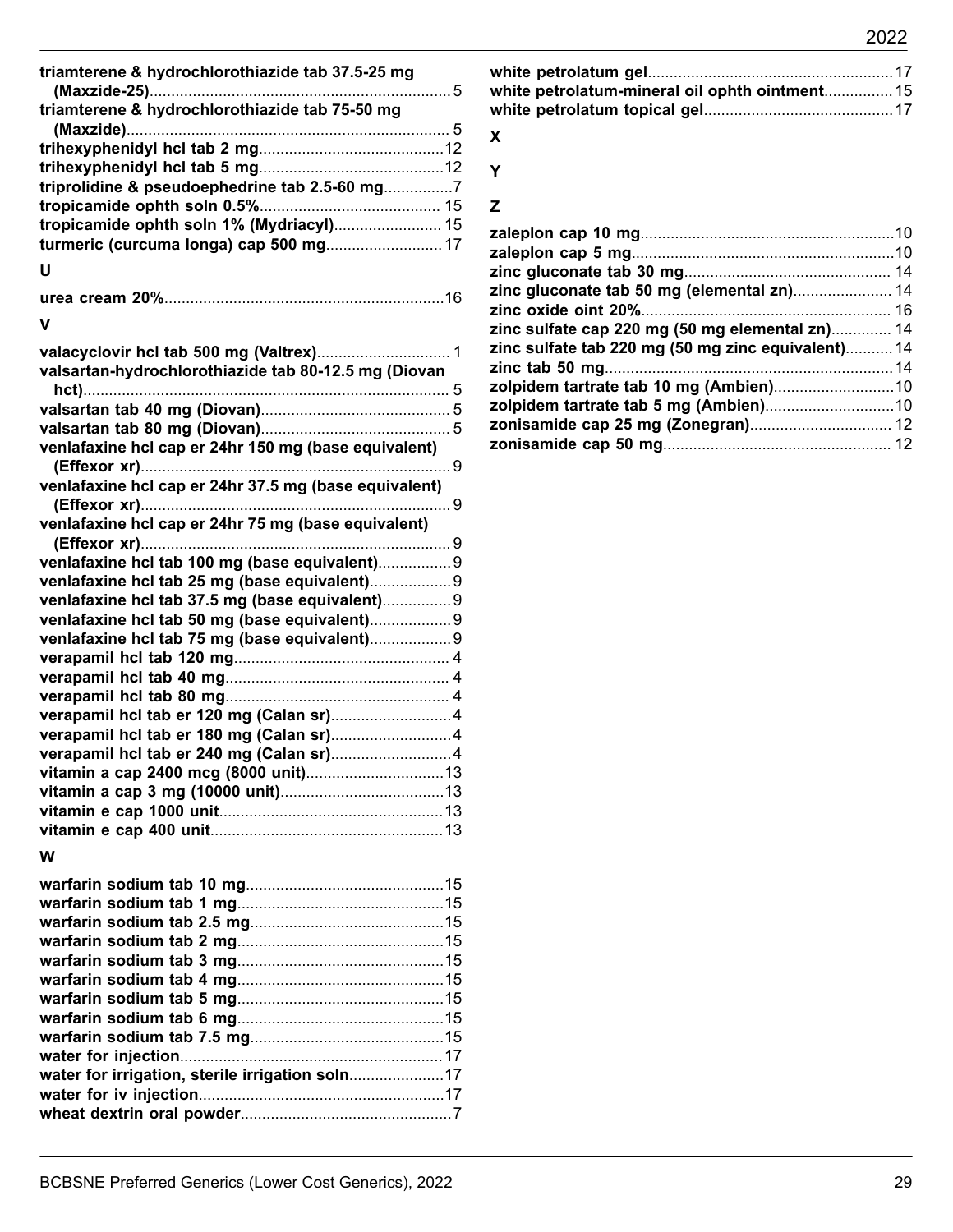**triamterene & hydrochlorothiazide tab 37.5-25 mg (Maxzide-25)**......5
**triamterene & hydrochlorothiazide tab 75-50 mg (Maxzide)**......5
**trihexyphenidyl hcl tab 2 mg**......12
**trihexyphenidyl hcl tab 5 mg**......12
**triprolidine & pseudoephedrine tab 2.5-60 mg**......7
**tropicamide ophth soln 0.5%**......15
**tropicamide ophth soln 1% (Mydriacyl)**......15
**turmeric (curcuma longa) cap 500 mg**......17

**U**

**urea cream 20%**......16

**V**

**valacyclovir hcl tab 500 mg (Valtrex)**......1
**valsartan-hydrochlorothiazide tab 80-12.5 mg (Diovan hct)**......5
**valsartan tab 40 mg (Diovan)**......5
**valsartan tab 80 mg (Diovan)**......5
**venlafaxine hcl cap er 24hr 150 mg (base equivalent) (Effexor xr)**......9
**venlafaxine hcl cap er 24hr 37.5 mg (base equivalent) (Effexor xr)**......9
**venlafaxine hcl cap er 24hr 75 mg (base equivalent) (Effexor xr)**......9
**venlafaxine hcl tab 100 mg (base equivalent)**......9
**venlafaxine hcl tab 25 mg (base equivalent)**......9
**venlafaxine hcl tab 37.5 mg (base equivalent)**......9
**venlafaxine hcl tab 50 mg (base equivalent)**......9
**venlafaxine hcl tab 75 mg (base equivalent)**......9
**verapamil hcl tab 120 mg**......4
**verapamil hcl tab 40 mg**......4
**verapamil hcl tab 80 mg**......4
**verapamil hcl tab er 120 mg (Calan sr)**......4
**verapamil hcl tab er 180 mg (Calan sr)**......4
**verapamil hcl tab er 240 mg (Calan sr)**......4
**vitamin a cap 2400 mcg (8000 unit)**......13
**vitamin a cap 3 mg (10000 unit)**......13
**vitamin e cap 1000 unit**......13
**vitamin e cap 400 unit**......13

**W**

**warfarin sodium tab 10 mg**......15
**warfarin sodium tab 1 mg**......15
**warfarin sodium tab 2.5 mg**......15
**warfarin sodium tab 2 mg**......15
**warfarin sodium tab 3 mg**......15
**warfarin sodium tab 4 mg**......15
**warfarin sodium tab 5 mg**......15
**warfarin sodium tab 6 mg**......15
**warfarin sodium tab 7.5 mg**......15
**water for injection**......17
**water for irrigation, sterile irrigation soln**......17
**water for iv injection**......17
**wheat dextrin oral powder**......7
**white petrolatum gel**......17
**white petrolatum-mineral oil ophth ointment**......15
**white petrolatum topical gel**......17

**X**

**Y**

**Z**

**zaleplon cap 10 mg**......10
**zaleplon cap 5 mg**......10
**zinc gluconate tab 30 mg**......14
**zinc gluconate tab 50 mg (elemental zn)**......14
**zinc oxide oint 20%**......16
**zinc sulfate cap 220 mg (50 mg elemental zn)**......14
**zinc sulfate tab 220 mg (50 mg zinc equivalent)**......14
**zinc tab 50 mg**......14
**zolpidem tartrate tab 10 mg (Ambien)**......10
**zolpidem tartrate tab 5 mg (Ambien)**......10
**zonisamide cap 25 mg (Zonegran)**......12
**zonisamide cap 50 mg**......12